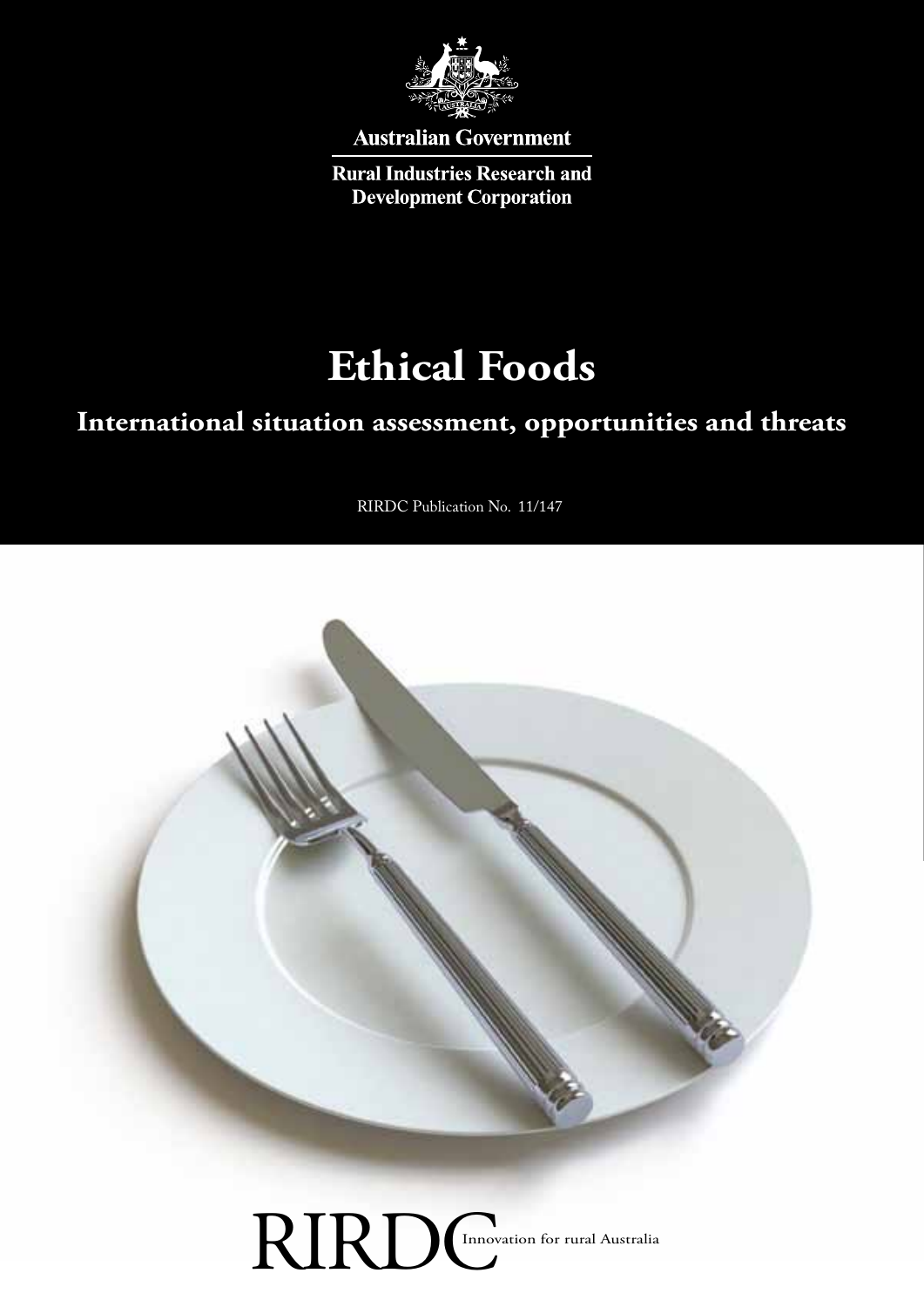Australian Government

Rural Industries Research and Development Corporation

# Ethical Foods

## International situation assessment, opportunities and threats

RIRDC Publication No. 11/147

RIRDC Innovation for rural Australia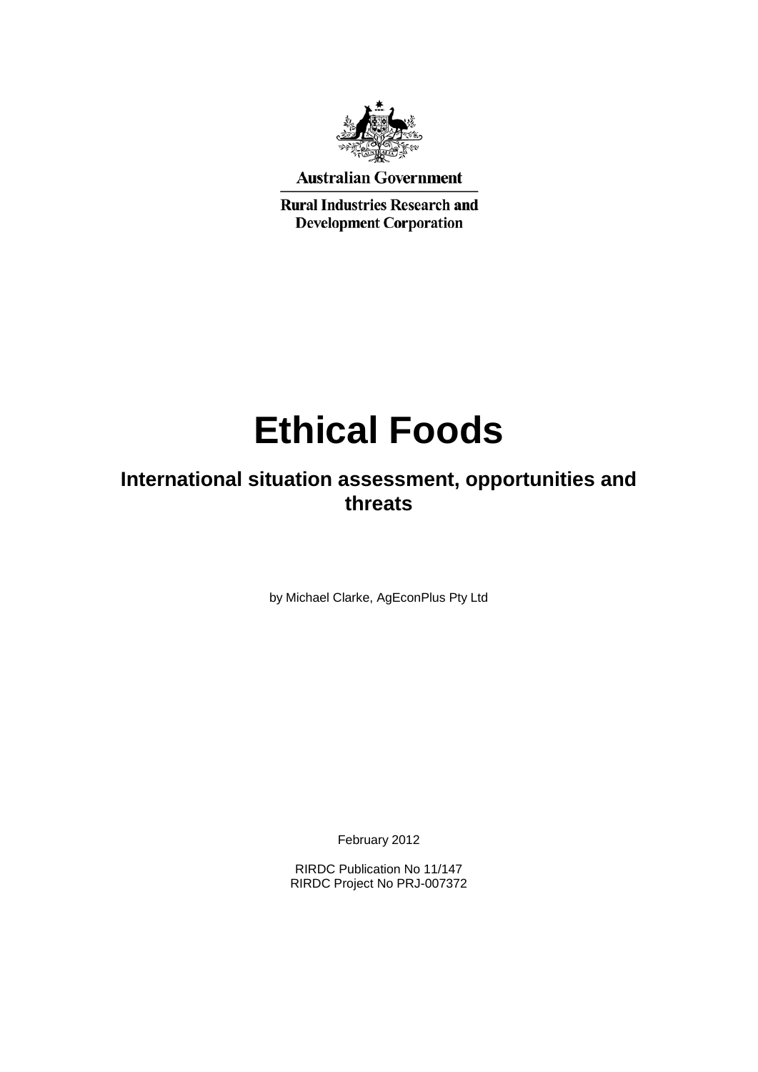Australian Government

Rural Industries Research and Development Corporation

# Ethical Foods

## International situation assessment, opportunities and threats

by Michael Clarke, AgEconPlus Pty Ltd

February 2012

RIRDC Publication No 11/147
RIRDC Project No PRJ-007372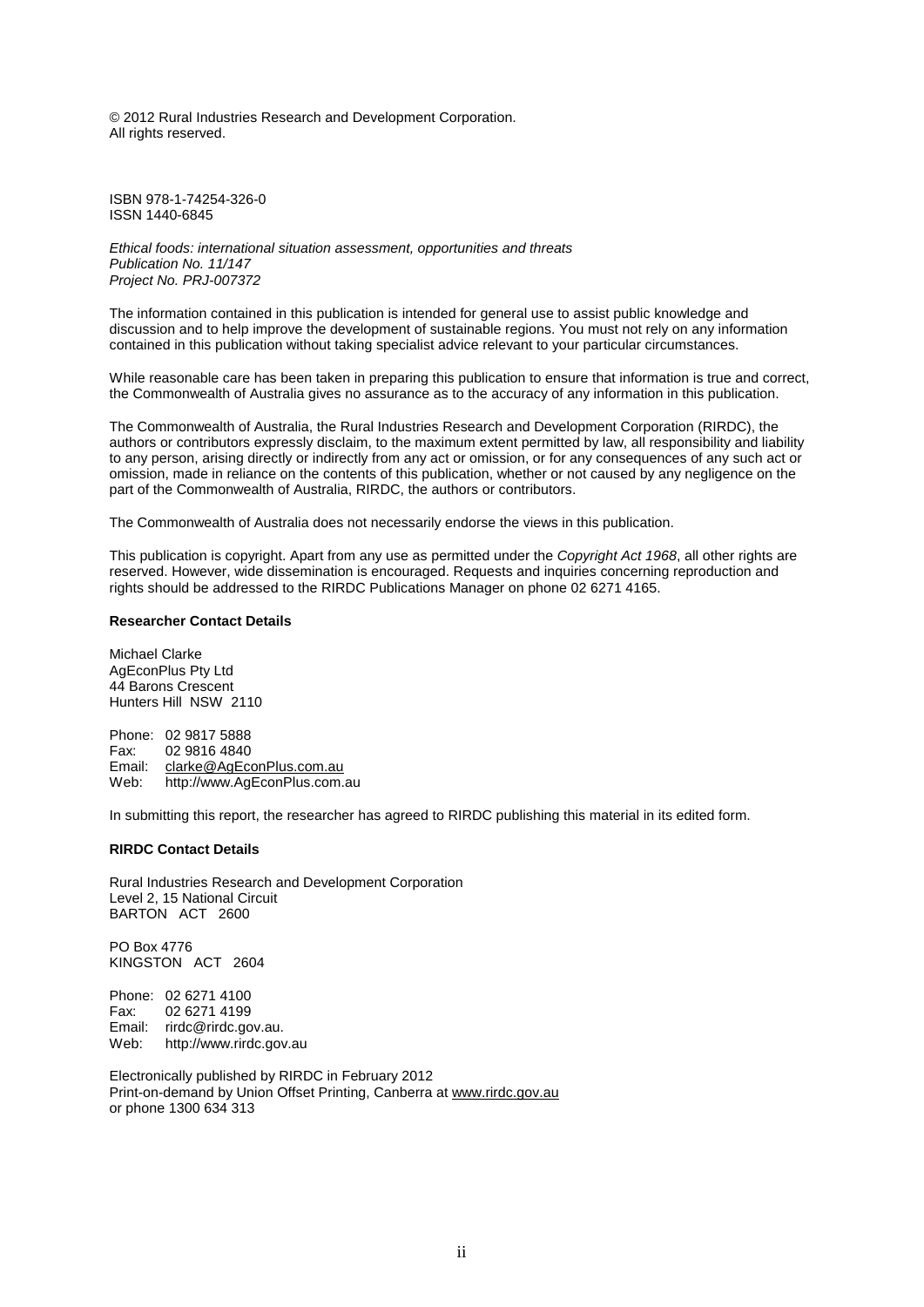© 2012 Rural Industries Research and Development Corporation.
All rights reserved.

ISBN 978-1-74254-326-0
ISSN 1440-6845

*Ethical foods: international situation assessment, opportunities and threats*
*Publication No. 11/147*
*Project No. PRJ-007372*

The information contained in this publication is intended for general use to assist public knowledge and discussion and to help improve the development of sustainable regions. You must not rely on any information contained in this publication without taking specialist advice relevant to your particular circumstances.

While reasonable care has been taken in preparing this publication to ensure that information is true and correct, the Commonwealth of Australia gives no assurance as to the accuracy of any information in this publication.

The Commonwealth of Australia, the Rural Industries Research and Development Corporation (RIRDC), the authors or contributors expressly disclaim, to the maximum extent permitted by law, all responsibility and liability to any person, arising directly or indirectly from any act or omission, or for any consequences of any such act or omission, made in reliance on the contents of this publication, whether or not caused by any negligence on the part of the Commonwealth of Australia, RIRDC, the authors or contributors.

The Commonwealth of Australia does not necessarily endorse the views in this publication.

This publication is copyright. Apart from any use as permitted under the *Copyright Act 1968*, all other rights are reserved. However, wide dissemination is encouraged. Requests and inquiries concerning reproduction and rights should be addressed to the RIRDC Publications Manager on phone 02 6271 4165.

**Researcher Contact Details**

Michael Clarke
AgEconPlus Pty Ltd
44 Barons Crescent
Hunters Hill NSW 2110

Phone: 02 9817 5888
Fax: 02 9816 4840
Email: clarke@AgEconPlus.com.au
Web: http://www.AgEconPlus.com.au

In submitting this report, the researcher has agreed to RIRDC publishing this material in its edited form.

**RIRDC Contact Details**

Rural Industries Research and Development Corporation
Level 2, 15 National Circuit
BARTON ACT 2600

PO Box 4776
KINGSTON ACT 2604

Phone: 02 6271 4100
Fax: 02 6271 4199
Email: rirdc@rirdc.gov.au.
Web: http://www.rirdc.gov.au

Electronically published by RIRDC in February 2012
Print-on-demand by Union Offset Printing, Canberra at www.rirdc.gov.au
or phone 1300 634 313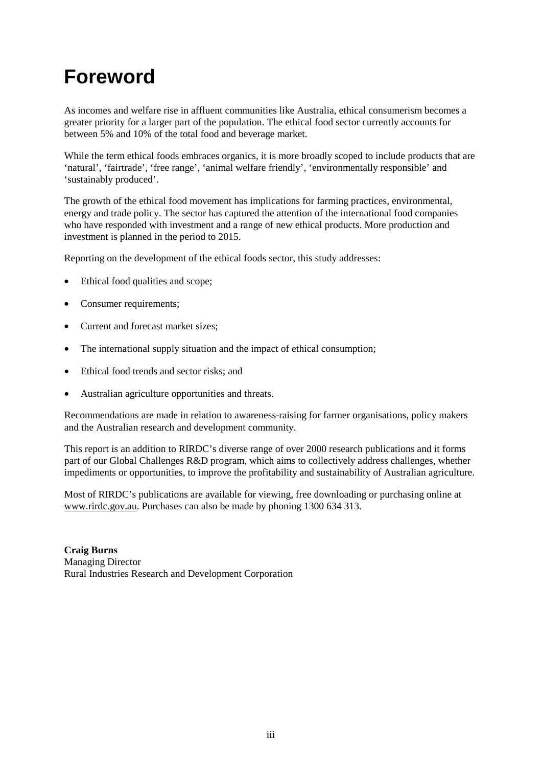# Foreword

As incomes and welfare rise in affluent communities like Australia, ethical consumerism becomes a greater priority for a larger part of the population. The ethical food sector currently accounts for between 5% and 10% of the total food and beverage market.

While the term ethical foods embraces organics, it is more broadly scoped to include products that are 'natural', 'fairtrade', 'free range', 'animal welfare friendly', 'environmentally responsible' and 'sustainably produced'.

The growth of the ethical food movement has implications for farming practices, environmental, energy and trade policy. The sector has captured the attention of the international food companies who have responded with investment and a range of new ethical products. More production and investment is planned in the period to 2015.

Reporting on the development of the ethical foods sector, this study addresses:

- Ethical food qualities and scope;
- Consumer requirements;
- Current and forecast market sizes;
- The international supply situation and the impact of ethical consumption;
- Ethical food trends and sector risks; and
- Australian agriculture opportunities and threats.

Recommendations are made in relation to awareness-raising for farmer organisations, policy makers and the Australian research and development community.

This report is an addition to RIRDC's diverse range of over 2000 research publications and it forms part of our Global Challenges R&D program, which aims to collectively address challenges, whether impediments or opportunities, to improve the profitability and sustainability of Australian agriculture.

Most of RIRDC's publications are available for viewing, free downloading or purchasing online at www.rirdc.gov.au. Purchases can also be made by phoning 1300 634 313.

**Craig Burns**
Managing Director
Rural Industries Research and Development Corporation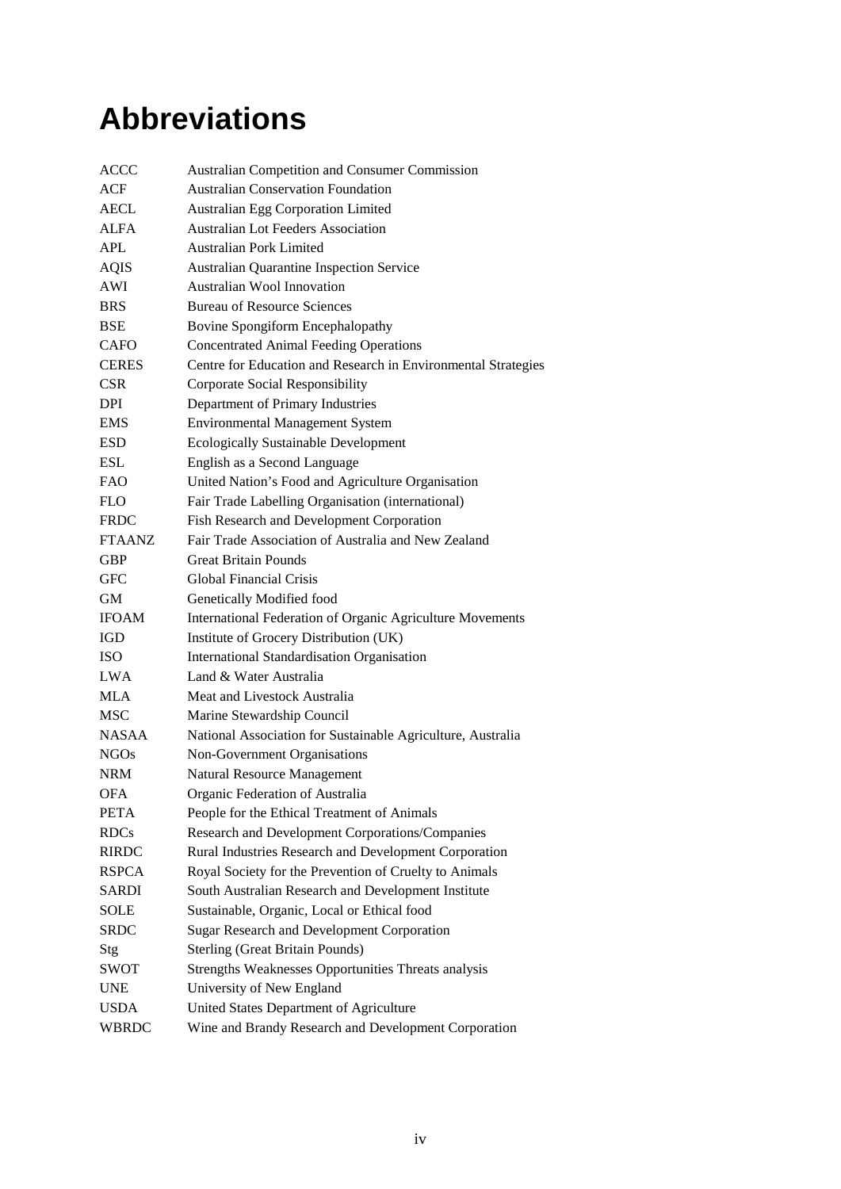# Abbreviations

| | |
|---|---|
| ACCC | Australian Competition and Consumer Commission |
| ACF | Australian Conservation Foundation |
| AECL | Australian Egg Corporation Limited |
| ALFA | Australian Lot Feeders Association |
| APL | Australian Pork Limited |
| AQIS | Australian Quarantine Inspection Service |
| AWI | Australian Wool Innovation |
| BRS | Bureau of Resource Sciences |
| BSE | Bovine Spongiform Encephalopathy |
| CAFO | Concentrated Animal Feeding Operations |
| CERES | Centre for Education and Research in Environmental Strategies |
| CSR | Corporate Social Responsibility |
| DPI | Department of Primary Industries |
| EMS | Environmental Management System |
| ESD | Ecologically Sustainable Development |
| ESL | English as a Second Language |
| FAO | United Nation's Food and Agriculture Organisation |
| FLO | Fair Trade Labelling Organisation (international) |
| FRDC | Fish Research and Development Corporation |
| FTAANZ | Fair Trade Association of Australia and New Zealand |
| GBP | Great Britain Pounds |
| GFC | Global Financial Crisis |
| GM | Genetically Modified food |
| IFOAM | International Federation of Organic Agriculture Movements |
| IGD | Institute of Grocery Distribution (UK) |
| ISO | International Standardisation Organisation |
| LWA | Land & Water Australia |
| MLA | Meat and Livestock Australia |
| MSC | Marine Stewardship Council |
| NASAA | National Association for Sustainable Agriculture, Australia |
| NGOs | Non-Government Organisations |
| NRM | Natural Resource Management |
| OFA | Organic Federation of Australia |
| PETA | People for the Ethical Treatment of Animals |
| RDCs | Research and Development Corporations/Companies |
| RIRDC | Rural Industries Research and Development Corporation |
| RSPCA | Royal Society for the Prevention of Cruelty to Animals |
| SARDI | South Australian Research and Development Institute |
| SOLE | Sustainable, Organic, Local or Ethical food |
| SRDC | Sugar Research and Development Corporation |
| Stg | Sterling (Great Britain Pounds) |
| SWOT | Strengths Weaknesses Opportunities Threats analysis |
| UNE | University of New England |
| USDA | United States Department of Agriculture |
| WBRDC | Wine and Brandy Research and Development Corporation |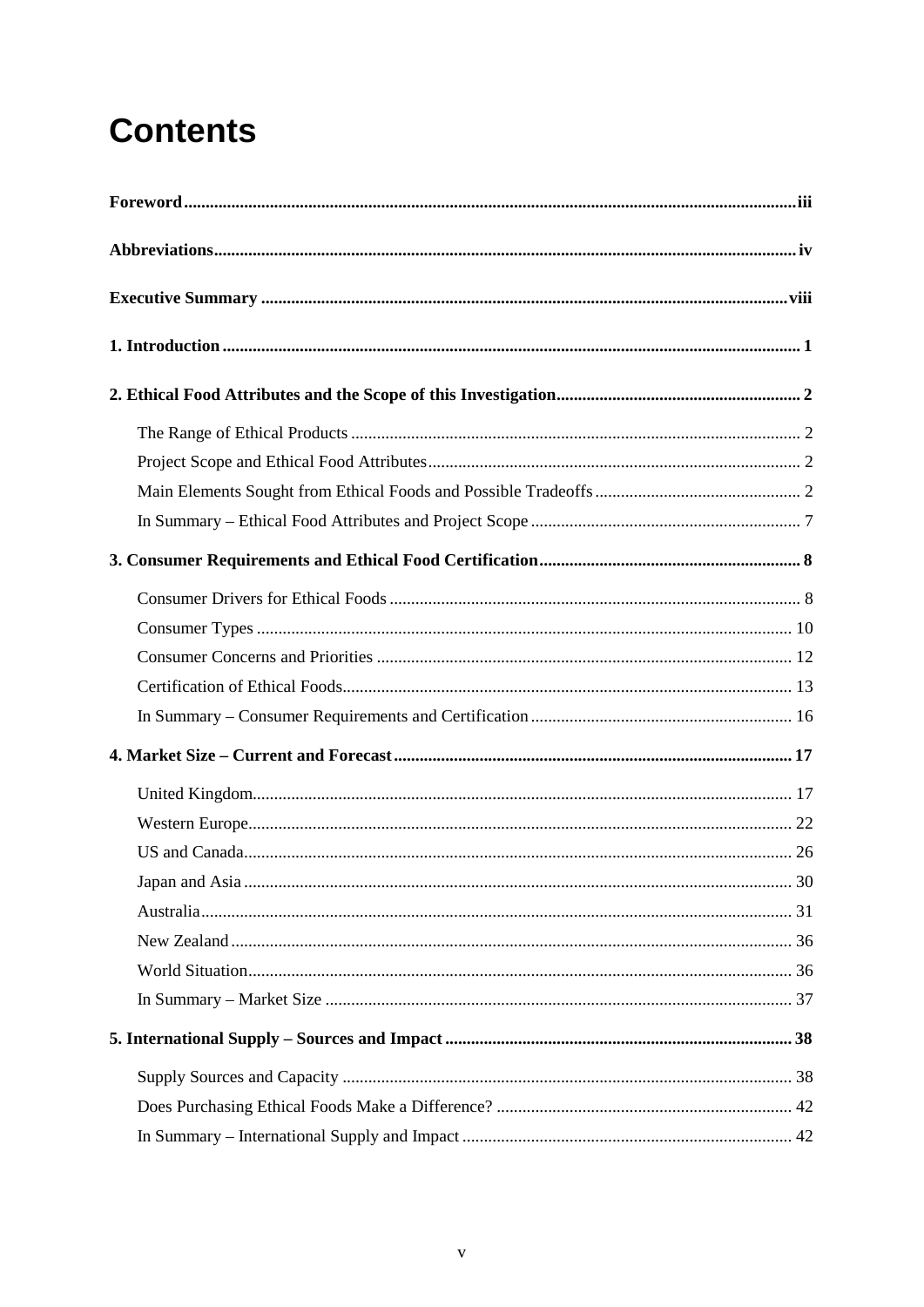# Contents

**Foreword** ........ iii

**Abbreviations** ........ iv

**Executive Summary** ........ viii

**1. Introduction** ........ 1

**2. Ethical Food Attributes and the Scope of this Investigation** ........ 2

- The Range of Ethical Products ........ 2
- Project Scope and Ethical Food Attributes ........ 2
- Main Elements Sought from Ethical Foods and Possible Tradeoffs ........ 2
- In Summary – Ethical Food Attributes and Project Scope ........ 7

**3. Consumer Requirements and Ethical Food Certification** ........ 8

- Consumer Drivers for Ethical Foods ........ 8
- Consumer Types ........ 10
- Consumer Concerns and Priorities ........ 12
- Certification of Ethical Foods ........ 13
- In Summary – Consumer Requirements and Certification ........ 16

**4. Market Size – Current and Forecast** ........ 17

- United Kingdom ........ 17
- Western Europe ........ 22
- US and Canada ........ 26
- Japan and Asia ........ 30
- Australia ........ 31
- New Zealand ........ 36
- World Situation ........ 36
- In Summary – Market Size ........ 37

**5. International Supply – Sources and Impact** ........ 38

- Supply Sources and Capacity ........ 38
- Does Purchasing Ethical Foods Make a Difference? ........ 42
- In Summary – International Supply and Impact ........ 42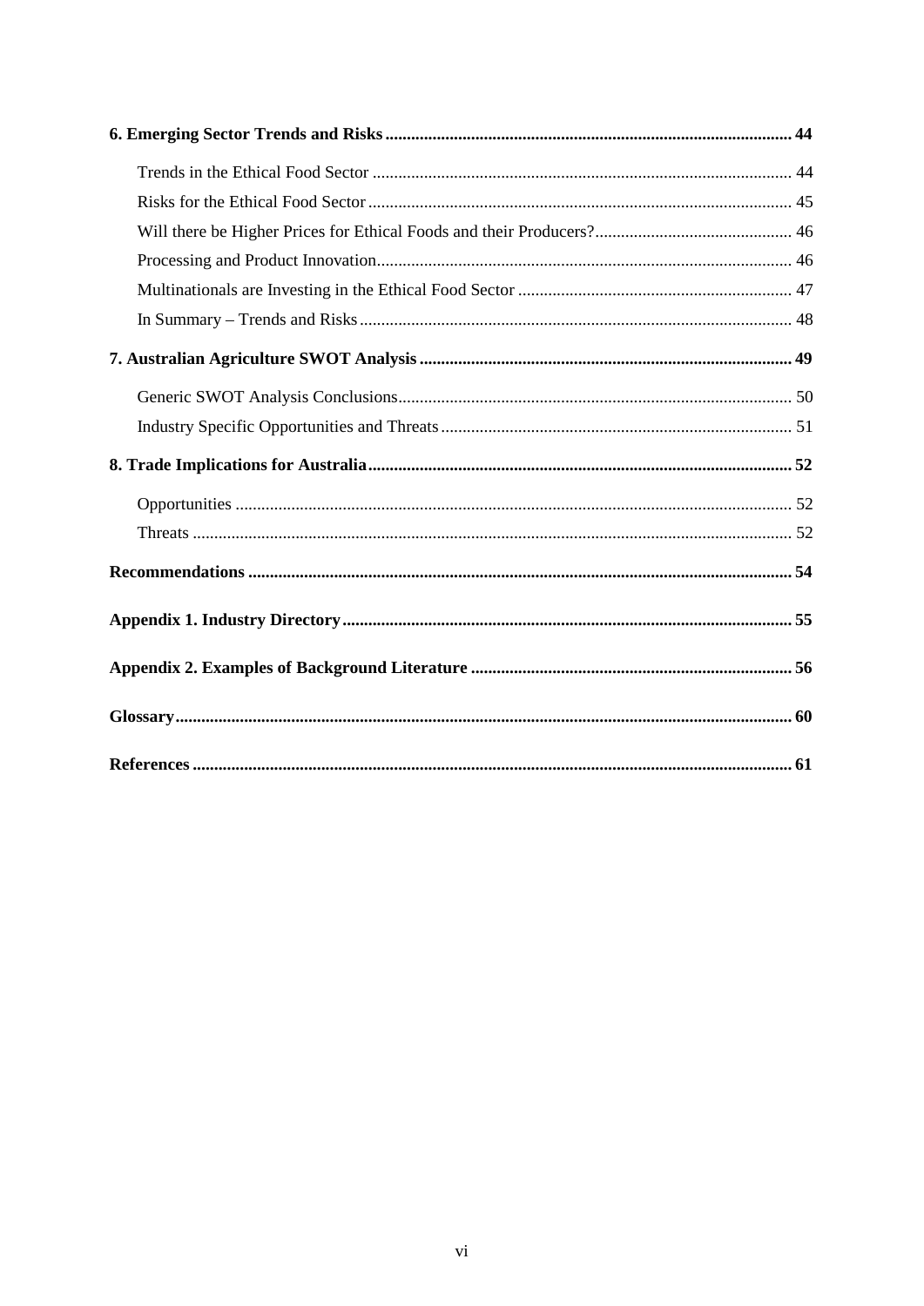**6. Emerging Sector Trends and Risks ... 44**

- Trends in the Ethical Food Sector ... 44
- Risks for the Ethical Food Sector ... 45
- Will there be Higher Prices for Ethical Foods and their Producers? ... 46
- Processing and Product Innovation ... 46
- Multinationals are Investing in the Ethical Food Sector ... 47
- In Summary – Trends and Risks ... 48

**7. Australian Agriculture SWOT Analysis ... 49**

- Generic SWOT Analysis Conclusions ... 50
- Industry Specific Opportunities and Threats ... 51

**8. Trade Implications for Australia ... 52**

- Opportunities ... 52
- Threats ... 52

**Recommendations ... 54**

**Appendix 1. Industry Directory ... 55**

**Appendix 2. Examples of Background Literature ... 56**

**Glossary ... 60**

**References ... 61**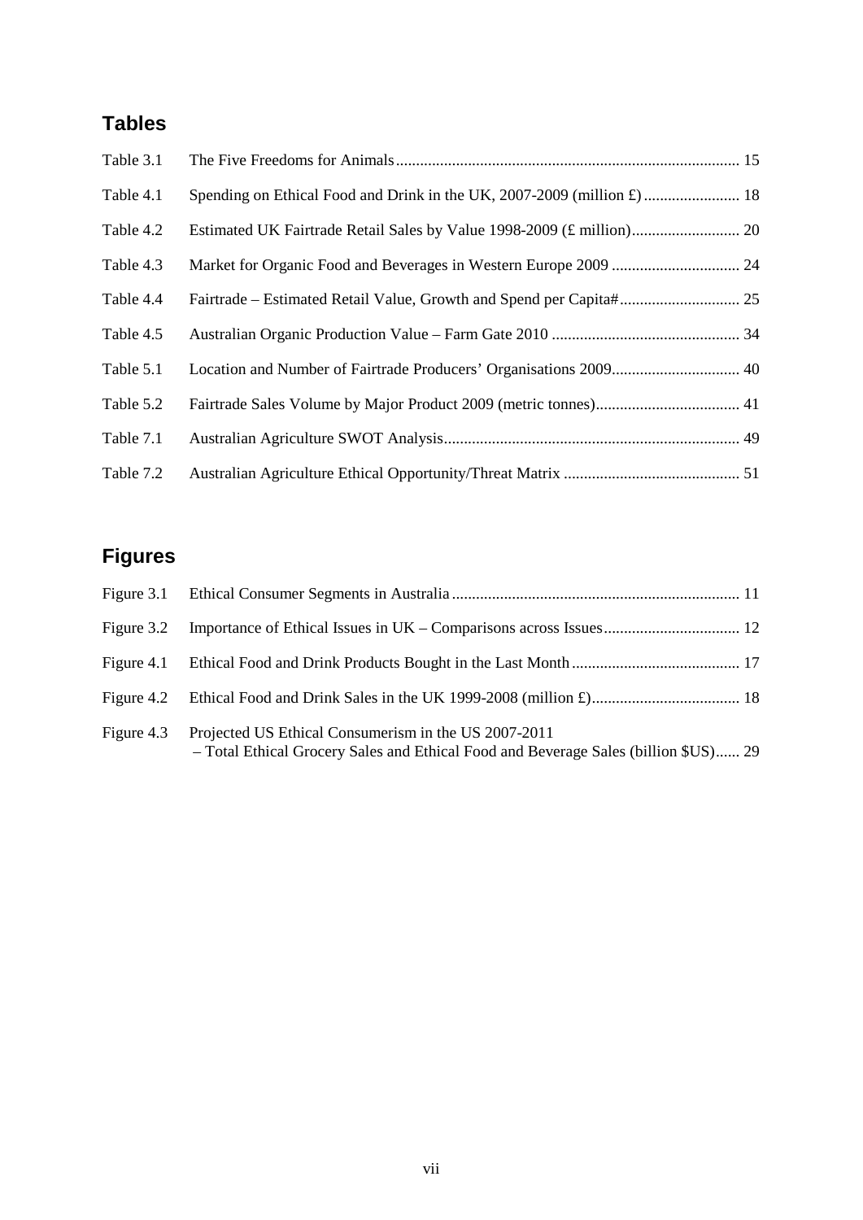## Tables

| | | |
|---|---|---|
| Table 3.1 | The Five Freedoms for Animals | 15 |
| Table 4.1 | Spending on Ethical Food and Drink in the UK, 2007-2009 (million £) | 18 |
| Table 4.2 | Estimated UK Fairtrade Retail Sales by Value 1998-2009 (£ million) | 20 |
| Table 4.3 | Market for Organic Food and Beverages in Western Europe 2009 | 24 |
| Table 4.4 | Fairtrade – Estimated Retail Value, Growth and Spend per Capita# | 25 |
| Table 4.5 | Australian Organic Production Value – Farm Gate 2010 | 34 |
| Table 5.1 | Location and Number of Fairtrade Producers' Organisations 2009 | 40 |
| Table 5.2 | Fairtrade Sales Volume by Major Product 2009 (metric tonnes) | 41 |
| Table 7.1 | Australian Agriculture SWOT Analysis | 49 |
| Table 7.2 | Australian Agriculture Ethical Opportunity/Threat Matrix | 51 |

## Figures

| | | |
|---|---|---|
| Figure 3.1 | Ethical Consumer Segments in Australia | 11 |
| Figure 3.2 | Importance of Ethical Issues in UK – Comparisons across Issues | 12 |
| Figure 4.1 | Ethical Food and Drink Products Bought in the Last Month | 17 |
| Figure 4.2 | Ethical Food and Drink Sales in the UK 1999-2008 (million £) | 18 |
| Figure 4.3 | Projected US Ethical Consumerism in the US 2007-2011 – Total Ethical Grocery Sales and Ethical Food and Beverage Sales (billion $US) | 29 |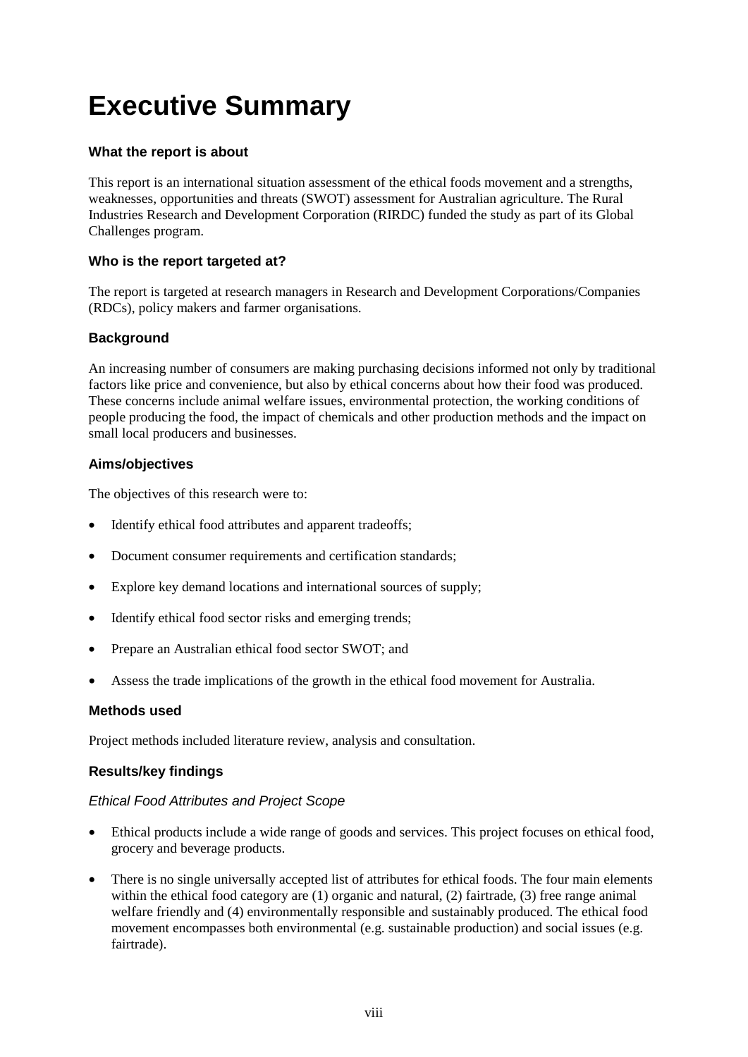# Executive Summary

### What the report is about

This report is an international situation assessment of the ethical foods movement and a strengths, weaknesses, opportunities and threats (SWOT) assessment for Australian agriculture. The Rural Industries Research and Development Corporation (RIRDC) funded the study as part of its Global Challenges program.

### Who is the report targeted at?

The report is targeted at research managers in Research and Development Corporations/Companies (RDCs), policy makers and farmer organisations.

### Background

An increasing number of consumers are making purchasing decisions informed not only by traditional factors like price and convenience, but also by ethical concerns about how their food was produced. These concerns include animal welfare issues, environmental protection, the working conditions of people producing the food, the impact of chemicals and other production methods and the impact on small local producers and businesses.

### Aims/objectives

The objectives of this research were to:

- Identify ethical food attributes and apparent tradeoffs;
- Document consumer requirements and certification standards;
- Explore key demand locations and international sources of supply;
- Identify ethical food sector risks and emerging trends;
- Prepare an Australian ethical food sector SWOT; and
- Assess the trade implications of the growth in the ethical food movement for Australia.

### Methods used

Project methods included literature review, analysis and consultation.

### Results/key findings

*Ethical Food Attributes and Project Scope*

- Ethical products include a wide range of goods and services. This project focuses on ethical food, grocery and beverage products.
- There is no single universally accepted list of attributes for ethical foods. The four main elements within the ethical food category are (1) organic and natural, (2) fairtrade, (3) free range animal welfare friendly and (4) environmentally responsible and sustainably produced. The ethical food movement encompasses both environmental (e.g. sustainable production) and social issues (e.g. fairtrade).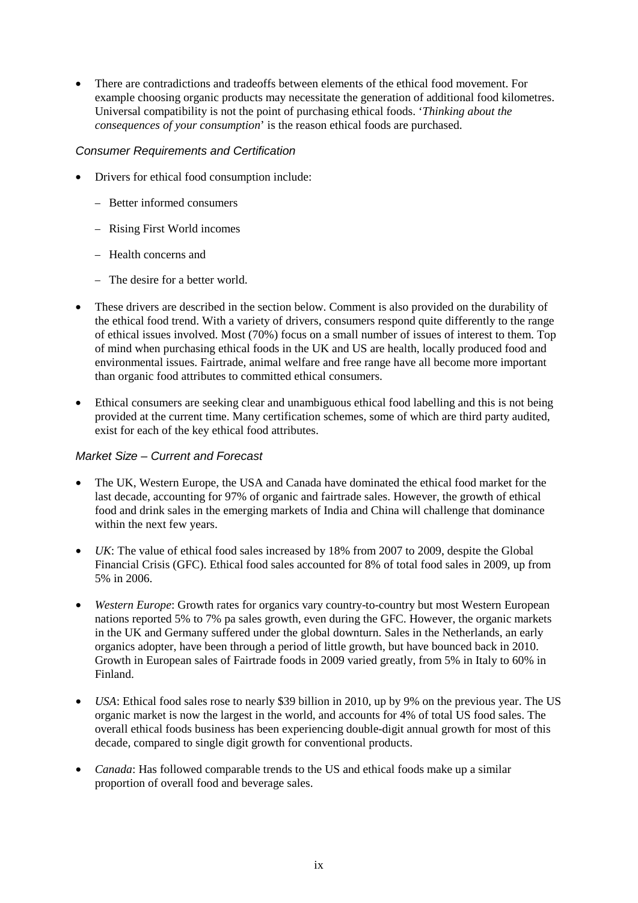- There are contradictions and tradeoffs between elements of the ethical food movement. For example choosing organic products may necessitate the generation of additional food kilometres. Universal compatibility is not the point of purchasing ethical foods. '*Thinking about the consequences of your consumption*' is the reason ethical foods are purchased.

### *Consumer Requirements and Certification*

- Drivers for ethical food consumption include:
  - Better informed consumers
  - Rising First World incomes
  - Health concerns and
  - The desire for a better world.
- These drivers are described in the section below. Comment is also provided on the durability of the ethical food trend. With a variety of drivers, consumers respond quite differently to the range of ethical issues involved. Most (70%) focus on a small number of issues of interest to them. Top of mind when purchasing ethical foods in the UK and US are health, locally produced food and environmental issues. Fairtrade, animal welfare and free range have all become more important than organic food attributes to committed ethical consumers.
- Ethical consumers are seeking clear and unambiguous ethical food labelling and this is not being provided at the current time. Many certification schemes, some of which are third party audited, exist for each of the key ethical food attributes.

### *Market Size – Current and Forecast*

- The UK, Western Europe, the USA and Canada have dominated the ethical food market for the last decade, accounting for 97% of organic and fairtrade sales. However, the growth of ethical food and drink sales in the emerging markets of India and China will challenge that dominance within the next few years.
- *UK*: The value of ethical food sales increased by 18% from 2007 to 2009, despite the Global Financial Crisis (GFC). Ethical food sales accounted for 8% of total food sales in 2009, up from 5% in 2006.
- *Western Europe*: Growth rates for organics vary country-to-country but most Western European nations reported 5% to 7% pa sales growth, even during the GFC. However, the organic markets in the UK and Germany suffered under the global downturn. Sales in the Netherlands, an early organics adopter, have been through a period of little growth, but have bounced back in 2010. Growth in European sales of Fairtrade foods in 2009 varied greatly, from 5% in Italy to 60% in Finland.
- *USA*: Ethical food sales rose to nearly $39 billion in 2010, up by 9% on the previous year. The US organic market is now the largest in the world, and accounts for 4% of total US food sales. The overall ethical foods business has been experiencing double-digit annual growth for most of this decade, compared to single digit growth for conventional products.
- *Canada*: Has followed comparable trends to the US and ethical foods make up a similar proportion of overall food and beverage sales.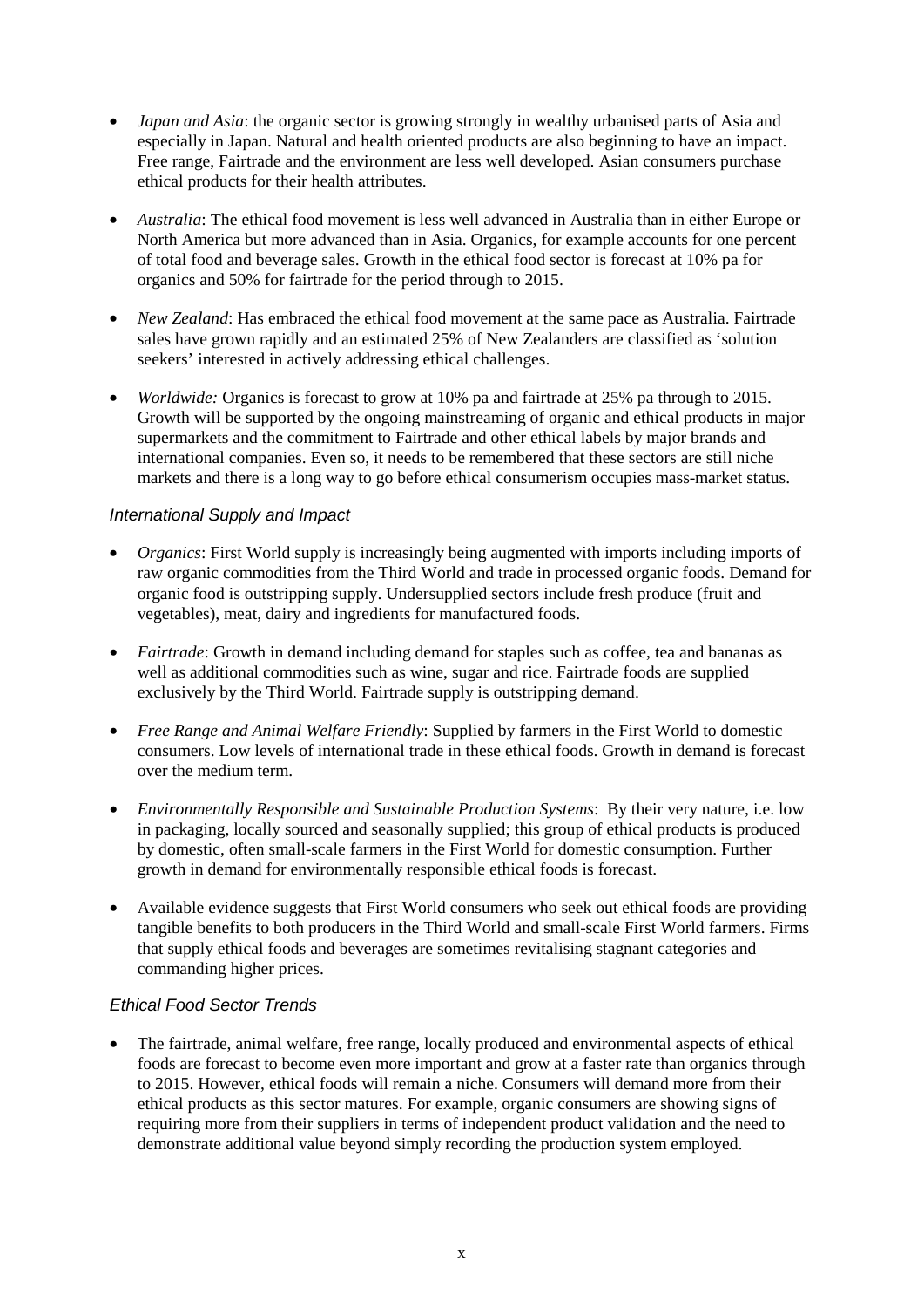- *Japan and Asia*: the organic sector is growing strongly in wealthy urbanised parts of Asia and especially in Japan. Natural and health oriented products are also beginning to have an impact. Free range, Fairtrade and the environment are less well developed. Asian consumers purchase ethical products for their health attributes.

- *Australia*: The ethical food movement is less well advanced in Australia than in either Europe or North America but more advanced than in Asia. Organics, for example accounts for one percent of total food and beverage sales. Growth in the ethical food sector is forecast at 10% pa for organics and 50% for fairtrade for the period through to 2015.

- *New Zealand*: Has embraced the ethical food movement at the same pace as Australia. Fairtrade sales have grown rapidly and an estimated 25% of New Zealanders are classified as 'solution seekers' interested in actively addressing ethical challenges.

- *Worldwide:* Organics is forecast to grow at 10% pa and fairtrade at 25% pa through to 2015. Growth will be supported by the ongoing mainstreaming of organic and ethical products in major supermarkets and the commitment to Fairtrade and other ethical labels by major brands and international companies. Even so, it needs to be remembered that these sectors are still niche markets and there is a long way to go before ethical consumerism occupies mass-market status.

### *International Supply and Impact*

- *Organics*: First World supply is increasingly being augmented with imports including imports of raw organic commodities from the Third World and trade in processed organic foods. Demand for organic food is outstripping supply. Undersupplied sectors include fresh produce (fruit and vegetables), meat, dairy and ingredients for manufactured foods.

- *Fairtrade*: Growth in demand including demand for staples such as coffee, tea and bananas as well as additional commodities such as wine, sugar and rice. Fairtrade foods are supplied exclusively by the Third World. Fairtrade supply is outstripping demand.

- *Free Range and Animal Welfare Friendly*: Supplied by farmers in the First World to domestic consumers. Low levels of international trade in these ethical foods. Growth in demand is forecast over the medium term.

- *Environmentally Responsible and Sustainable Production Systems*: By their very nature, i.e. low in packaging, locally sourced and seasonally supplied; this group of ethical products is produced by domestic, often small-scale farmers in the First World for domestic consumption. Further growth in demand for environmentally responsible ethical foods is forecast.

- Available evidence suggests that First World consumers who seek out ethical foods are providing tangible benefits to both producers in the Third World and small-scale First World farmers. Firms that supply ethical foods and beverages are sometimes revitalising stagnant categories and commanding higher prices.

### *Ethical Food Sector Trends*

- The fairtrade, animal welfare, free range, locally produced and environmental aspects of ethical foods are forecast to become even more important and grow at a faster rate than organics through to 2015. However, ethical foods will remain a niche. Consumers will demand more from their ethical products as this sector matures. For example, organic consumers are showing signs of requiring more from their suppliers in terms of independent product validation and the need to demonstrate additional value beyond simply recording the production system employed.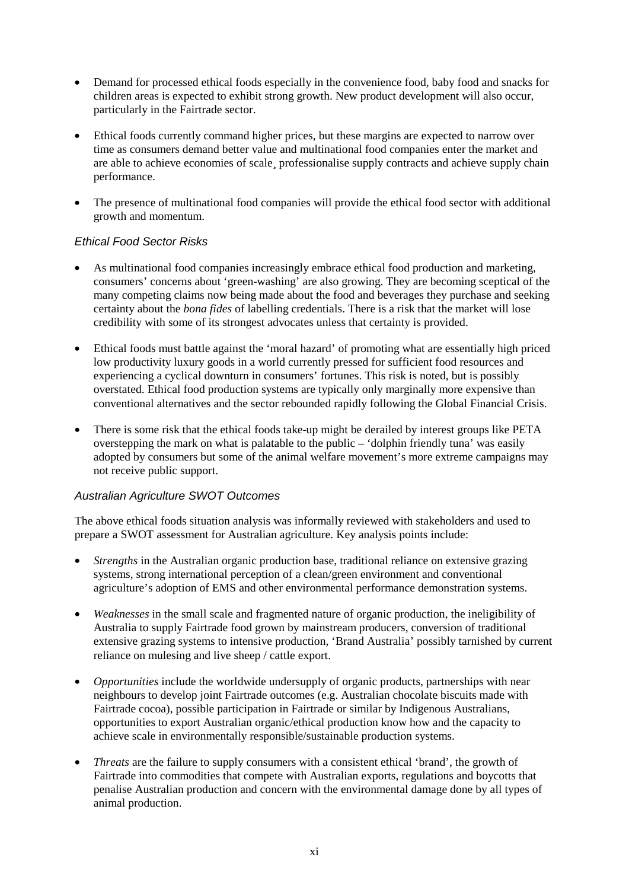- Demand for processed ethical foods especially in the convenience food, baby food and snacks for children areas is expected to exhibit strong growth. New product development will also occur, particularly in the Fairtrade sector.

- Ethical foods currently command higher prices, but these margins are expected to narrow over time as consumers demand better value and multinational food companies enter the market and are able to achieve economies of scale¸ professionalise supply contracts and achieve supply chain performance.

- The presence of multinational food companies will provide the ethical food sector with additional growth and momentum.

### *Ethical Food Sector Risks*

- As multinational food companies increasingly embrace ethical food production and marketing, consumers' concerns about 'green-washing' are also growing. They are becoming sceptical of the many competing claims now being made about the food and beverages they purchase and seeking certainty about the *bona fides* of labelling credentials. There is a risk that the market will lose credibility with some of its strongest advocates unless that certainty is provided.

- Ethical foods must battle against the 'moral hazard' of promoting what are essentially high priced low productivity luxury goods in a world currently pressed for sufficient food resources and experiencing a cyclical downturn in consumers' fortunes. This risk is noted, but is possibly overstated. Ethical food production systems are typically only marginally more expensive than conventional alternatives and the sector rebounded rapidly following the Global Financial Crisis.

- There is some risk that the ethical foods take-up might be derailed by interest groups like PETA overstepping the mark on what is palatable to the public – 'dolphin friendly tuna' was easily adopted by consumers but some of the animal welfare movement's more extreme campaigns may not receive public support.

### *Australian Agriculture SWOT Outcomes*

The above ethical foods situation analysis was informally reviewed with stakeholders and used to prepare a SWOT assessment for Australian agriculture. Key analysis points include:

- *Strengths* in the Australian organic production base, traditional reliance on extensive grazing systems, strong international perception of a clean/green environment and conventional agriculture's adoption of EMS and other environmental performance demonstration systems.

- *Weaknesses* in the small scale and fragmented nature of organic production, the ineligibility of Australia to supply Fairtrade food grown by mainstream producers, conversion of traditional extensive grazing systems to intensive production, 'Brand Australia' possibly tarnished by current reliance on mulesing and live sheep / cattle export.

- *Opportunities* include the worldwide undersupply of organic products, partnerships with near neighbours to develop joint Fairtrade outcomes (e.g. Australian chocolate biscuits made with Fairtrade cocoa), possible participation in Fairtrade or similar by Indigenous Australians, opportunities to export Australian organic/ethical production know how and the capacity to achieve scale in environmentally responsible/sustainable production systems.

- *Threats* are the failure to supply consumers with a consistent ethical 'brand', the growth of Fairtrade into commodities that compete with Australian exports, regulations and boycotts that penalise Australian production and concern with the environmental damage done by all types of animal production.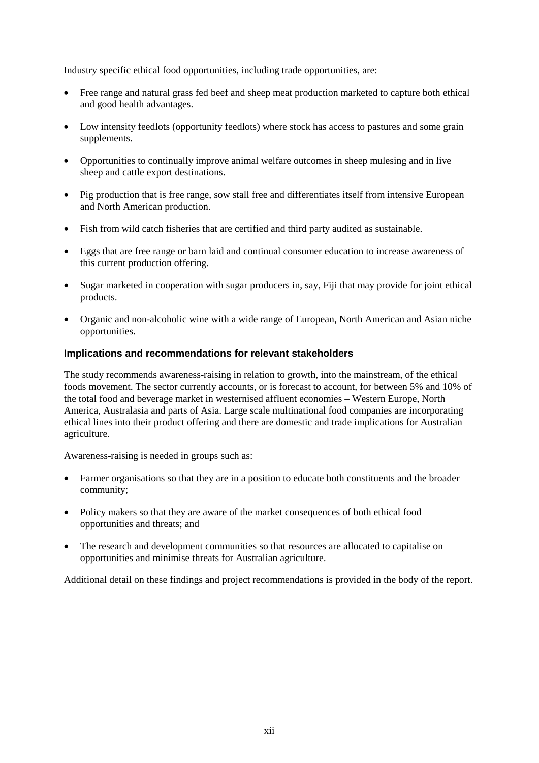Industry specific ethical food opportunities, including trade opportunities, are:

- Free range and natural grass fed beef and sheep meat production marketed to capture both ethical and good health advantages.
- Low intensity feedlots (opportunity feedlots) where stock has access to pastures and some grain supplements.
- Opportunities to continually improve animal welfare outcomes in sheep mulesing and in live sheep and cattle export destinations.
- Pig production that is free range, sow stall free and differentiates itself from intensive European and North American production.
- Fish from wild catch fisheries that are certified and third party audited as sustainable.
- Eggs that are free range or barn laid and continual consumer education to increase awareness of this current production offering.
- Sugar marketed in cooperation with sugar producers in, say, Fiji that may provide for joint ethical products.
- Organic and non-alcoholic wine with a wide range of European, North American and Asian niche opportunities.

### Implications and recommendations for relevant stakeholders

The study recommends awareness-raising in relation to growth, into the mainstream, of the ethical foods movement. The sector currently accounts, or is forecast to account, for between 5% and 10% of the total food and beverage market in westernised affluent economies – Western Europe, North America, Australasia and parts of Asia. Large scale multinational food companies are incorporating ethical lines into their product offering and there are domestic and trade implications for Australian agriculture.

Awareness-raising is needed in groups such as:

- Farmer organisations so that they are in a position to educate both constituents and the broader community;
- Policy makers so that they are aware of the market consequences of both ethical food opportunities and threats; and
- The research and development communities so that resources are allocated to capitalise on opportunities and minimise threats for Australian agriculture.

Additional detail on these findings and project recommendations is provided in the body of the report.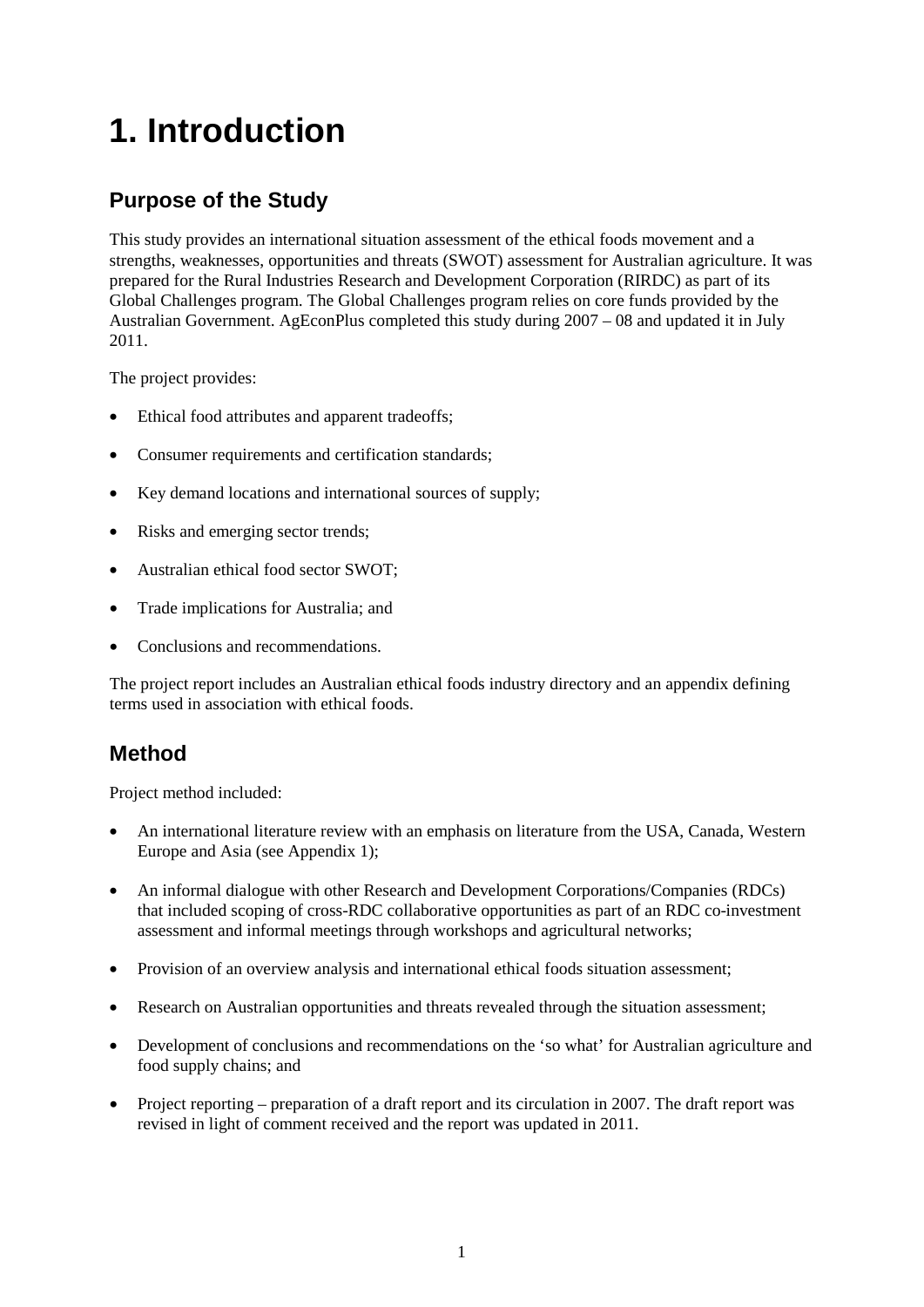# 1. Introduction

## Purpose of the Study

This study provides an international situation assessment of the ethical foods movement and a strengths, weaknesses, opportunities and threats (SWOT) assessment for Australian agriculture. It was prepared for the Rural Industries Research and Development Corporation (RIRDC) as part of its Global Challenges program. The Global Challenges program relies on core funds provided by the Australian Government. AgEconPlus completed this study during 2007 – 08 and updated it in July 2011.

The project provides:

- Ethical food attributes and apparent tradeoffs;
- Consumer requirements and certification standards;
- Key demand locations and international sources of supply;
- Risks and emerging sector trends;
- Australian ethical food sector SWOT;
- Trade implications for Australia; and
- Conclusions and recommendations.

The project report includes an Australian ethical foods industry directory and an appendix defining terms used in association with ethical foods.

## Method

Project method included:

- An international literature review with an emphasis on literature from the USA, Canada, Western Europe and Asia (see Appendix 1);
- An informal dialogue with other Research and Development Corporations/Companies (RDCs) that included scoping of cross-RDC collaborative opportunities as part of an RDC co-investment assessment and informal meetings through workshops and agricultural networks;
- Provision of an overview analysis and international ethical foods situation assessment;
- Research on Australian opportunities and threats revealed through the situation assessment;
- Development of conclusions and recommendations on the 'so what' for Australian agriculture and food supply chains; and
- Project reporting – preparation of a draft report and its circulation in 2007. The draft report was revised in light of comment received and the report was updated in 2011.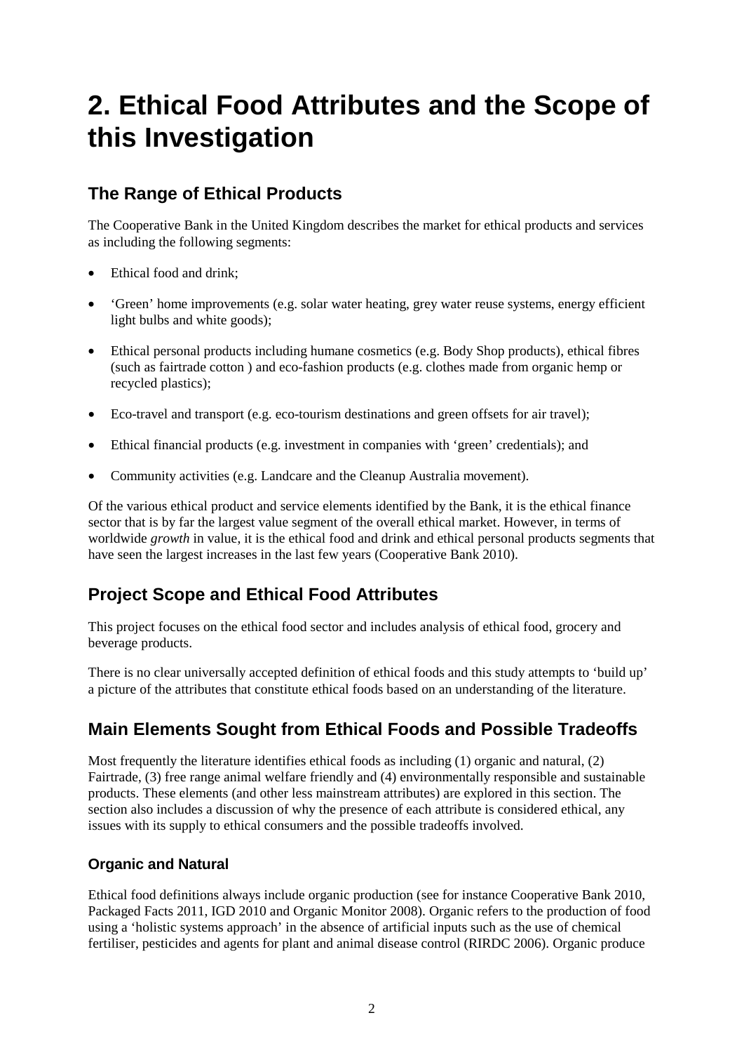# 2. Ethical Food Attributes and the Scope of this Investigation

## The Range of Ethical Products

The Cooperative Bank in the United Kingdom describes the market for ethical products and services as including the following segments:

- Ethical food and drink;
- 'Green' home improvements (e.g. solar water heating, grey water reuse systems, energy efficient light bulbs and white goods);
- Ethical personal products including humane cosmetics (e.g. Body Shop products), ethical fibres (such as fairtrade cotton ) and eco-fashion products (e.g. clothes made from organic hemp or recycled plastics);
- Eco-travel and transport (e.g. eco-tourism destinations and green offsets for air travel);
- Ethical financial products (e.g. investment in companies with 'green' credentials); and
- Community activities (e.g. Landcare and the Cleanup Australia movement).

Of the various ethical product and service elements identified by the Bank, it is the ethical finance sector that is by far the largest value segment of the overall ethical market. However, in terms of worldwide *growth* in value, it is the ethical food and drink and ethical personal products segments that have seen the largest increases in the last few years (Cooperative Bank 2010).

## Project Scope and Ethical Food Attributes

This project focuses on the ethical food sector and includes analysis of ethical food, grocery and beverage products.

There is no clear universally accepted definition of ethical foods and this study attempts to 'build up' a picture of the attributes that constitute ethical foods based on an understanding of the literature.

## Main Elements Sought from Ethical Foods and Possible Tradeoffs

Most frequently the literature identifies ethical foods as including (1) organic and natural, (2) Fairtrade, (3) free range animal welfare friendly and (4) environmentally responsible and sustainable products. These elements (and other less mainstream attributes) are explored in this section. The section also includes a discussion of why the presence of each attribute is considered ethical, any issues with its supply to ethical consumers and the possible tradeoffs involved.

### Organic and Natural

Ethical food definitions always include organic production (see for instance Cooperative Bank 2010, Packaged Facts 2011, IGD 2010 and Organic Monitor 2008). Organic refers to the production of food using a 'holistic systems approach' in the absence of artificial inputs such as the use of chemical fertiliser, pesticides and agents for plant and animal disease control (RIRDC 2006). Organic produce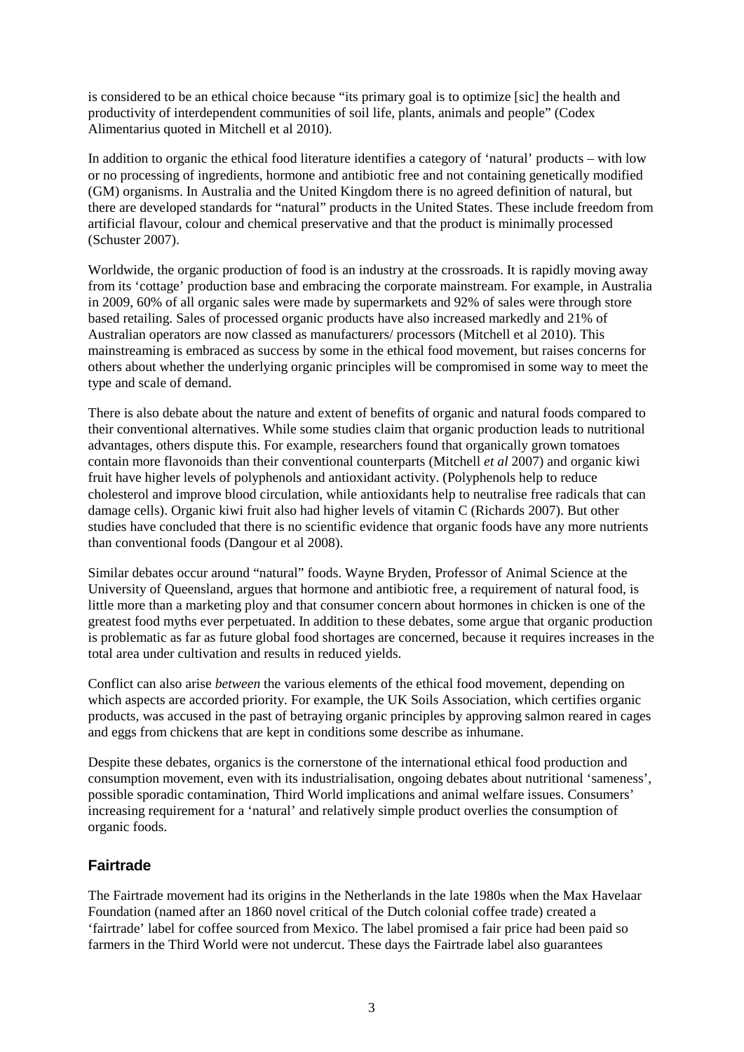is considered to be an ethical choice because "its primary goal is to optimize [sic] the health and productivity of interdependent communities of soil life, plants, animals and people" (Codex Alimentarius quoted in Mitchell et al 2010).

In addition to organic the ethical food literature identifies a category of 'natural' products – with low or no processing of ingredients, hormone and antibiotic free and not containing genetically modified (GM) organisms. In Australia and the United Kingdom there is no agreed definition of natural, but there are developed standards for "natural" products in the United States. These include freedom from artificial flavour, colour and chemical preservative and that the product is minimally processed (Schuster 2007).

Worldwide, the organic production of food is an industry at the crossroads. It is rapidly moving away from its 'cottage' production base and embracing the corporate mainstream. For example, in Australia in 2009, 60% of all organic sales were made by supermarkets and 92% of sales were through store based retailing. Sales of processed organic products have also increased markedly and 21% of Australian operators are now classed as manufacturers/ processors (Mitchell et al 2010). This mainstreaming is embraced as success by some in the ethical food movement, but raises concerns for others about whether the underlying organic principles will be compromised in some way to meet the type and scale of demand.

There is also debate about the nature and extent of benefits of organic and natural foods compared to their conventional alternatives. While some studies claim that organic production leads to nutritional advantages, others dispute this. For example, researchers found that organically grown tomatoes contain more flavonoids than their conventional counterparts (Mitchell *et al* 2007) and organic kiwi fruit have higher levels of polyphenols and antioxidant activity. (Polyphenols help to reduce cholesterol and improve blood circulation, while antioxidants help to neutralise free radicals that can damage cells). Organic kiwi fruit also had higher levels of vitamin C (Richards 2007). But other studies have concluded that there is no scientific evidence that organic foods have any more nutrients than conventional foods (Dangour et al 2008).

Similar debates occur around "natural" foods. Wayne Bryden, Professor of Animal Science at the University of Queensland, argues that hormone and antibiotic free, a requirement of natural food, is little more than a marketing ploy and that consumer concern about hormones in chicken is one of the greatest food myths ever perpetuated. In addition to these debates, some argue that organic production is problematic as far as future global food shortages are concerned, because it requires increases in the total area under cultivation and results in reduced yields.

Conflict can also arise *between* the various elements of the ethical food movement, depending on which aspects are accorded priority. For example, the UK Soils Association, which certifies organic products, was accused in the past of betraying organic principles by approving salmon reared in cages and eggs from chickens that are kept in conditions some describe as inhumane.

Despite these debates, organics is the cornerstone of the international ethical food production and consumption movement, even with its industrialisation, ongoing debates about nutritional 'sameness', possible sporadic contamination, Third World implications and animal welfare issues. Consumers' increasing requirement for a 'natural' and relatively simple product overlies the consumption of organic foods.

## Fairtrade

The Fairtrade movement had its origins in the Netherlands in the late 1980s when the Max Havelaar Foundation (named after an 1860 novel critical of the Dutch colonial coffee trade) created a 'fairtrade' label for coffee sourced from Mexico. The label promised a fair price had been paid so farmers in the Third World were not undercut. These days the Fairtrade label also guarantees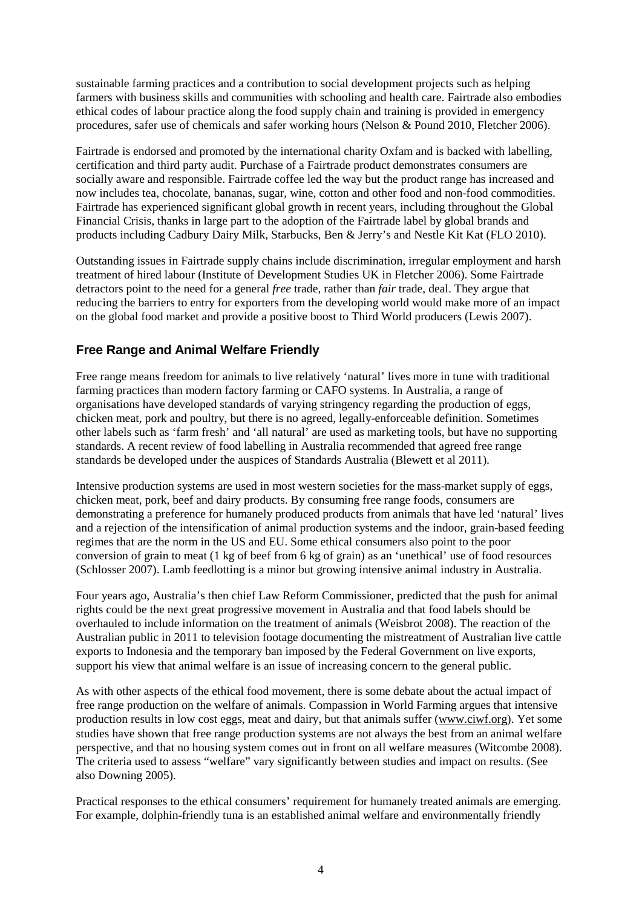sustainable farming practices and a contribution to social development projects such as helping farmers with business skills and communities with schooling and health care. Fairtrade also embodies ethical codes of labour practice along the food supply chain and training is provided in emergency procedures, safer use of chemicals and safer working hours (Nelson & Pound 2010, Fletcher 2006).

Fairtrade is endorsed and promoted by the international charity Oxfam and is backed with labelling, certification and third party audit. Purchase of a Fairtrade product demonstrates consumers are socially aware and responsible. Fairtrade coffee led the way but the product range has increased and now includes tea, chocolate, bananas, sugar, wine, cotton and other food and non-food commodities. Fairtrade has experienced significant global growth in recent years, including throughout the Global Financial Crisis, thanks in large part to the adoption of the Fairtrade label by global brands and products including Cadbury Dairy Milk, Starbucks, Ben & Jerry's and Nestle Kit Kat (FLO 2010).

Outstanding issues in Fairtrade supply chains include discrimination, irregular employment and harsh treatment of hired labour (Institute of Development Studies UK in Fletcher 2006). Some Fairtrade detractors point to the need for a general *free* trade, rather than *fair* trade, deal. They argue that reducing the barriers to entry for exporters from the developing world would make more of an impact on the global food market and provide a positive boost to Third World producers (Lewis 2007).

## Free Range and Animal Welfare Friendly

Free range means freedom for animals to live relatively 'natural' lives more in tune with traditional farming practices than modern factory farming or CAFO systems. In Australia, a range of organisations have developed standards of varying stringency regarding the production of eggs, chicken meat, pork and poultry, but there is no agreed, legally-enforceable definition. Sometimes other labels such as 'farm fresh' and 'all natural' are used as marketing tools, but have no supporting standards. A recent review of food labelling in Australia recommended that agreed free range standards be developed under the auspices of Standards Australia (Blewett et al 2011).

Intensive production systems are used in most western societies for the mass-market supply of eggs, chicken meat, pork, beef and dairy products. By consuming free range foods, consumers are demonstrating a preference for humanely produced products from animals that have led 'natural' lives and a rejection of the intensification of animal production systems and the indoor, grain-based feeding regimes that are the norm in the US and EU. Some ethical consumers also point to the poor conversion of grain to meat (1 kg of beef from 6 kg of grain) as an 'unethical' use of food resources (Schlosser 2007). Lamb feedlotting is a minor but growing intensive animal industry in Australia.

Four years ago, Australia's then chief Law Reform Commissioner, predicted that the push for animal rights could be the next great progressive movement in Australia and that food labels should be overhauled to include information on the treatment of animals (Weisbrot 2008). The reaction of the Australian public in 2011 to television footage documenting the mistreatment of Australian live cattle exports to Indonesia and the temporary ban imposed by the Federal Government on live exports, support his view that animal welfare is an issue of increasing concern to the general public.

As with other aspects of the ethical food movement, there is some debate about the actual impact of free range production on the welfare of animals. Compassion in World Farming argues that intensive production results in low cost eggs, meat and dairy, but that animals suffer (www.ciwf.org). Yet some studies have shown that free range production systems are not always the best from an animal welfare perspective, and that no housing system comes out in front on all welfare measures (Witcombe 2008). The criteria used to assess "welfare" vary significantly between studies and impact on results. (See also Downing 2005).

Practical responses to the ethical consumers' requirement for humanely treated animals are emerging. For example, dolphin-friendly tuna is an established animal welfare and environmentally friendly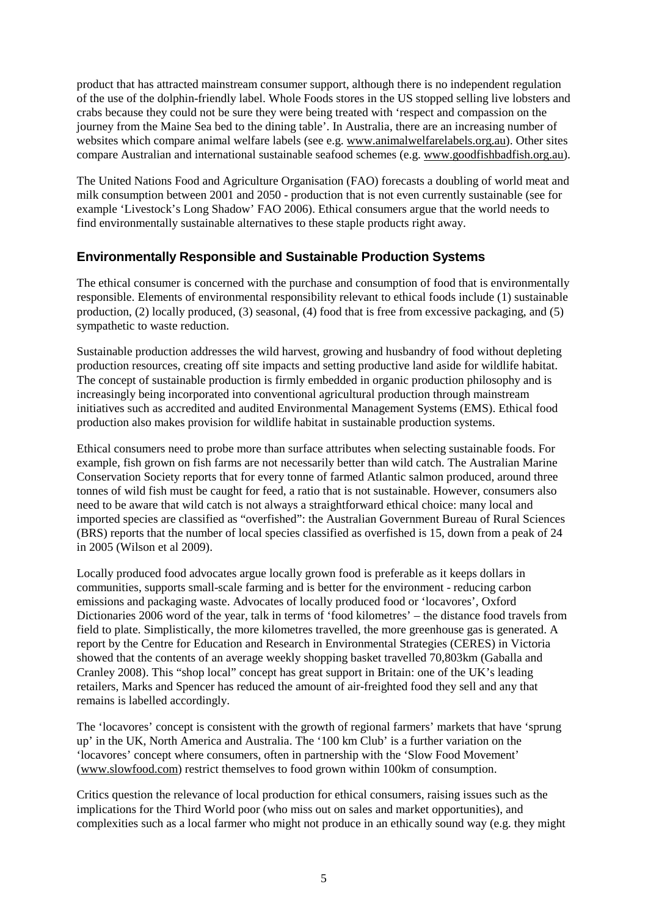product that has attracted mainstream consumer support, although there is no independent regulation of the use of the dolphin-friendly label. Whole Foods stores in the US stopped selling live lobsters and crabs because they could not be sure they were being treated with 'respect and compassion on the journey from the Maine Sea bed to the dining table'. In Australia, there are an increasing number of websites which compare animal welfare labels (see e.g. www.animalwelfarelabels.org.au). Other sites compare Australian and international sustainable seafood schemes (e.g. www.goodfishbadfish.org.au).

The United Nations Food and Agriculture Organisation (FAO) forecasts a doubling of world meat and milk consumption between 2001 and 2050 - production that is not even currently sustainable (see for example 'Livestock's Long Shadow' FAO 2006). Ethical consumers argue that the world needs to find environmentally sustainable alternatives to these staple products right away.

## Environmentally Responsible and Sustainable Production Systems

The ethical consumer is concerned with the purchase and consumption of food that is environmentally responsible. Elements of environmental responsibility relevant to ethical foods include (1) sustainable production, (2) locally produced, (3) seasonal, (4) food that is free from excessive packaging, and (5) sympathetic to waste reduction.

Sustainable production addresses the wild harvest, growing and husbandry of food without depleting production resources, creating off site impacts and setting productive land aside for wildlife habitat. The concept of sustainable production is firmly embedded in organic production philosophy and is increasingly being incorporated into conventional agricultural production through mainstream initiatives such as accredited and audited Environmental Management Systems (EMS). Ethical food production also makes provision for wildlife habitat in sustainable production systems.

Ethical consumers need to probe more than surface attributes when selecting sustainable foods. For example, fish grown on fish farms are not necessarily better than wild catch. The Australian Marine Conservation Society reports that for every tonne of farmed Atlantic salmon produced, around three tonnes of wild fish must be caught for feed, a ratio that is not sustainable. However, consumers also need to be aware that wild catch is not always a straightforward ethical choice: many local and imported species are classified as "overfished": the Australian Government Bureau of Rural Sciences (BRS) reports that the number of local species classified as overfished is 15, down from a peak of 24 in 2005 (Wilson et al 2009).

Locally produced food advocates argue locally grown food is preferable as it keeps dollars in communities, supports small-scale farming and is better for the environment - reducing carbon emissions and packaging waste. Advocates of locally produced food or 'locavores', Oxford Dictionaries 2006 word of the year, talk in terms of 'food kilometres' – the distance food travels from field to plate. Simplistically, the more kilometres travelled, the more greenhouse gas is generated. A report by the Centre for Education and Research in Environmental Strategies (CERES) in Victoria showed that the contents of an average weekly shopping basket travelled 70,803km (Gaballa and Cranley 2008). This "shop local" concept has great support in Britain: one of the UK's leading retailers, Marks and Spencer has reduced the amount of air-freighted food they sell and any that remains is labelled accordingly.

The 'locavores' concept is consistent with the growth of regional farmers' markets that have 'sprung up' in the UK, North America and Australia. The '100 km Club' is a further variation on the 'locavores' concept where consumers, often in partnership with the 'Slow Food Movement' (www.slowfood.com) restrict themselves to food grown within 100km of consumption.

Critics question the relevance of local production for ethical consumers, raising issues such as the implications for the Third World poor (who miss out on sales and market opportunities), and complexities such as a local farmer who might not produce in an ethically sound way (e.g. they might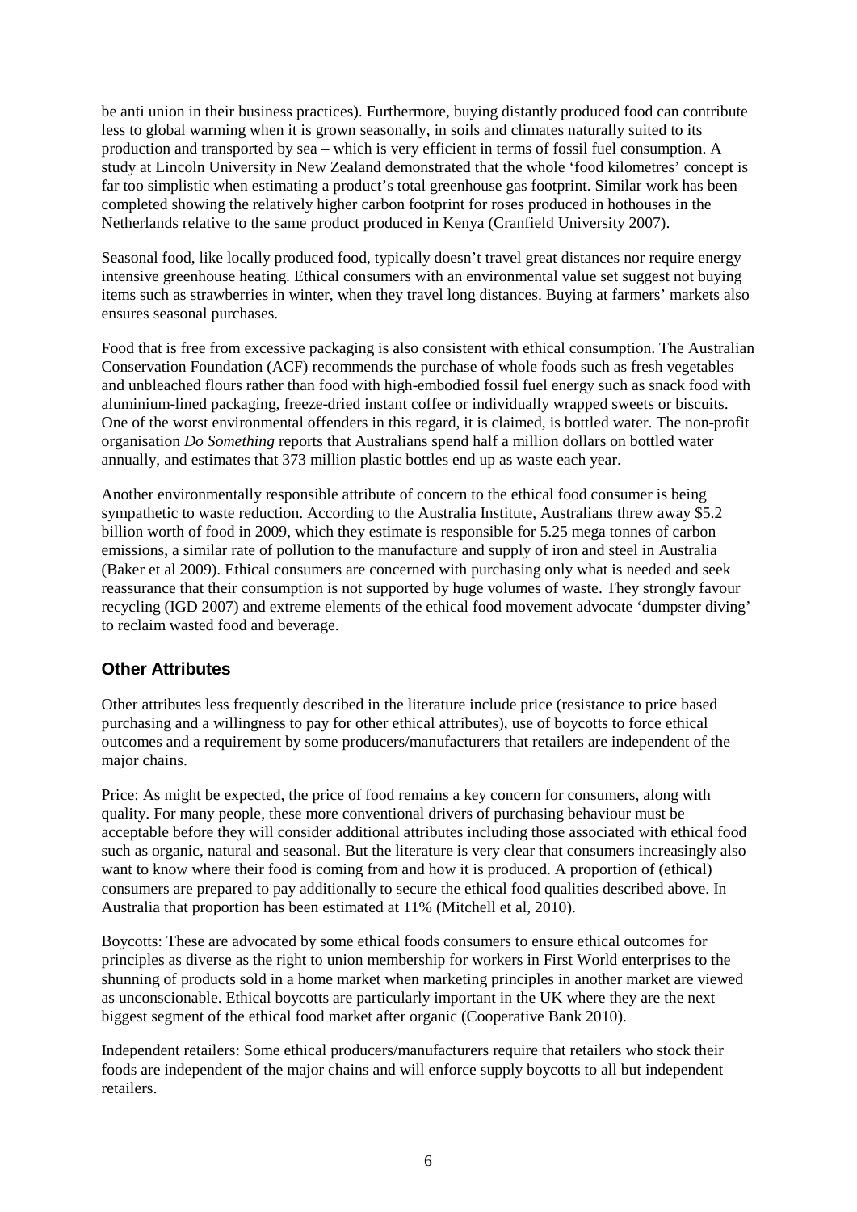be anti union in their business practices). Furthermore, buying distantly produced food can contribute less to global warming when it is grown seasonally, in soils and climates naturally suited to its production and transported by sea – which is very efficient in terms of fossil fuel consumption. A study at Lincoln University in New Zealand demonstrated that the whole 'food kilometres' concept is far too simplistic when estimating a product's total greenhouse gas footprint. Similar work has been completed showing the relatively higher carbon footprint for roses produced in hothouses in the Netherlands relative to the same product produced in Kenya (Cranfield University 2007).

Seasonal food, like locally produced food, typically doesn't travel great distances nor require energy intensive greenhouse heating. Ethical consumers with an environmental value set suggest not buying items such as strawberries in winter, when they travel long distances. Buying at farmers' markets also ensures seasonal purchases.

Food that is free from excessive packaging is also consistent with ethical consumption. The Australian Conservation Foundation (ACF) recommends the purchase of whole foods such as fresh vegetables and unbleached flours rather than food with high-embodied fossil fuel energy such as snack food with aluminium-lined packaging, freeze-dried instant coffee or individually wrapped sweets or biscuits. One of the worst environmental offenders in this regard, it is claimed, is bottled water. The non-profit organisation *Do Something* reports that Australians spend half a million dollars on bottled water annually, and estimates that 373 million plastic bottles end up as waste each year.

Another environmentally responsible attribute of concern to the ethical food consumer is being sympathetic to waste reduction. According to the Australia Institute, Australians threw away $5.2 billion worth of food in 2009, which they estimate is responsible for 5.25 mega tonnes of carbon emissions, a similar rate of pollution to the manufacture and supply of iron and steel in Australia (Baker et al 2009). Ethical consumers are concerned with purchasing only what is needed and seek reassurance that their consumption is not supported by huge volumes of waste. They strongly favour recycling (IGD 2007) and extreme elements of the ethical food movement advocate 'dumpster diving' to reclaim wasted food and beverage.

## Other Attributes

Other attributes less frequently described in the literature include price (resistance to price based purchasing and a willingness to pay for other ethical attributes), use of boycotts to force ethical outcomes and a requirement by some producers/manufacturers that retailers are independent of the major chains.

Price: As might be expected, the price of food remains a key concern for consumers, along with quality. For many people, these more conventional drivers of purchasing behaviour must be acceptable before they will consider additional attributes including those associated with ethical food such as organic, natural and seasonal. But the literature is very clear that consumers increasingly also want to know where their food is coming from and how it is produced. A proportion of (ethical) consumers are prepared to pay additionally to secure the ethical food qualities described above. In Australia that proportion has been estimated at 11% (Mitchell et al, 2010).

Boycotts: These are advocated by some ethical foods consumers to ensure ethical outcomes for principles as diverse as the right to union membership for workers in First World enterprises to the shunning of products sold in a home market when marketing principles in another market are viewed as unconscionable. Ethical boycotts are particularly important in the UK where they are the next biggest segment of the ethical food market after organic (Cooperative Bank 2010).

Independent retailers: Some ethical producers/manufacturers require that retailers who stock their foods are independent of the major chains and will enforce supply boycotts to all but independent retailers.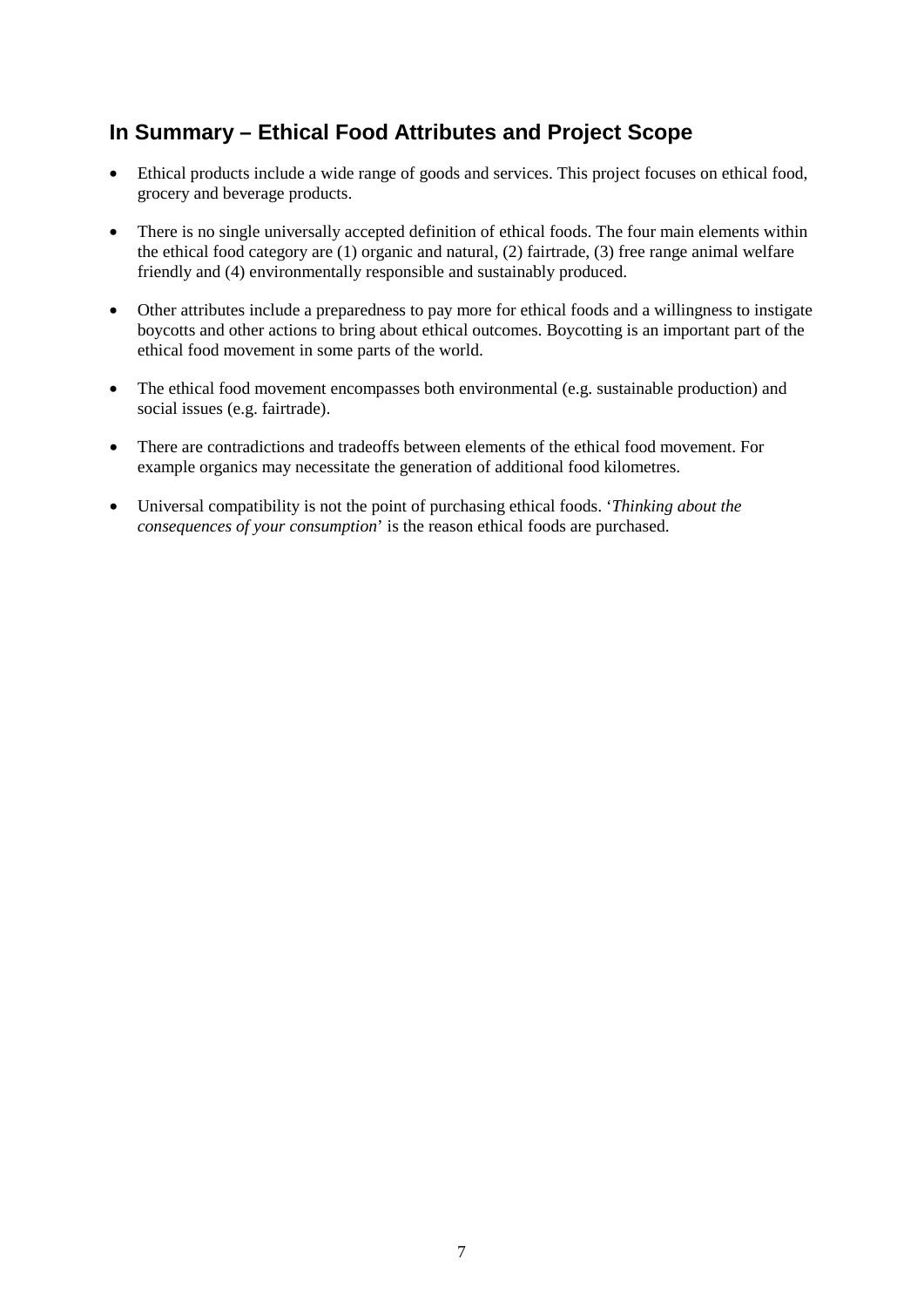## In Summary – Ethical Food Attributes and Project Scope

- Ethical products include a wide range of goods and services. This project focuses on ethical food, grocery and beverage products.
- There is no single universally accepted definition of ethical foods. The four main elements within the ethical food category are (1) organic and natural, (2) fairtrade, (3) free range animal welfare friendly and (4) environmentally responsible and sustainably produced.
- Other attributes include a preparedness to pay more for ethical foods and a willingness to instigate boycotts and other actions to bring about ethical outcomes. Boycotting is an important part of the ethical food movement in some parts of the world.
- The ethical food movement encompasses both environmental (e.g. sustainable production) and social issues (e.g. fairtrade).
- There are contradictions and tradeoffs between elements of the ethical food movement. For example organics may necessitate the generation of additional food kilometres.
- Universal compatibility is not the point of purchasing ethical foods. '*Thinking about the consequences of your consumption*' is the reason ethical foods are purchased.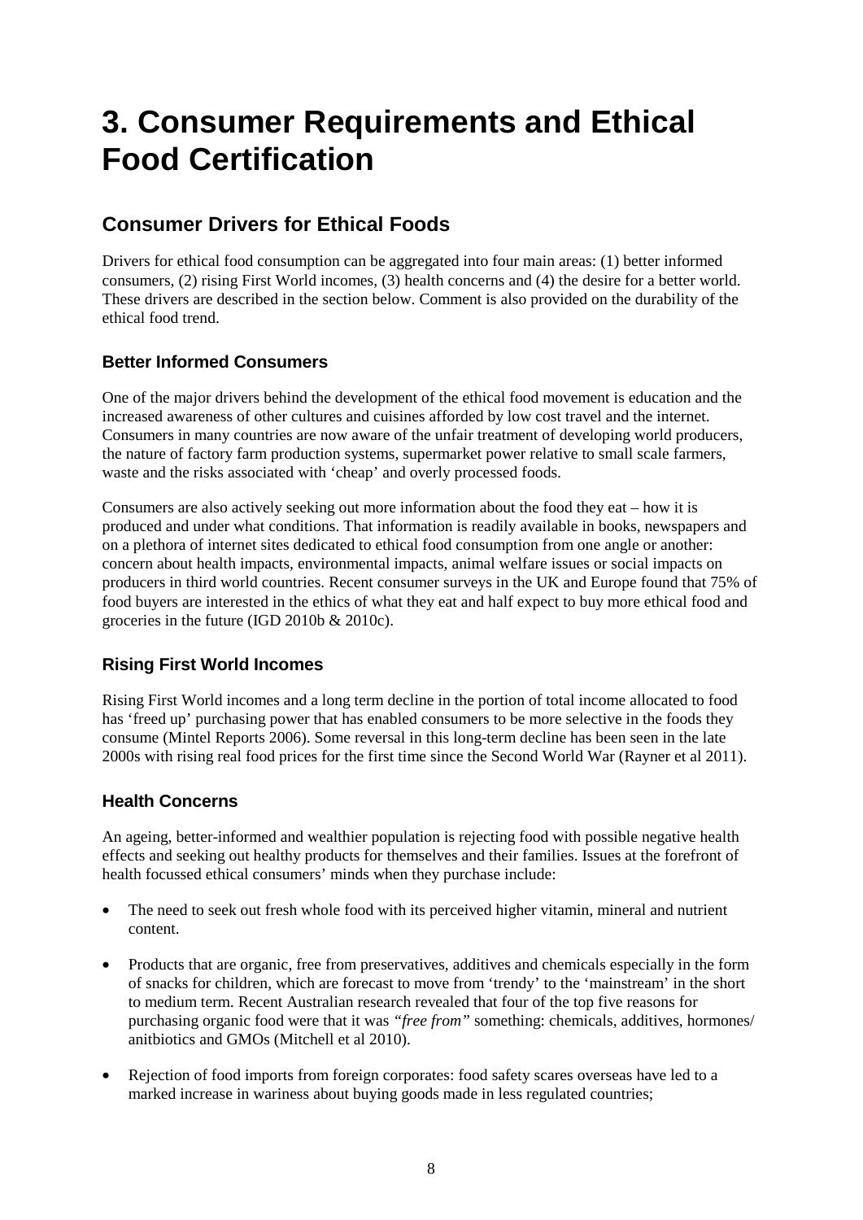# 3. Consumer Requirements and Ethical Food Certification

## Consumer Drivers for Ethical Foods

Drivers for ethical food consumption can be aggregated into four main areas: (1) better informed consumers, (2) rising First World incomes, (3) health concerns and (4) the desire for a better world. These drivers are described in the section below. Comment is also provided on the durability of the ethical food trend.

### Better Informed Consumers

One of the major drivers behind the development of the ethical food movement is education and the increased awareness of other cultures and cuisines afforded by low cost travel and the internet. Consumers in many countries are now aware of the unfair treatment of developing world producers, the nature of factory farm production systems, supermarket power relative to small scale farmers, waste and the risks associated with 'cheap' and overly processed foods.

Consumers are also actively seeking out more information about the food they eat – how it is produced and under what conditions. That information is readily available in books, newspapers and on a plethora of internet sites dedicated to ethical food consumption from one angle or another: concern about health impacts, environmental impacts, animal welfare issues or social impacts on producers in third world countries. Recent consumer surveys in the UK and Europe found that 75% of food buyers are interested in the ethics of what they eat and half expect to buy more ethical food and groceries in the future (IGD 2010b & 2010c).

### Rising First World Incomes

Rising First World incomes and a long term decline in the portion of total income allocated to food has 'freed up' purchasing power that has enabled consumers to be more selective in the foods they consume (Mintel Reports 2006). Some reversal in this long-term decline has been seen in the late 2000s with rising real food prices for the first time since the Second World War (Rayner et al 2011).

### Health Concerns

An ageing, better-informed and wealthier population is rejecting food with possible negative health effects and seeking out healthy products for themselves and their families. Issues at the forefront of health focussed ethical consumers' minds when they purchase include:

- The need to seek out fresh whole food with its perceived higher vitamin, mineral and nutrient content.
- Products that are organic, free from preservatives, additives and chemicals especially in the form of snacks for children, which are forecast to move from 'trendy' to the 'mainstream' in the short to medium term. Recent Australian research revealed that four of the top five reasons for purchasing organic food were that it was *"free from"* something: chemicals, additives, hormones/ anitbiotics and GMOs (Mitchell et al 2010).
- Rejection of food imports from foreign corporates: food safety scares overseas have led to a marked increase in wariness about buying goods made in less regulated countries;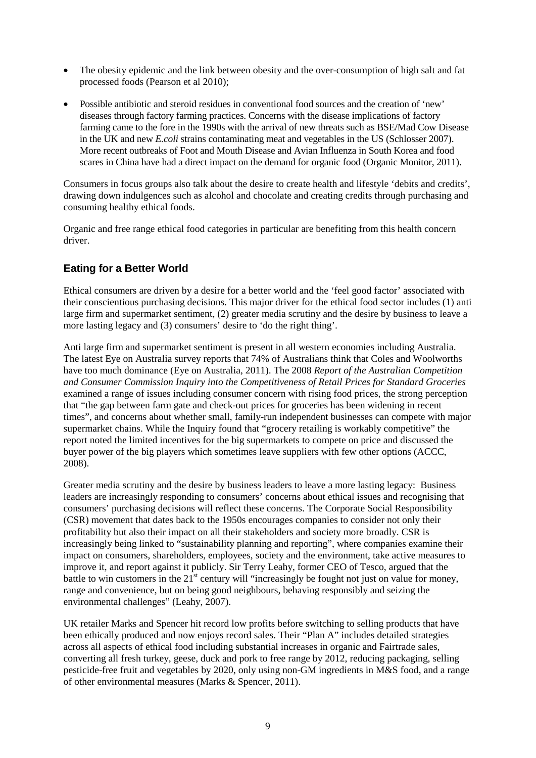- The obesity epidemic and the link between obesity and the over-consumption of high salt and fat processed foods (Pearson et al 2010);
- Possible antibiotic and steroid residues in conventional food sources and the creation of 'new' diseases through factory farming practices. Concerns with the disease implications of factory farming came to the fore in the 1990s with the arrival of new threats such as BSE/Mad Cow Disease in the UK and new *E.coli* strains contaminating meat and vegetables in the US (Schlosser 2007). More recent outbreaks of Foot and Mouth Disease and Avian Influenza in South Korea and food scares in China have had a direct impact on the demand for organic food (Organic Monitor, 2011).

Consumers in focus groups also talk about the desire to create health and lifestyle 'debits and credits', drawing down indulgences such as alcohol and chocolate and creating credits through purchasing and consuming healthy ethical foods.

Organic and free range ethical food categories in particular are benefiting from this health concern driver.

### Eating for a Better World

Ethical consumers are driven by a desire for a better world and the 'feel good factor' associated with their conscientious purchasing decisions. This major driver for the ethical food sector includes (1) anti large firm and supermarket sentiment, (2) greater media scrutiny and the desire by business to leave a more lasting legacy and (3) consumers' desire to 'do the right thing'.

Anti large firm and supermarket sentiment is present in all western economies including Australia. The latest Eye on Australia survey reports that 74% of Australians think that Coles and Woolworths have too much dominance (Eye on Australia, 2011). The 2008 *Report of the Australian Competition and Consumer Commission Inquiry into the Competitiveness of Retail Prices for Standard Groceries* examined a range of issues including consumer concern with rising food prices, the strong perception that "the gap between farm gate and check-out prices for groceries has been widening in recent times", and concerns about whether small, family-run independent businesses can compete with major supermarket chains. While the Inquiry found that "grocery retailing is workably competitive" the report noted the limited incentives for the big supermarkets to compete on price and discussed the buyer power of the big players which sometimes leave suppliers with few other options (ACCC, 2008).

Greater media scrutiny and the desire by business leaders to leave a more lasting legacy: Business leaders are increasingly responding to consumers' concerns about ethical issues and recognising that consumers' purchasing decisions will reflect these concerns. The Corporate Social Responsibility (CSR) movement that dates back to the 1950s encourages companies to consider not only their profitability but also their impact on all their stakeholders and society more broadly. CSR is increasingly being linked to "sustainability planning and reporting", where companies examine their impact on consumers, shareholders, employees, society and the environment, take active measures to improve it, and report against it publicly. Sir Terry Leahy, former CEO of Tesco, argued that the battle to win customers in the 21st century will "increasingly be fought not just on value for money, range and convenience, but on being good neighbours, behaving responsibly and seizing the environmental challenges" (Leahy, 2007).

UK retailer Marks and Spencer hit record low profits before switching to selling products that have been ethically produced and now enjoys record sales. Their "Plan A" includes detailed strategies across all aspects of ethical food including substantial increases in organic and Fairtrade sales, converting all fresh turkey, geese, duck and pork to free range by 2012, reducing packaging, selling pesticide-free fruit and vegetables by 2020, only using non-GM ingredients in M&S food, and a range of other environmental measures (Marks & Spencer, 2011).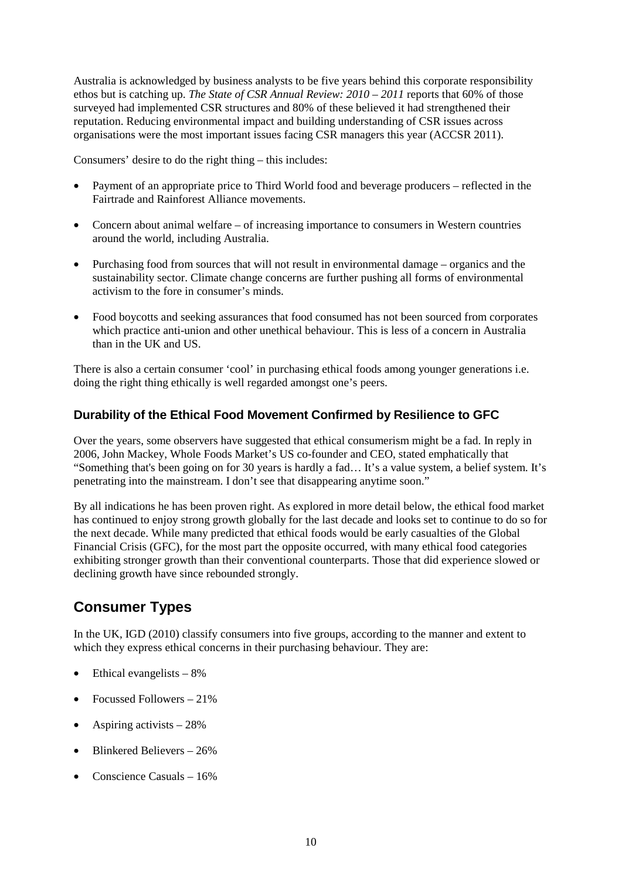Australia is acknowledged by business analysts to be five years behind this corporate responsibility ethos but is catching up. *The State of CSR Annual Review: 2010 – 2011* reports that 60% of those surveyed had implemented CSR structures and 80% of these believed it had strengthened their reputation. Reducing environmental impact and building understanding of CSR issues across organisations were the most important issues facing CSR managers this year (ACCSR 2011).

Consumers' desire to do the right thing – this includes:

- Payment of an appropriate price to Third World food and beverage producers – reflected in the Fairtrade and Rainforest Alliance movements.
- Concern about animal welfare – of increasing importance to consumers in Western countries around the world, including Australia.
- Purchasing food from sources that will not result in environmental damage – organics and the sustainability sector. Climate change concerns are further pushing all forms of environmental activism to the fore in consumer's minds.
- Food boycotts and seeking assurances that food consumed has not been sourced from corporates which practice anti-union and other unethical behaviour. This is less of a concern in Australia than in the UK and US.

There is also a certain consumer 'cool' in purchasing ethical foods among younger generations i.e. doing the right thing ethically is well regarded amongst one's peers.

### Durability of the Ethical Food Movement Confirmed by Resilience to GFC

Over the years, some observers have suggested that ethical consumerism might be a fad. In reply in 2006, John Mackey, Whole Foods Market's US co-founder and CEO, stated emphatically that "Something that's been going on for 30 years is hardly a fad… It's a value system, a belief system. It's penetrating into the mainstream. I don't see that disappearing anytime soon."

By all indications he has been proven right. As explored in more detail below, the ethical food market has continued to enjoy strong growth globally for the last decade and looks set to continue to do so for the next decade. While many predicted that ethical foods would be early casualties of the Global Financial Crisis (GFC), for the most part the opposite occurred, with many ethical food categories exhibiting stronger growth than their conventional counterparts. Those that did experience slowed or declining growth have since rebounded strongly.

## Consumer Types

In the UK, IGD (2010) classify consumers into five groups, according to the manner and extent to which they express ethical concerns in their purchasing behaviour. They are:

- Ethical evangelists – 8%
- Focussed Followers – 21%
- Aspiring activists – 28%
- Blinkered Believers – 26%
- Conscience Casuals – 16%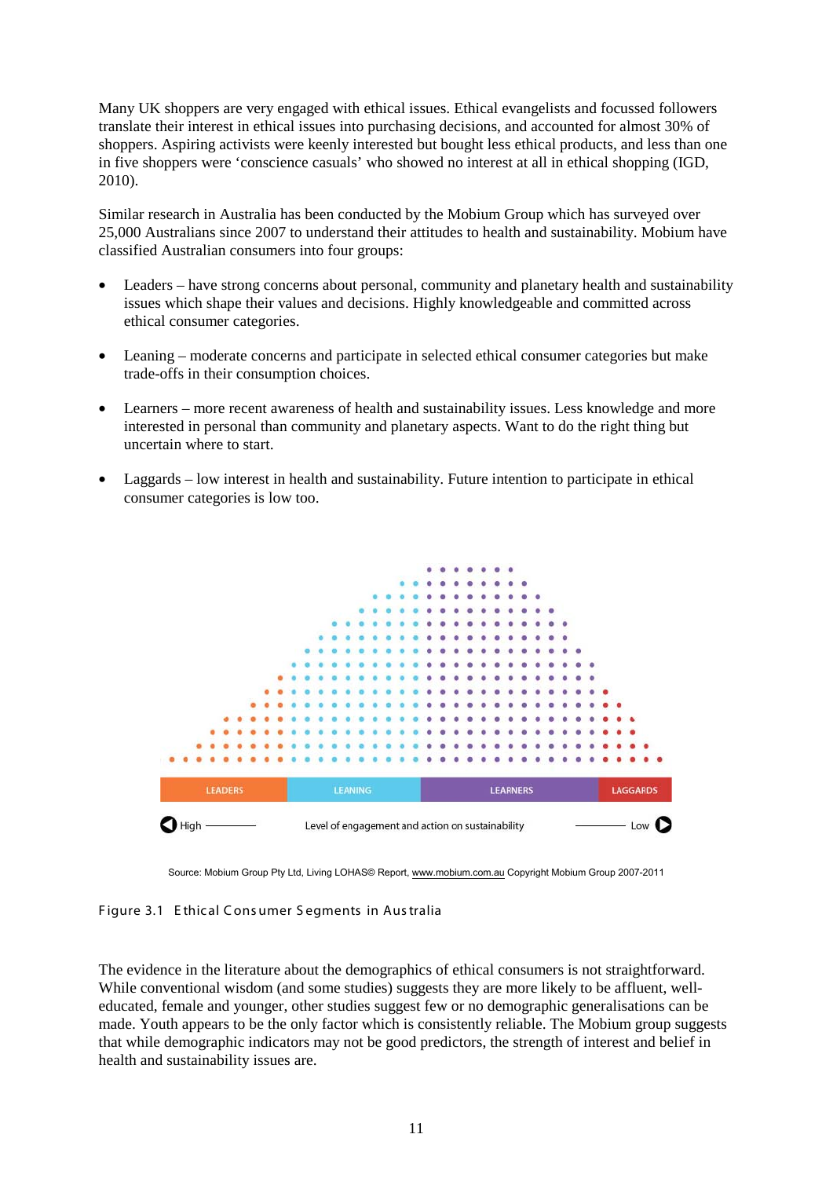Many UK shoppers are very engaged with ethical issues. Ethical evangelists and focussed followers translate their interest in ethical issues into purchasing decisions, and accounted for almost 30% of shoppers. Aspiring activists were keenly interested but bought less ethical products, and less than one in five shoppers were 'conscience casuals' who showed no interest at all in ethical shopping (IGD, 2010).

Similar research in Australia has been conducted by the Mobium Group which has surveyed over 25,000 Australians since 2007 to understand their attitudes to health and sustainability. Mobium have classified Australian consumers into four groups:

- Leaders – have strong concerns about personal, community and planetary health and sustainability issues which shape their values and decisions. Highly knowledgeable and committed across ethical consumer categories.
- Leaning – moderate concerns and participate in selected ethical consumer categories but make trade-offs in their consumption choices.
- Learners – more recent awareness of health and sustainability issues. Less knowledge and more interested in personal than community and planetary aspects. Want to do the right thing but uncertain where to start.
- Laggards – low interest in health and sustainability. Future intention to participate in ethical consumer categories is low too.

LEADERS | LEANING | LEARNERS | LAGGARDS

High ———— Level of engagement and action on sustainability ———— Low

Source: Mobium Group Pty Ltd, Living LOHAS© Report, www.mobium.com.au Copyright Mobium Group 2007-2011

Figure 3.1 Ethical Consumer Segments in Australia

The evidence in the literature about the demographics of ethical consumers is not straightforward. While conventional wisdom (and some studies) suggests they are more likely to be affluent, well-educated, female and younger, other studies suggest few or no demographic generalisations can be made. Youth appears to be the only factor which is consistently reliable. The Mobium group suggests that while demographic indicators may not be good predictors, the strength of interest and belief in health and sustainability issues are.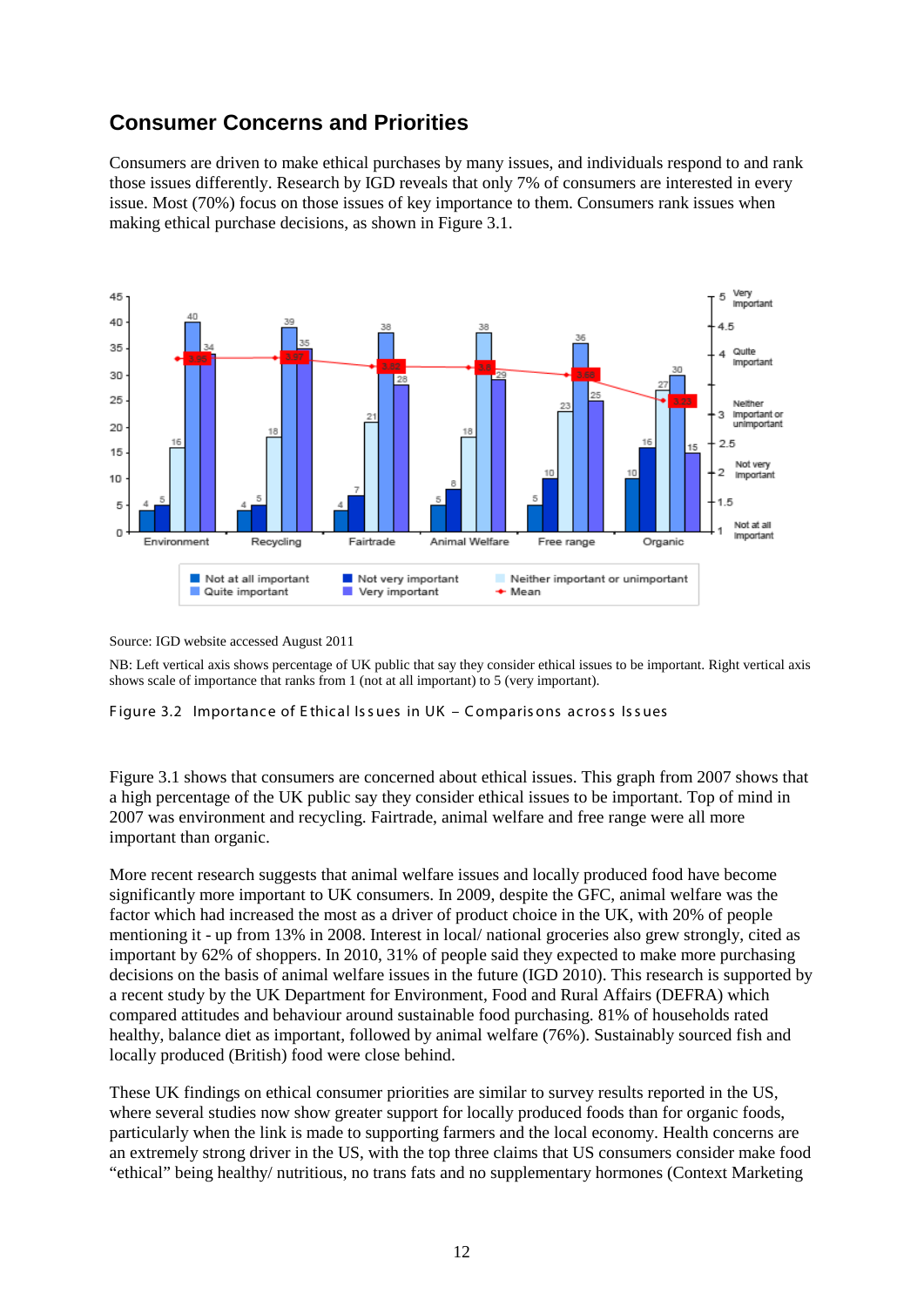## Consumer Concerns and Priorities

Consumers are driven to make ethical purchases by many issues, and individuals respond to and rank those issues differently. Research by IGD reveals that only 7% of consumers are interested in every issue. Most (70%) focus on those issues of key importance to them. Consumers rank issues when making ethical purchase decisions, as shown in Figure 3.1.

Source: IGD website accessed August 2011

NB: Left vertical axis shows percentage of UK public that say they consider ethical issues to be important. Right vertical axis shows scale of importance that ranks from 1 (not at all important) to 5 (very important).

Figure 3.2 Importance of Ethical Issues in UK – Comparisons across Issues

Figure 3.1 shows that consumers are concerned about ethical issues. This graph from 2007 shows that a high percentage of the UK public say they consider ethical issues to be important. Top of mind in 2007 was environment and recycling. Fairtrade, animal welfare and free range were all more important than organic.

More recent research suggests that animal welfare issues and locally produced food have become significantly more important to UK consumers. In 2009, despite the GFC, animal welfare was the factor which had increased the most as a driver of product choice in the UK, with 20% of people mentioning it - up from 13% in 2008. Interest in local/ national groceries also grew strongly, cited as important by 62% of shoppers. In 2010, 31% of people said they expected to make more purchasing decisions on the basis of animal welfare issues in the future (IGD 2010). This research is supported by a recent study by the UK Department for Environment, Food and Rural Affairs (DEFRA) which compared attitudes and behaviour around sustainable food purchasing. 81% of households rated healthy, balance diet as important, followed by animal welfare (76%). Sustainably sourced fish and locally produced (British) food were close behind.

These UK findings on ethical consumer priorities are similar to survey results reported in the US, where several studies now show greater support for locally produced foods than for organic foods, particularly when the link is made to supporting farmers and the local economy. Health concerns are an extremely strong driver in the US, with the top three claims that US consumers consider make food “ethical” being healthy/ nutritious, no trans fats and no supplementary hormones (Context Marketing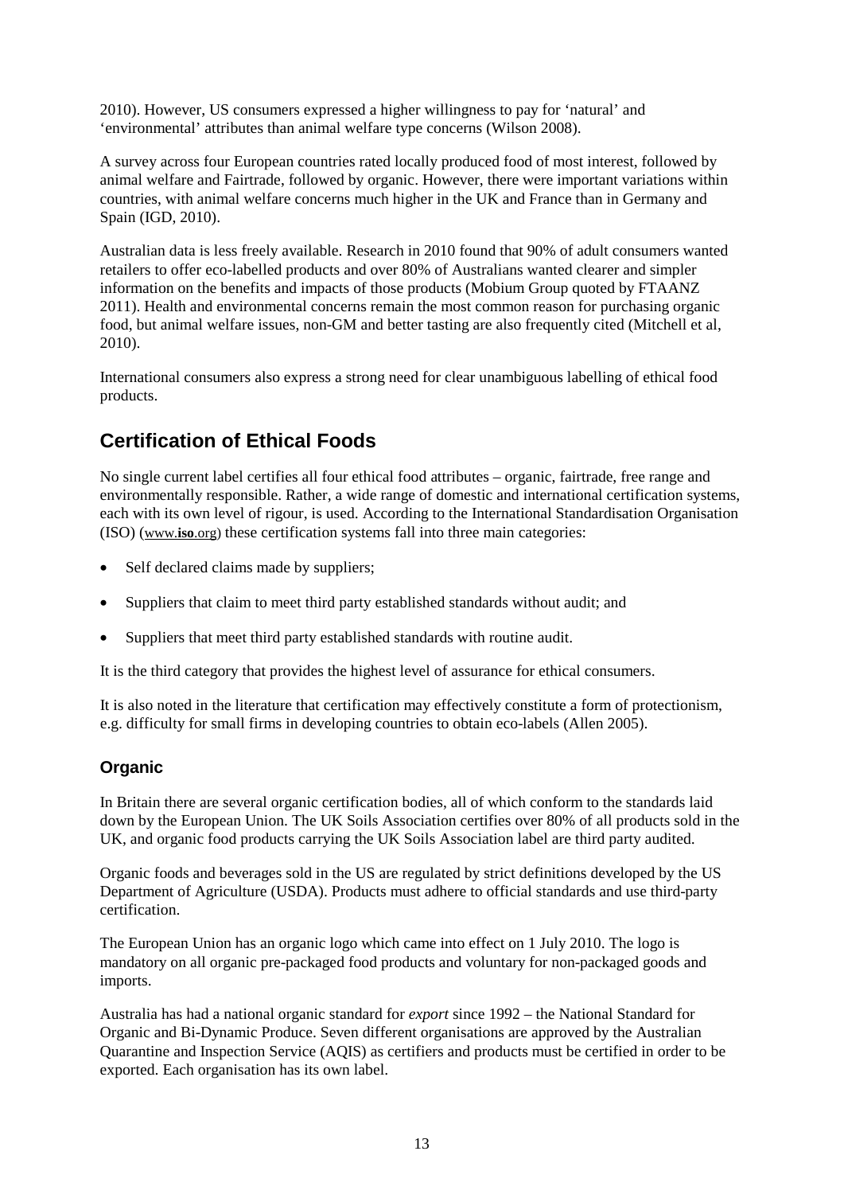2010). However, US consumers expressed a higher willingness to pay for 'natural' and 'environmental' attributes than animal welfare type concerns (Wilson 2008).

A survey across four European countries rated locally produced food of most interest, followed by animal welfare and Fairtrade, followed by organic. However, there were important variations within countries, with animal welfare concerns much higher in the UK and France than in Germany and Spain (IGD, 2010).

Australian data is less freely available. Research in 2010 found that 90% of adult consumers wanted retailers to offer eco-labelled products and over 80% of Australians wanted clearer and simpler information on the benefits and impacts of those products (Mobium Group quoted by FTAANZ 2011). Health and environmental concerns remain the most common reason for purchasing organic food, but animal welfare issues, non-GM and better tasting are also frequently cited (Mitchell et al, 2010).

International consumers also express a strong need for clear unambiguous labelling of ethical food products.

## Certification of Ethical Foods

No single current label certifies all four ethical food attributes – organic, fairtrade, free range and environmentally responsible. Rather, a wide range of domestic and international certification systems, each with its own level of rigour, is used. According to the International Standardisation Organisation (ISO) (www.**iso**.org) these certification systems fall into three main categories:

- Self declared claims made by suppliers;
- Suppliers that claim to meet third party established standards without audit; and
- Suppliers that meet third party established standards with routine audit.

It is the third category that provides the highest level of assurance for ethical consumers.

It is also noted in the literature that certification may effectively constitute a form of protectionism, e.g. difficulty for small firms in developing countries to obtain eco-labels (Allen 2005).

### Organic

In Britain there are several organic certification bodies, all of which conform to the standards laid down by the European Union. The UK Soils Association certifies over 80% of all products sold in the UK, and organic food products carrying the UK Soils Association label are third party audited.

Organic foods and beverages sold in the US are regulated by strict definitions developed by the US Department of Agriculture (USDA). Products must adhere to official standards and use third-party certification.

The European Union has an organic logo which came into effect on 1 July 2010. The logo is mandatory on all organic pre-packaged food products and voluntary for non-packaged goods and imports.

Australia has had a national organic standard for *export* since 1992 – the National Standard for Organic and Bi-Dynamic Produce. Seven different organisations are approved by the Australian Quarantine and Inspection Service (AQIS) as certifiers and products must be certified in order to be exported. Each organisation has its own label.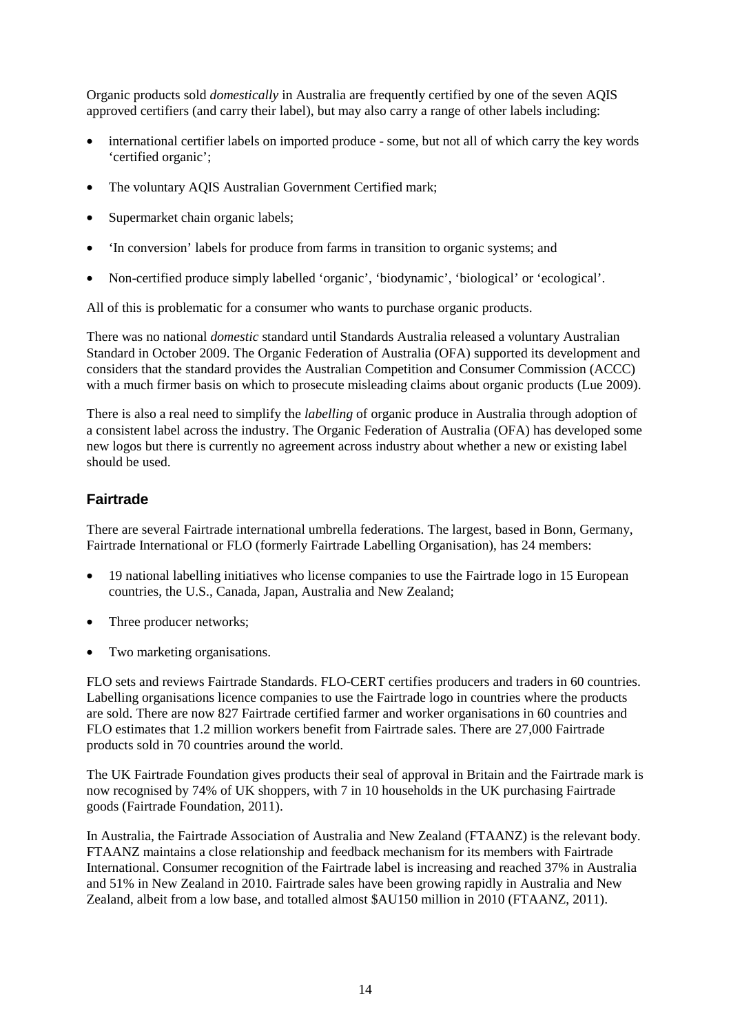Organic products sold *domestically* in Australia are frequently certified by one of the seven AQIS approved certifiers (and carry their label), but may also carry a range of other labels including:

- international certifier labels on imported produce - some, but not all of which carry the key words 'certified organic';
- The voluntary AQIS Australian Government Certified mark;
- Supermarket chain organic labels;
- 'In conversion' labels for produce from farms in transition to organic systems; and
- Non-certified produce simply labelled 'organic', 'biodynamic', 'biological' or 'ecological'.

All of this is problematic for a consumer who wants to purchase organic products.

There was no national *domestic* standard until Standards Australia released a voluntary Australian Standard in October 2009. The Organic Federation of Australia (OFA) supported its development and considers that the standard provides the Australian Competition and Consumer Commission (ACCC) with a much firmer basis on which to prosecute misleading claims about organic products (Lue 2009).

There is also a real need to simplify the *labelling* of organic produce in Australia through adoption of a consistent label across the industry. The Organic Federation of Australia (OFA) has developed some new logos but there is currently no agreement across industry about whether a new or existing label should be used.

## Fairtrade

There are several Fairtrade international umbrella federations. The largest, based in Bonn, Germany, Fairtrade International or FLO (formerly Fairtrade Labelling Organisation), has 24 members:

- 19 national labelling initiatives who license companies to use the Fairtrade logo in 15 European countries, the U.S., Canada, Japan, Australia and New Zealand;
- Three producer networks;
- Two marketing organisations.

FLO sets and reviews Fairtrade Standards. FLO-CERT certifies producers and traders in 60 countries. Labelling organisations licence companies to use the Fairtrade logo in countries where the products are sold. There are now 827 Fairtrade certified farmer and worker organisations in 60 countries and FLO estimates that 1.2 million workers benefit from Fairtrade sales. There are 27,000 Fairtrade products sold in 70 countries around the world.

The UK Fairtrade Foundation gives products their seal of approval in Britain and the Fairtrade mark is now recognised by 74% of UK shoppers, with 7 in 10 households in the UK purchasing Fairtrade goods (Fairtrade Foundation, 2011).

In Australia, the Fairtrade Association of Australia and New Zealand (FTAANZ) is the relevant body. FTAANZ maintains a close relationship and feedback mechanism for its members with Fairtrade International. Consumer recognition of the Fairtrade label is increasing and reached 37% in Australia and 51% in New Zealand in 2010. Fairtrade sales have been growing rapidly in Australia and New Zealand, albeit from a low base, and totalled almost $AU150 million in 2010 (FTAANZ, 2011).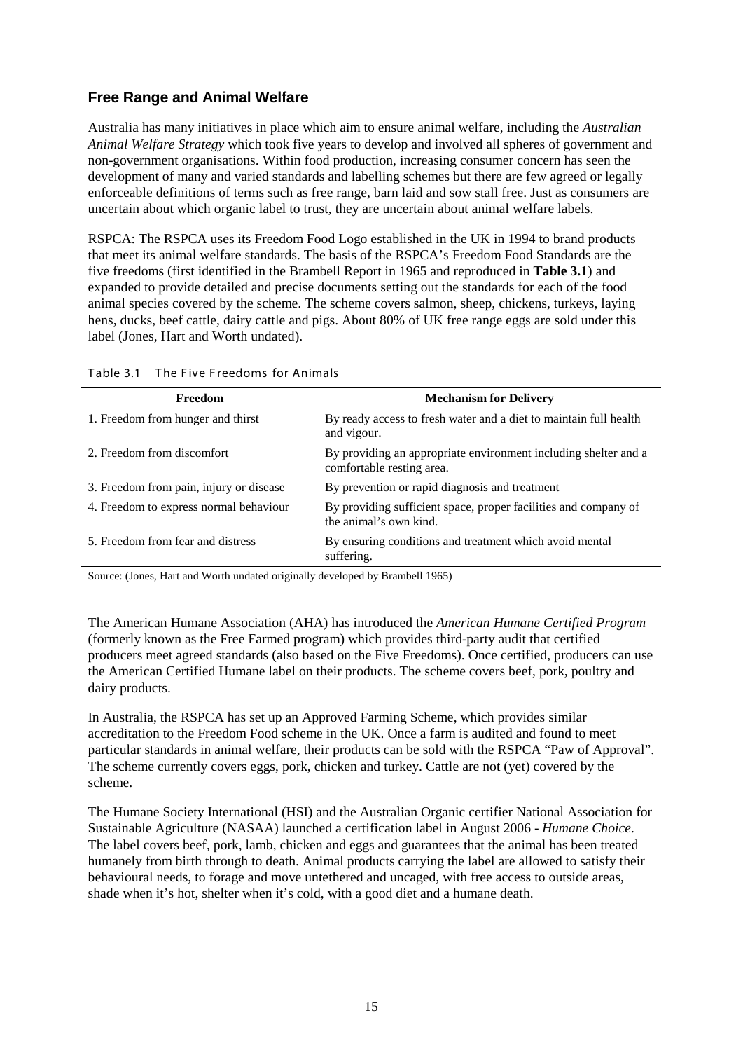## Free Range and Animal Welfare

Australia has many initiatives in place which aim to ensure animal welfare, including the *Australian Animal Welfare Strategy* which took five years to develop and involved all spheres of government and non-government organisations. Within food production, increasing consumer concern has seen the development of many and varied standards and labelling schemes but there are few agreed or legally enforceable definitions of terms such as free range, barn laid and sow stall free. Just as consumers are uncertain about which organic label to trust, they are uncertain about animal welfare labels.

RSPCA: The RSPCA uses its Freedom Food Logo established in the UK in 1994 to brand products that meet its animal welfare standards. The basis of the RSPCA's Freedom Food Standards are the five freedoms (first identified in the Brambell Report in 1965 and reproduced in **Table 3.1**) and expanded to provide detailed and precise documents setting out the standards for each of the food animal species covered by the scheme. The scheme covers salmon, sheep, chickens, turkeys, laying hens, ducks, beef cattle, dairy cattle and pigs. About 80% of UK free range eggs are sold under this label (Jones, Hart and Worth undated).

Table 3.1 The Five Freedoms for Animals

| Freedom | Mechanism for Delivery |
|---|---|
| 1. Freedom from hunger and thirst | By ready access to fresh water and a diet to maintain full health and vigour. |
| 2. Freedom from discomfort | By providing an appropriate environment including shelter and a comfortable resting area. |
| 3. Freedom from pain, injury or disease | By prevention or rapid diagnosis and treatment |
| 4. Freedom to express normal behaviour | By providing sufficient space, proper facilities and company of the animal's own kind. |
| 5. Freedom from fear and distress | By ensuring conditions and treatment which avoid mental suffering. |

Source: (Jones, Hart and Worth undated originally developed by Brambell 1965)

The American Humane Association (AHA) has introduced the *American Humane Certified Program* (formerly known as the Free Farmed program) which provides third-party audit that certified producers meet agreed standards (also based on the Five Freedoms). Once certified, producers can use the American Certified Humane label on their products. The scheme covers beef, pork, poultry and dairy products.

In Australia, the RSPCA has set up an Approved Farming Scheme, which provides similar accreditation to the Freedom Food scheme in the UK. Once a farm is audited and found to meet particular standards in animal welfare, their products can be sold with the RSPCA "Paw of Approval". The scheme currently covers eggs, pork, chicken and turkey. Cattle are not (yet) covered by the scheme.

The Humane Society International (HSI) and the Australian Organic certifier National Association for Sustainable Agriculture (NASAA) launched a certification label in August 2006 - *Humane Choice*. The label covers beef, pork, lamb, chicken and eggs and guarantees that the animal has been treated humanely from birth through to death. Animal products carrying the label are allowed to satisfy their behavioural needs, to forage and move untethered and uncaged, with free access to outside areas, shade when it's hot, shelter when it's cold, with a good diet and a humane death.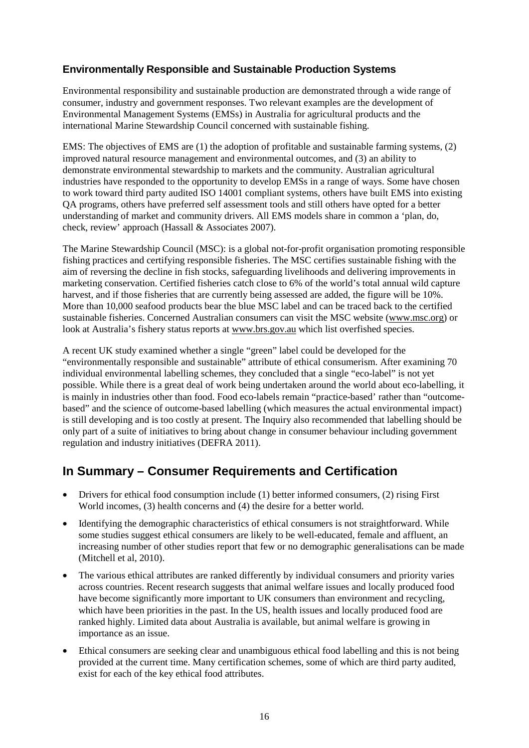### Environmentally Responsible and Sustainable Production Systems

Environmental responsibility and sustainable production are demonstrated through a wide range of consumer, industry and government responses. Two relevant examples are the development of Environmental Management Systems (EMSs) in Australia for agricultural products and the international Marine Stewardship Council concerned with sustainable fishing.

EMS: The objectives of EMS are (1) the adoption of profitable and sustainable farming systems, (2) improved natural resource management and environmental outcomes, and (3) an ability to demonstrate environmental stewardship to markets and the community. Australian agricultural industries have responded to the opportunity to develop EMSs in a range of ways. Some have chosen to work toward third party audited ISO 14001 compliant systems, others have built EMS into existing QA programs, others have preferred self assessment tools and still others have opted for a better understanding of market and community drivers. All EMS models share in common a 'plan, do, check, review' approach (Hassall & Associates 2007).

The Marine Stewardship Council (MSC): is a global not-for-profit organisation promoting responsible fishing practices and certifying responsible fisheries. The MSC certifies sustainable fishing with the aim of reversing the decline in fish stocks, safeguarding livelihoods and delivering improvements in marketing conservation. Certified fisheries catch close to 6% of the world's total annual wild capture harvest, and if those fisheries that are currently being assessed are added, the figure will be 10%. More than 10,000 seafood products bear the blue MSC label and can be traced back to the certified sustainable fisheries. Concerned Australian consumers can visit the MSC website (www.msc.org) or look at Australia's fishery status reports at www.brs.gov.au which list overfished species.

A recent UK study examined whether a single "green" label could be developed for the "environmentally responsible and sustainable" attribute of ethical consumerism. After examining 70 individual environmental labelling schemes, they concluded that a single "eco-label" is not yet possible. While there is a great deal of work being undertaken around the world about eco-labelling, it is mainly in industries other than food. Food eco-labels remain "practice-based' rather than "outcome-based" and the science of outcome-based labelling (which measures the actual environmental impact) is still developing and is too costly at present. The Inquiry also recommended that labelling should be only part of a suite of initiatives to bring about change in consumer behaviour including government regulation and industry initiatives (DEFRA 2011).

## In Summary – Consumer Requirements and Certification

- Drivers for ethical food consumption include (1) better informed consumers, (2) rising First World incomes, (3) health concerns and (4) the desire for a better world.
- Identifying the demographic characteristics of ethical consumers is not straightforward. While some studies suggest ethical consumers are likely to be well-educated, female and affluent, an increasing number of other studies report that few or no demographic generalisations can be made (Mitchell et al, 2010).
- The various ethical attributes are ranked differently by individual consumers and priority varies across countries. Recent research suggests that animal welfare issues and locally produced food have become significantly more important to UK consumers than environment and recycling, which have been priorities in the past. In the US, health issues and locally produced food are ranked highly. Limited data about Australia is available, but animal welfare is growing in importance as an issue.
- Ethical consumers are seeking clear and unambiguous ethical food labelling and this is not being provided at the current time. Many certification schemes, some of which are third party audited, exist for each of the key ethical food attributes.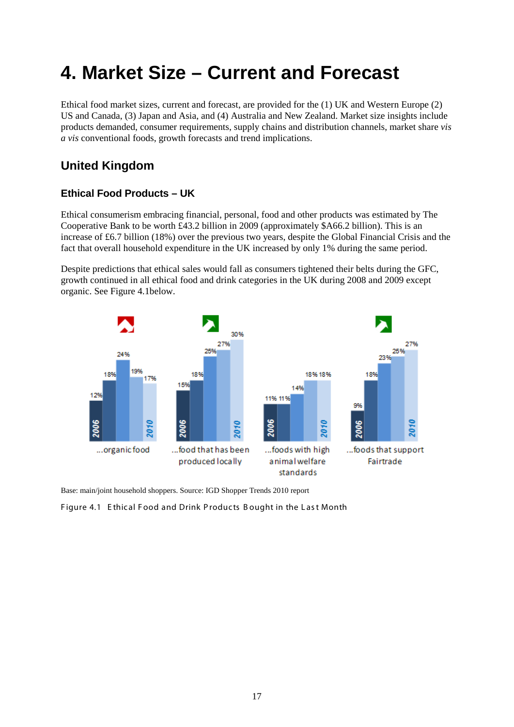# 4. Market Size – Current and Forecast

Ethical food market sizes, current and forecast, are provided for the (1) UK and Western Europe (2) US and Canada, (3) Japan and Asia, and (4) Australia and New Zealand. Market size insights include products demanded, consumer requirements, supply chains and distribution channels, market share *vis a vis* conventional foods, growth forecasts and trend implications.

## United Kingdom

### Ethical Food Products – UK

Ethical consumerism embracing financial, personal, food and other products was estimated by The Cooperative Bank to be worth £43.2 billion in 2009 (approximately $A66.2 billion). This is an increase of £6.7 billion (18%) over the previous two years, despite the Global Financial Crisis and the fact that overall household expenditure in the UK increased by only 1% during the same period.

Despite predictions that ethical sales would fall as consumers tightened their belts during the GFC, growth continued in all ethical food and drink categories in the UK during 2008 and 2009 except organic. See Figure 4.1below.

| | 2006 | 2007 | 2008 | 2009 | 2010 |
|---|---|---|---|---|---|
| ...organic food | 12% | 18% | 24% | 19% | 17% |
| ...food that has been produced locally | 15% | 18% | 25% | 27% | 30% |
| ...foods with high animal welfare standards | 11% | 11% | 14% | 18% | 18% |
| ...foods that support Fairtrade | 9% | 18% | 23% | 25% | 27% |

Base: main/joint household shoppers. Source: IGD Shopper Trends 2010 report

Figure 4.1 Ethical Food and Drink Products Bought in the Last Month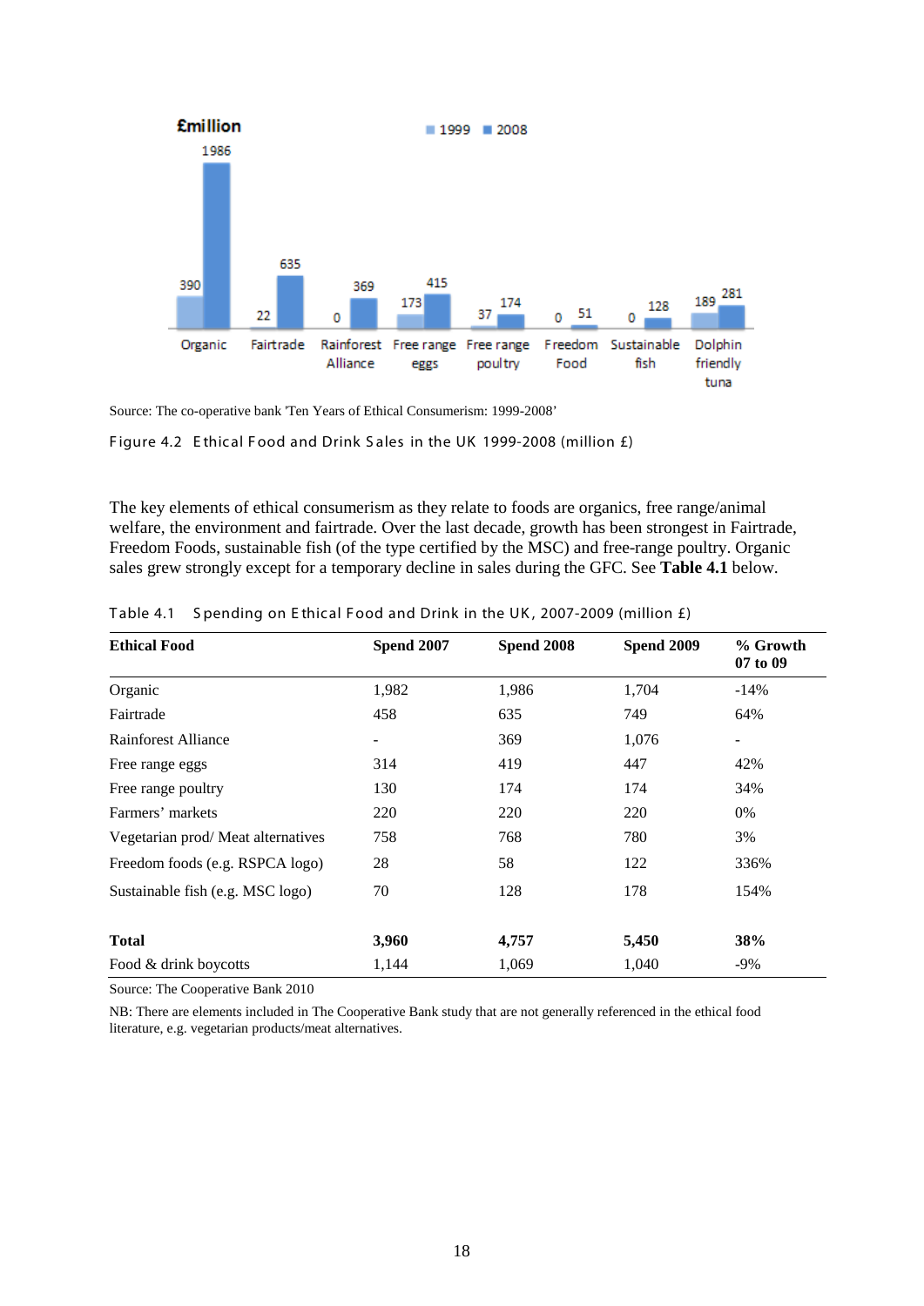Source: The co-operative bank 'Ten Years of Ethical Consumerism: 1999-2008'

Figure 4.2 Ethical Food and Drink Sales in the UK 1999-2008 (million £)

The key elements of ethical consumerism as they relate to foods are organics, free range/animal welfare, the environment and fairtrade. Over the last decade, growth has been strongest in Fairtrade, Freedom Foods, sustainable fish (of the type certified by the MSC) and free-range poultry. Organic sales grew strongly except for a temporary decline in sales during the GFC. See **Table 4.1** below.

Table 4.1 Spending on Ethical Food and Drink in the UK, 2007-2009 (million £)

| **Ethical Food** | **Spend 2007** | **Spend 2008** | **Spend 2009** | **% Growth 07 to 09** |
|---|---|---|---|---|
| Organic | 1,982 | 1,986 | 1,704 | -14% |
| Fairtrade | 458 | 635 | 749 | 64% |
| Rainforest Alliance | - | 369 | 1,076 | - |
| Free range eggs | 314 | 419 | 447 | 42% |
| Free range poultry | 130 | 174 | 174 | 34% |
| Farmers' markets | 220 | 220 | 220 | 0% |
| Vegetarian prod/ Meat alternatives | 758 | 768 | 780 | 3% |
| Freedom foods (e.g. RSPCA logo) | 28 | 58 | 122 | 336% |
| Sustainable fish (e.g. MSC logo) | 70 | 128 | 178 | 154% |
| **Total** | **3,960** | **4,757** | **5,450** | **38%** |
| Food & drink boycotts | 1,144 | 1,069 | 1,040 | -9% |

Source: The Cooperative Bank 2010

NB: There are elements included in The Cooperative Bank study that are not generally referenced in the ethical food literature, e.g. vegetarian products/meat alternatives.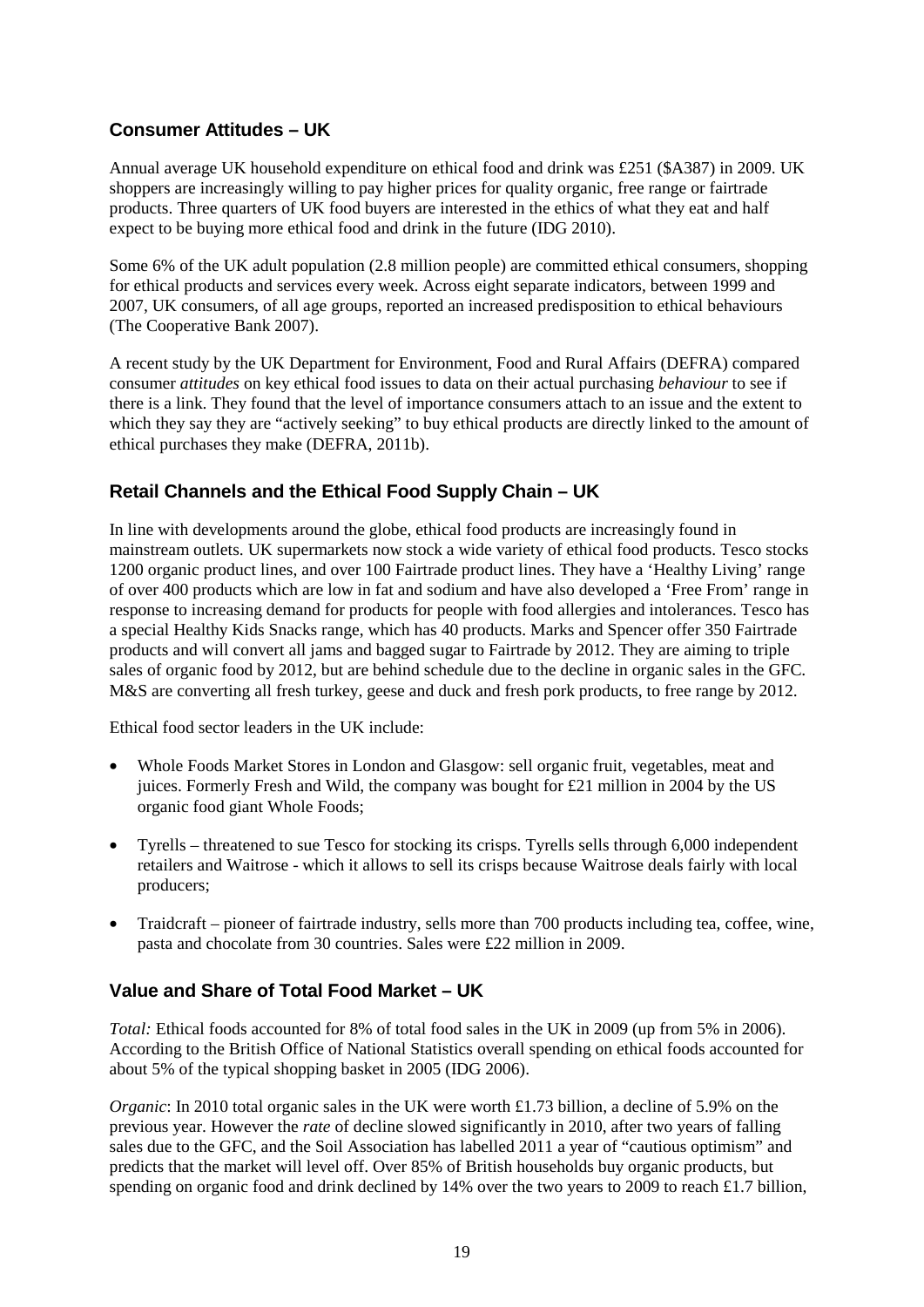## Consumer Attitudes – UK

Annual average UK household expenditure on ethical food and drink was £251 ($A387) in 2009. UK shoppers are increasingly willing to pay higher prices for quality organic, free range or fairtrade products. Three quarters of UK food buyers are interested in the ethics of what they eat and half expect to be buying more ethical food and drink in the future (IDG 2010).

Some 6% of the UK adult population (2.8 million people) are committed ethical consumers, shopping for ethical products and services every week. Across eight separate indicators, between 1999 and 2007, UK consumers, of all age groups, reported an increased predisposition to ethical behaviours (The Cooperative Bank 2007).

A recent study by the UK Department for Environment, Food and Rural Affairs (DEFRA) compared consumer *attitudes* on key ethical food issues to data on their actual purchasing *behaviour* to see if there is a link. They found that the level of importance consumers attach to an issue and the extent to which they say they are "actively seeking" to buy ethical products are directly linked to the amount of ethical purchases they make (DEFRA, 2011b).

## Retail Channels and the Ethical Food Supply Chain – UK

In line with developments around the globe, ethical food products are increasingly found in mainstream outlets. UK supermarkets now stock a wide variety of ethical food products. Tesco stocks 1200 organic product lines, and over 100 Fairtrade product lines. They have a 'Healthy Living' range of over 400 products which are low in fat and sodium and have also developed a 'Free From' range in response to increasing demand for products for people with food allergies and intolerances. Tesco has a special Healthy Kids Snacks range, which has 40 products. Marks and Spencer offer 350 Fairtrade products and will convert all jams and bagged sugar to Fairtrade by 2012. They are aiming to triple sales of organic food by 2012, but are behind schedule due to the decline in organic sales in the GFC. M&S are converting all fresh turkey, geese and duck and fresh pork products, to free range by 2012.

Ethical food sector leaders in the UK include:

- Whole Foods Market Stores in London and Glasgow: sell organic fruit, vegetables, meat and juices. Formerly Fresh and Wild, the company was bought for £21 million in 2004 by the US organic food giant Whole Foods;
- Tyrells – threatened to sue Tesco for stocking its crisps. Tyrells sells through 6,000 independent retailers and Waitrose - which it allows to sell its crisps because Waitrose deals fairly with local producers;
- Traidcraft – pioneer of fairtrade industry, sells more than 700 products including tea, coffee, wine, pasta and chocolate from 30 countries. Sales were £22 million in 2009.

## Value and Share of Total Food Market – UK

*Total:* Ethical foods accounted for 8% of total food sales in the UK in 2009 (up from 5% in 2006). According to the British Office of National Statistics overall spending on ethical foods accounted for about 5% of the typical shopping basket in 2005 (IDG 2006).

*Organic*: In 2010 total organic sales in the UK were worth £1.73 billion, a decline of 5.9% on the previous year. However the *rate* of decline slowed significantly in 2010, after two years of falling sales due to the GFC, and the Soil Association has labelled 2011 a year of "cautious optimism" and predicts that the market will level off. Over 85% of British households buy organic products, but spending on organic food and drink declined by 14% over the two years to 2009 to reach £1.7 billion,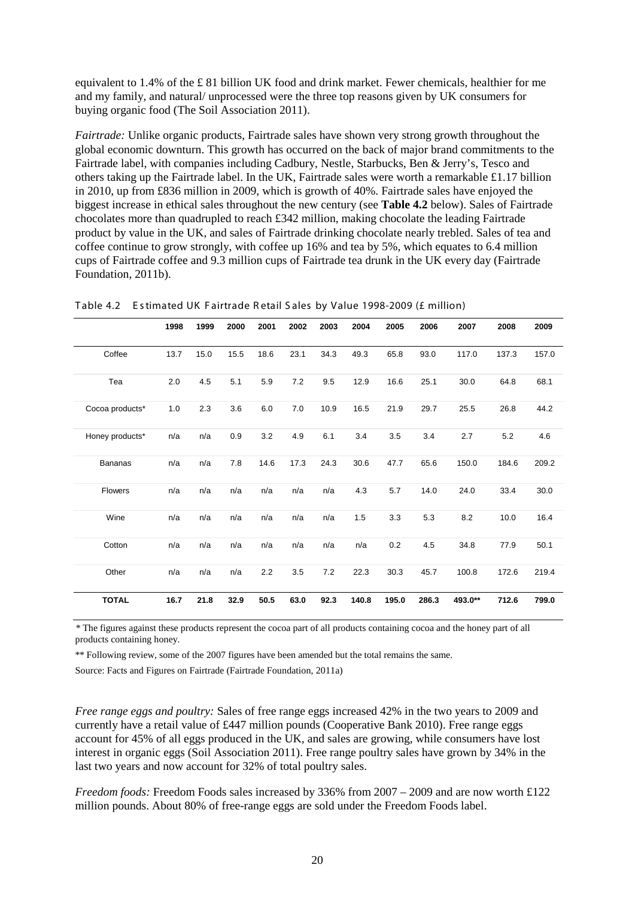equivalent to 1.4% of the £ 81 billion UK food and drink market. Fewer chemicals, healthier for me and my family, and natural/ unprocessed were the three top reasons given by UK consumers for buying organic food (The Soil Association 2011).

*Fairtrade:* Unlike organic products, Fairtrade sales have shown very strong growth throughout the global economic downturn. This growth has occurred on the back of major brand commitments to the Fairtrade label, with companies including Cadbury, Nestle, Starbucks, Ben & Jerry's, Tesco and others taking up the Fairtrade label. In the UK, Fairtrade sales were worth a remarkable £1.17 billion in 2010, up from £836 million in 2009, which is growth of 40%. Fairtrade sales have enjoyed the biggest increase in ethical sales throughout the new century (see **Table 4.2** below). Sales of Fairtrade chocolates more than quadrupled to reach £342 million, making chocolate the leading Fairtrade product by value in the UK, and sales of Fairtrade drinking chocolate nearly trebled. Sales of tea and coffee continue to grow strongly, with coffee up 16% and tea by 5%, which equates to 6.4 million cups of Fairtrade coffee and 9.3 million cups of Fairtrade tea drunk in the UK every day (Fairtrade Foundation, 2011b).

Table 4.2 Estimated UK Fairtrade Retail Sales by Value 1998-2009 (£ million)

| | 1998 | 1999 | 2000 | 2001 | 2002 | 2003 | 2004 | 2005 | 2006 | 2007 | 2008 | 2009 |
|---|---|---|---|---|---|---|---|---|---|---|---|---|
| Coffee | 13.7 | 15.0 | 15.5 | 18.6 | 23.1 | 34.3 | 49.3 | 65.8 | 93.0 | 117.0 | 137.3 | 157.0 |
| Tea | 2.0 | 4.5 | 5.1 | 5.9 | 7.2 | 9.5 | 12.9 | 16.6 | 25.1 | 30.0 | 64.8 | 68.1 |
| Cocoa products* | 1.0 | 2.3 | 3.6 | 6.0 | 7.0 | 10.9 | 16.5 | 21.9 | 29.7 | 25.5 | 26.8 | 44.2 |
| Honey products* | n/a | n/a | 0.9 | 3.2 | 4.9 | 6.1 | 3.4 | 3.5 | 3.4 | 2.7 | 5.2 | 4.6 |
| Bananas | n/a | n/a | 7.8 | 14.6 | 17.3 | 24.3 | 30.6 | 47.7 | 65.6 | 150.0 | 184.6 | 209.2 |
| Flowers | n/a | n/a | n/a | n/a | n/a | n/a | 4.3 | 5.7 | 14.0 | 24.0 | 33.4 | 30.0 |
| Wine | n/a | n/a | n/a | n/a | n/a | n/a | 1.5 | 3.3 | 5.3 | 8.2 | 10.0 | 16.4 |
| Cotton | n/a | n/a | n/a | n/a | n/a | n/a | n/a | 0.2 | 4.5 | 34.8 | 77.9 | 50.1 |
| Other | n/a | n/a | n/a | 2.2 | 3.5 | 7.2 | 22.3 | 30.3 | 45.7 | 100.8 | 172.6 | 219.4 |
| **TOTAL** | **16.7** | **21.8** | **32.9** | **50.5** | **63.0** | **92.3** | **140.8** | **195.0** | **286.3** | **493.0**** | **712.6** | **799.0** |

\* The figures against these products represent the cocoa part of all products containing cocoa and the honey part of all products containing honey.

** Following review, some of the 2007 figures have been amended but the total remains the same.

Source: Facts and Figures on Fairtrade (Fairtrade Foundation, 2011a)

*Free range eggs and poultry:* Sales of free range eggs increased 42% in the two years to 2009 and currently have a retail value of £447 million pounds (Cooperative Bank 2010). Free range eggs account for 45% of all eggs produced in the UK, and sales are growing, while consumers have lost interest in organic eggs (Soil Association 2011). Free range poultry sales have grown by 34% in the last two years and now account for 32% of total poultry sales.

*Freedom foods:* Freedom Foods sales increased by 336% from 2007 – 2009 and are now worth £122 million pounds. About 80% of free-range eggs are sold under the Freedom Foods label.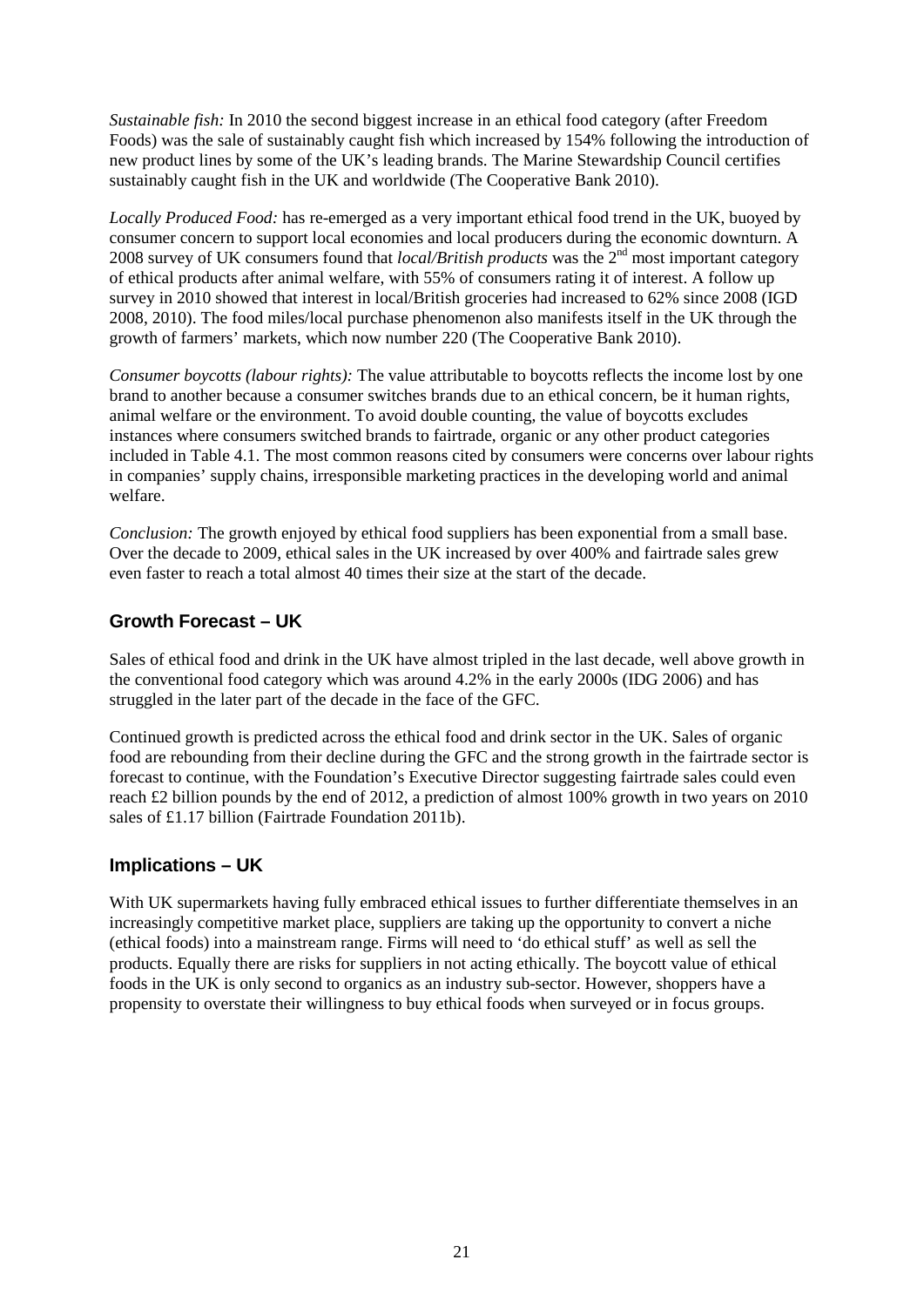*Sustainable fish:* In 2010 the second biggest increase in an ethical food category (after Freedom Foods) was the sale of sustainably caught fish which increased by 154% following the introduction of new product lines by some of the UK's leading brands. The Marine Stewardship Council certifies sustainably caught fish in the UK and worldwide (The Cooperative Bank 2010).

*Locally Produced Food:* has re-emerged as a very important ethical food trend in the UK, buoyed by consumer concern to support local economies and local producers during the economic downturn. A 2008 survey of UK consumers found that *local/British products* was the 2nd most important category of ethical products after animal welfare, with 55% of consumers rating it of interest. A follow up survey in 2010 showed that interest in local/British groceries had increased to 62% since 2008 (IGD 2008, 2010). The food miles/local purchase phenomenon also manifests itself in the UK through the growth of farmers' markets, which now number 220 (The Cooperative Bank 2010).

*Consumer boycotts (labour rights):* The value attributable to boycotts reflects the income lost by one brand to another because a consumer switches brands due to an ethical concern, be it human rights, animal welfare or the environment. To avoid double counting, the value of boycotts excludes instances where consumers switched brands to fairtrade, organic or any other product categories included in Table 4.1. The most common reasons cited by consumers were concerns over labour rights in companies' supply chains, irresponsible marketing practices in the developing world and animal welfare.

*Conclusion:* The growth enjoyed by ethical food suppliers has been exponential from a small base. Over the decade to 2009, ethical sales in the UK increased by over 400% and fairtrade sales grew even faster to reach a total almost 40 times their size at the start of the decade.

## Growth Forecast – UK

Sales of ethical food and drink in the UK have almost tripled in the last decade, well above growth in the conventional food category which was around 4.2% in the early 2000s (IDG 2006) and has struggled in the later part of the decade in the face of the GFC.

Continued growth is predicted across the ethical food and drink sector in the UK. Sales of organic food are rebounding from their decline during the GFC and the strong growth in the fairtrade sector is forecast to continue, with the Foundation's Executive Director suggesting fairtrade sales could even reach £2 billion pounds by the end of 2012, a prediction of almost 100% growth in two years on 2010 sales of £1.17 billion (Fairtrade Foundation 2011b).

## Implications – UK

With UK supermarkets having fully embraced ethical issues to further differentiate themselves in an increasingly competitive market place, suppliers are taking up the opportunity to convert a niche (ethical foods) into a mainstream range. Firms will need to 'do ethical stuff' as well as sell the products. Equally there are risks for suppliers in not acting ethically. The boycott value of ethical foods in the UK is only second to organics as an industry sub-sector. However, shoppers have a propensity to overstate their willingness to buy ethical foods when surveyed or in focus groups.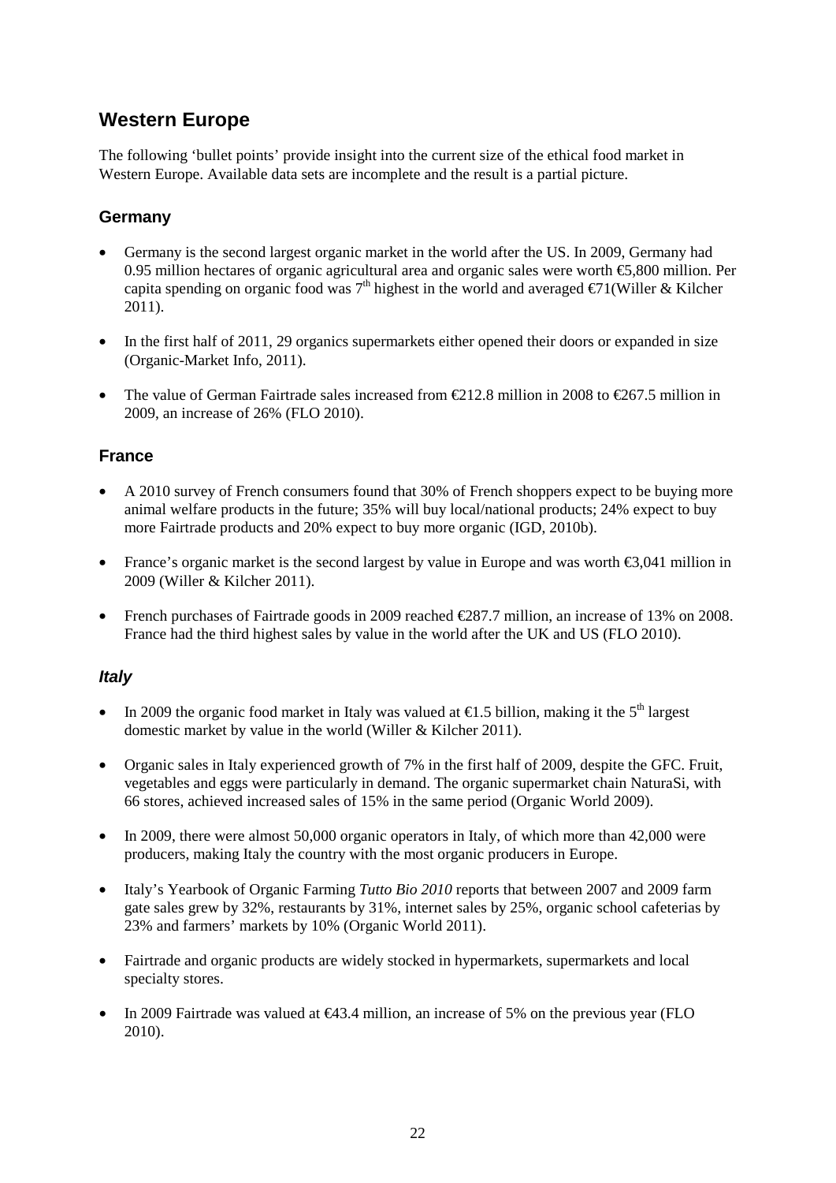## Western Europe

The following 'bullet points' provide insight into the current size of the ethical food market in Western Europe. Available data sets are incomplete and the result is a partial picture.

### Germany

- Germany is the second largest organic market in the world after the US. In 2009, Germany had 0.95 million hectares of organic agricultural area and organic sales were worth €5,800 million. Per capita spending on organic food was 7th highest in the world and averaged €71(Willer & Kilcher 2011).
- In the first half of 2011, 29 organics supermarkets either opened their doors or expanded in size (Organic-Market Info, 2011).
- The value of German Fairtrade sales increased from €212.8 million in 2008 to €267.5 million in 2009, an increase of 26% (FLO 2010).

### France

- A 2010 survey of French consumers found that 30% of French shoppers expect to be buying more animal welfare products in the future; 35% will buy local/national products; 24% expect to buy more Fairtrade products and 20% expect to buy more organic (IGD, 2010b).
- France's organic market is the second largest by value in Europe and was worth €3,041 million in 2009 (Willer & Kilcher 2011).
- French purchases of Fairtrade goods in 2009 reached €287.7 million, an increase of 13% on 2008. France had the third highest sales by value in the world after the UK and US (FLO 2010).

### *Italy*

- In 2009 the organic food market in Italy was valued at €1.5 billion, making it the 5th largest domestic market by value in the world (Willer & Kilcher 2011).
- Organic sales in Italy experienced growth of 7% in the first half of 2009, despite the GFC. Fruit, vegetables and eggs were particularly in demand. The organic supermarket chain NaturaSi, with 66 stores, achieved increased sales of 15% in the same period (Organic World 2009).
- In 2009, there were almost 50,000 organic operators in Italy, of which more than 42,000 were producers, making Italy the country with the most organic producers in Europe.
- Italy's Yearbook of Organic Farming *Tutto Bio 2010* reports that between 2007 and 2009 farm gate sales grew by 32%, restaurants by 31%, internet sales by 25%, organic school cafeterias by 23% and farmers' markets by 10% (Organic World 2011).
- Fairtrade and organic products are widely stocked in hypermarkets, supermarkets and local specialty stores.
- In 2009 Fairtrade was valued at €43.4 million, an increase of 5% on the previous year (FLO 2010).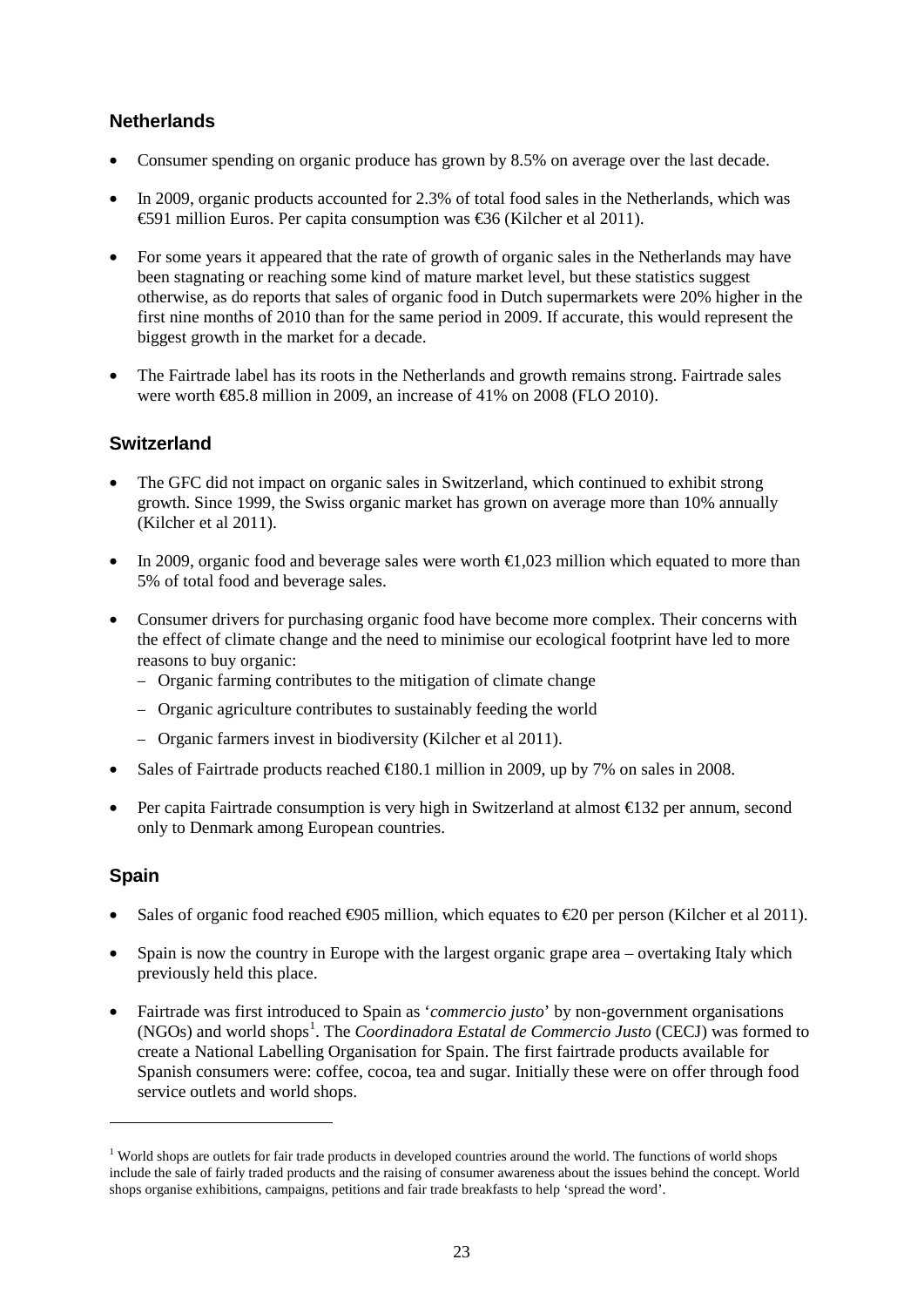## Netherlands

- Consumer spending on organic produce has grown by 8.5% on average over the last decade.
- In 2009, organic products accounted for 2.3% of total food sales in the Netherlands, which was €591 million Euros. Per capita consumption was €36 (Kilcher et al 2011).
- For some years it appeared that the rate of growth of organic sales in the Netherlands may have been stagnating or reaching some kind of mature market level, but these statistics suggest otherwise, as do reports that sales of organic food in Dutch supermarkets were 20% higher in the first nine months of 2010 than for the same period in 2009. If accurate, this would represent the biggest growth in the market for a decade.
- The Fairtrade label has its roots in the Netherlands and growth remains strong. Fairtrade sales were worth €85.8 million in 2009, an increase of 41% on 2008 (FLO 2010).

## Switzerland

- The GFC did not impact on organic sales in Switzerland, which continued to exhibit strong growth. Since 1999, the Swiss organic market has grown on average more than 10% annually (Kilcher et al 2011).
- In 2009, organic food and beverage sales were worth €1,023 million which equated to more than 5% of total food and beverage sales.
- Consumer drivers for purchasing organic food have become more complex. Their concerns with the effect of climate change and the need to minimise our ecological footprint have led to more reasons to buy organic:
  - Organic farming contributes to the mitigation of climate change
  - Organic agriculture contributes to sustainably feeding the world
  - Organic farmers invest in biodiversity (Kilcher et al 2011).
- Sales of Fairtrade products reached €180.1 million in 2009, up by 7% on sales in 2008.
- Per capita Fairtrade consumption is very high in Switzerland at almost €132 per annum, second only to Denmark among European countries.

## Spain

- Sales of organic food reached €905 million, which equates to €20 per person (Kilcher et al 2011).
- Spain is now the country in Europe with the largest organic grape area – overtaking Italy which previously held this place.
- Fairtrade was first introduced to Spain as '*commercio justo*' by non-government organisations (NGOs) and world shops[1]. The *Coordinadora Estatal de Commercio Justo* (CECJ) was formed to create a National Labelling Organisation for Spain. The first fairtrade products available for Spanish consumers were: coffee, cocoa, tea and sugar. Initially these were on offer through food service outlets and world shops.

---

[1] World shops are outlets for fair trade products in developed countries around the world. The functions of world shops include the sale of fairly traded products and the raising of consumer awareness about the issues behind the concept. World shops organise exhibitions, campaigns, petitions and fair trade breakfasts to help 'spread the word'.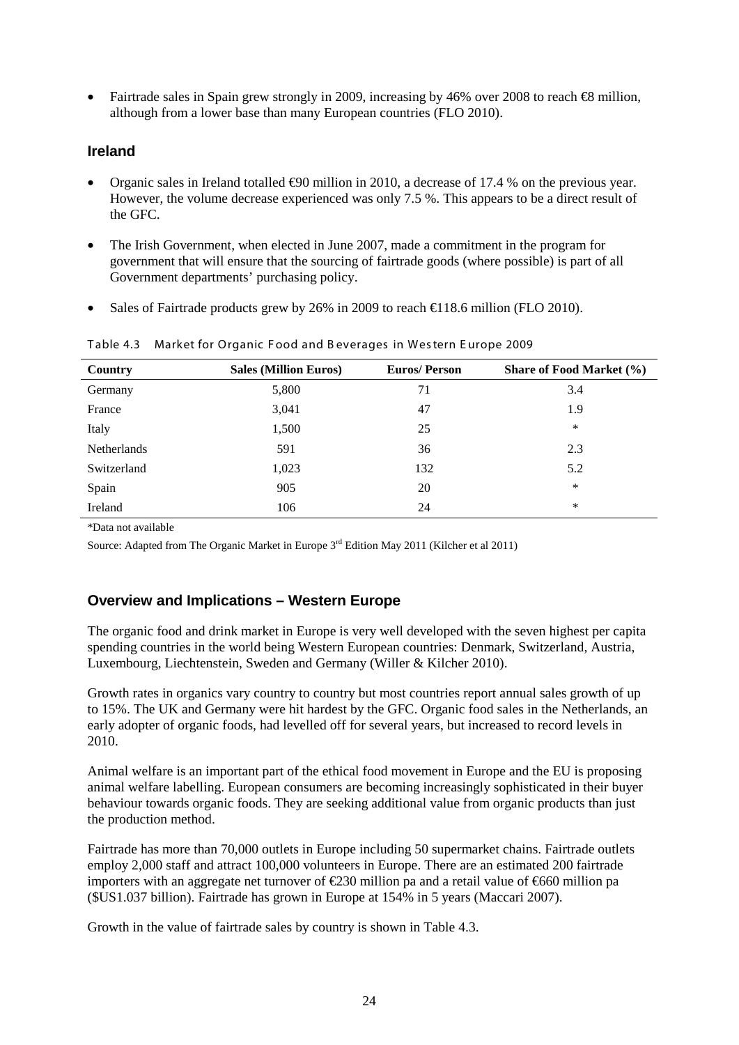- Fairtrade sales in Spain grew strongly in 2009, increasing by 46% over 2008 to reach €8 million, although from a lower base than many European countries (FLO 2010).

### Ireland

- Organic sales in Ireland totalled €90 million in 2010, a decrease of 17.4 % on the previous year. However, the volume decrease experienced was only 7.5 %. This appears to be a direct result of the GFC.
- The Irish Government, when elected in June 2007, made a commitment in the program for government that will ensure that the sourcing of fairtrade goods (where possible) is part of all Government departments' purchasing policy.
- Sales of Fairtrade products grew by 26% in 2009 to reach €118.6 million (FLO 2010).

Table 4.3 Market for Organic Food and Beverages in Western Europe 2009

| Country | Sales (Million Euros) | Euros/ Person | Share of Food Market (%) |
|---|---|---|---|
| Germany | 5,800 | 71 | 3.4 |
| France | 3,041 | 47 | 1.9 |
| Italy | 1,500 | 25 | * |
| Netherlands | 591 | 36 | 2.3 |
| Switzerland | 1,023 | 132 | 5.2 |
| Spain | 905 | 20 | * |
| Ireland | 106 | 24 | * |

*Data not available

Source: Adapted from The Organic Market in Europe 3rd Edition May 2011 (Kilcher et al 2011)

### Overview and Implications – Western Europe

The organic food and drink market in Europe is very well developed with the seven highest per capita spending countries in the world being Western European countries: Denmark, Switzerland, Austria, Luxembourg, Liechtenstein, Sweden and Germany (Willer & Kilcher 2010).

Growth rates in organics vary country to country but most countries report annual sales growth of up to 15%. The UK and Germany were hit hardest by the GFC. Organic food sales in the Netherlands, an early adopter of organic foods, had levelled off for several years, but increased to record levels in 2010.

Animal welfare is an important part of the ethical food movement in Europe and the EU is proposing animal welfare labelling. European consumers are becoming increasingly sophisticated in their buyer behaviour towards organic foods. They are seeking additional value from organic products than just the production method.

Fairtrade has more than 70,000 outlets in Europe including 50 supermarket chains. Fairtrade outlets employ 2,000 staff and attract 100,000 volunteers in Europe. There are an estimated 200 fairtrade importers with an aggregate net turnover of €230 million pa and a retail value of €660 million pa ($US1.037 billion). Fairtrade has grown in Europe at 154% in 5 years (Maccari 2007).

Growth in the value of fairtrade sales by country is shown in Table 4.3.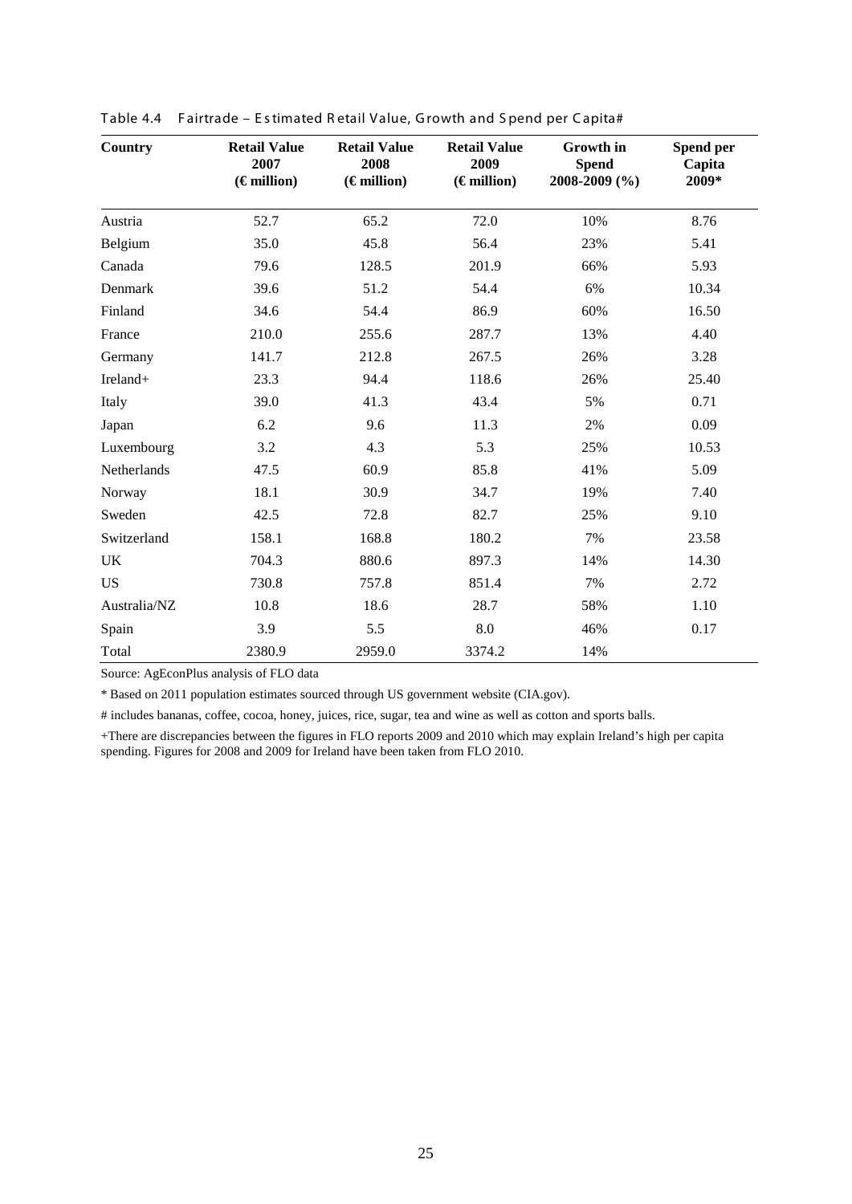Table 4.4 Fairtrade – Estimated Retail Value, Growth and Spend per Capita#

| Country | Retail Value 2007 (€ million) | Retail Value 2008 (€ million) | Retail Value 2009 (€ million) | Growth in Spend 2008-2009 (%) | Spend per Capita 2009* |
|---|---|---|---|---|---|
| Austria | 52.7 | 65.2 | 72.0 | 10% | 8.76 |
| Belgium | 35.0 | 45.8 | 56.4 | 23% | 5.41 |
| Canada | 79.6 | 128.5 | 201.9 | 66% | 5.93 |
| Denmark | 39.6 | 51.2 | 54.4 | 6% | 10.34 |
| Finland | 34.6 | 54.4 | 86.9 | 60% | 16.50 |
| France | 210.0 | 255.6 | 287.7 | 13% | 4.40 |
| Germany | 141.7 | 212.8 | 267.5 | 26% | 3.28 |
| Ireland+ | 23.3 | 94.4 | 118.6 | 26% | 25.40 |
| Italy | 39.0 | 41.3 | 43.4 | 5% | 0.71 |
| Japan | 6.2 | 9.6 | 11.3 | 2% | 0.09 |
| Luxembourg | 3.2 | 4.3 | 5.3 | 25% | 10.53 |
| Netherlands | 47.5 | 60.9 | 85.8 | 41% | 5.09 |
| Norway | 18.1 | 30.9 | 34.7 | 19% | 7.40 |
| Sweden | 42.5 | 72.8 | 82.7 | 25% | 9.10 |
| Switzerland | 158.1 | 168.8 | 180.2 | 7% | 23.58 |
| UK | 704.3 | 880.6 | 897.3 | 14% | 14.30 |
| US | 730.8 | 757.8 | 851.4 | 7% | 2.72 |
| Australia/NZ | 10.8 | 18.6 | 28.7 | 58% | 1.10 |
| Spain | 3.9 | 5.5 | 8.0 | 46% | 0.17 |
| Total | 2380.9 | 2959.0 | 3374.2 | 14% | |

Source: AgEconPlus analysis of FLO data

* Based on 2011 population estimates sourced through US government website (CIA.gov).

# includes bananas, coffee, cocoa, honey, juices, rice, sugar, tea and wine as well as cotton and sports balls.

+There are discrepancies between the figures in FLO reports 2009 and 2010 which may explain Ireland's high per capita spending. Figures for 2008 and 2009 for Ireland have been taken from FLO 2010.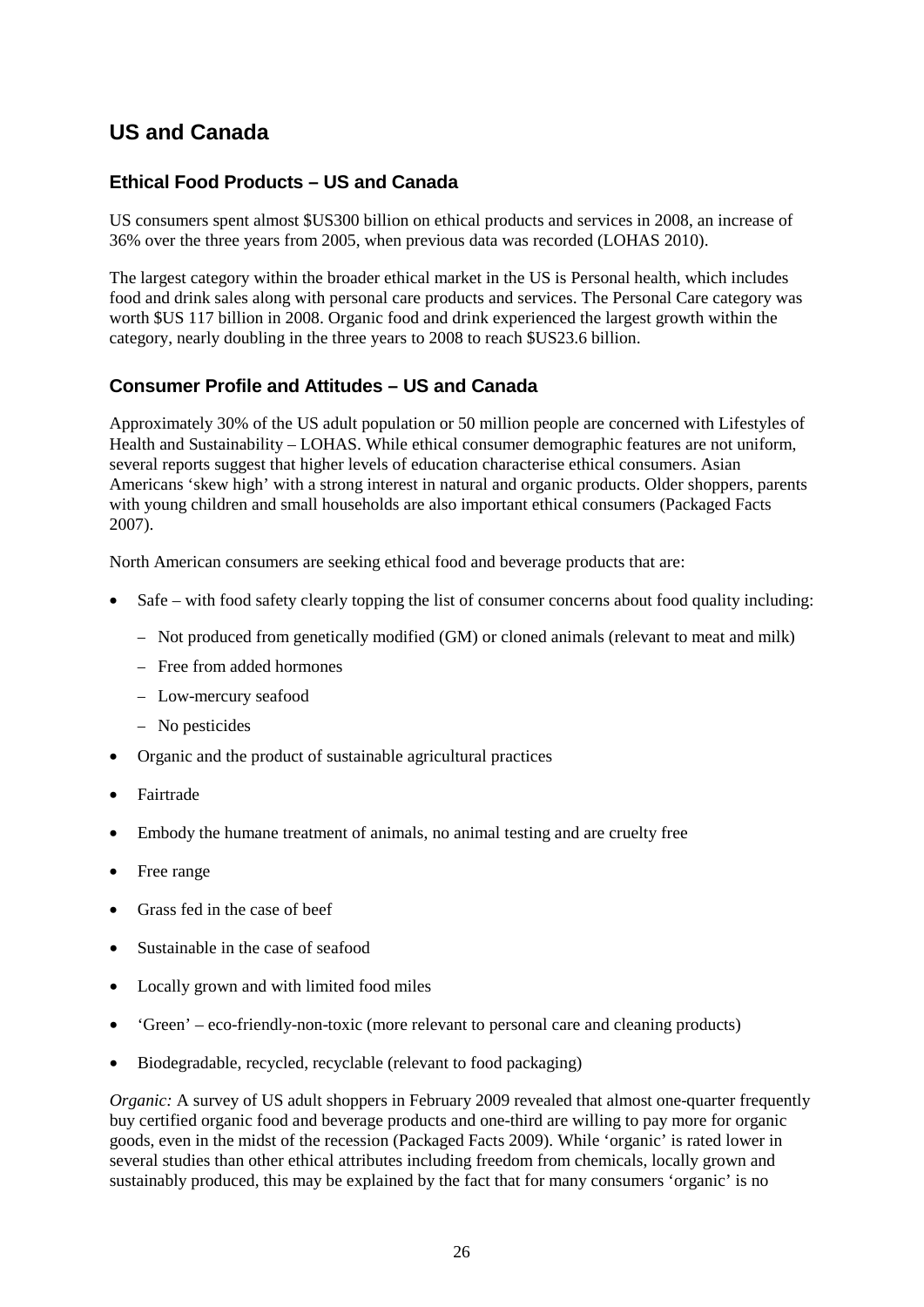# US and Canada

## Ethical Food Products – US and Canada

US consumers spent almost $US300 billion on ethical products and services in 2008, an increase of 36% over the three years from 2005, when previous data was recorded (LOHAS 2010).

The largest category within the broader ethical market in the US is Personal health, which includes food and drink sales along with personal care products and services. The Personal Care category was worth $US 117 billion in 2008. Organic food and drink experienced the largest growth within the category, nearly doubling in the three years to 2008 to reach $US23.6 billion.

## Consumer Profile and Attitudes – US and Canada

Approximately 30% of the US adult population or 50 million people are concerned with Lifestyles of Health and Sustainability – LOHAS. While ethical consumer demographic features are not uniform, several reports suggest that higher levels of education characterise ethical consumers. Asian Americans 'skew high' with a strong interest in natural and organic products. Older shoppers, parents with young children and small households are also important ethical consumers (Packaged Facts 2007).

North American consumers are seeking ethical food and beverage products that are:

- Safe – with food safety clearly topping the list of consumer concerns about food quality including:
  - Not produced from genetically modified (GM) or cloned animals (relevant to meat and milk)
  - Free from added hormones
  - Low-mercury seafood
  - No pesticides
- Organic and the product of sustainable agricultural practices
- Fairtrade
- Embody the humane treatment of animals, no animal testing and are cruelty free
- Free range
- Grass fed in the case of beef
- Sustainable in the case of seafood
- Locally grown and with limited food miles
- 'Green' – eco-friendly-non-toxic (more relevant to personal care and cleaning products)
- Biodegradable, recycled, recyclable (relevant to food packaging)

*Organic:* A survey of US adult shoppers in February 2009 revealed that almost one-quarter frequently buy certified organic food and beverage products and one-third are willing to pay more for organic goods, even in the midst of the recession (Packaged Facts 2009). While 'organic' is rated lower in several studies than other ethical attributes including freedom from chemicals, locally grown and sustainably produced, this may be explained by the fact that for many consumers 'organic' is no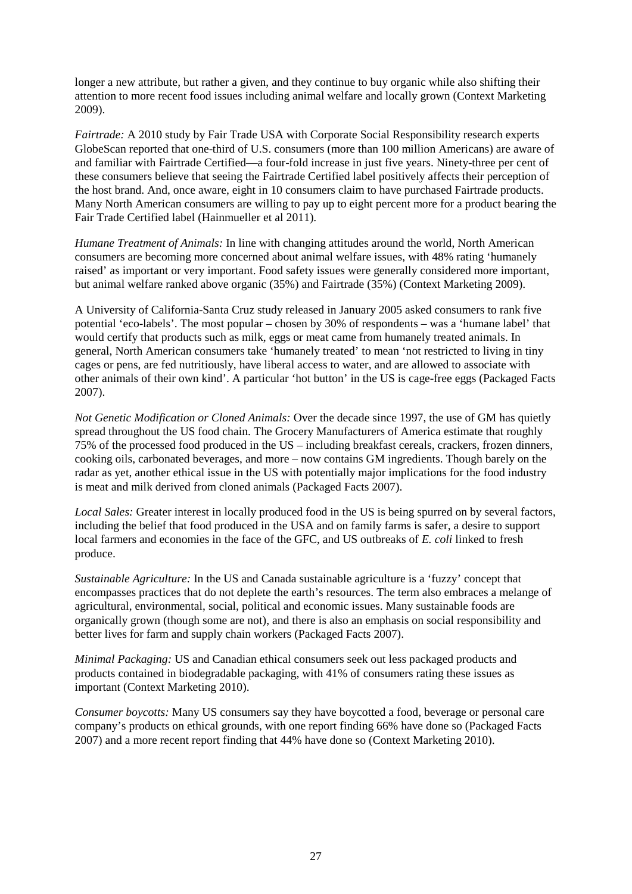longer a new attribute, but rather a given, and they continue to buy organic while also shifting their attention to more recent food issues including animal welfare and locally grown (Context Marketing 2009).

*Fairtrade:* A 2010 study by Fair Trade USA with Corporate Social Responsibility research experts GlobeScan reported that one-third of U.S. consumers (more than 100 million Americans) are aware of and familiar with Fairtrade Certified—a four-fold increase in just five years. Ninety-three per cent of these consumers believe that seeing the Fairtrade Certified label positively affects their perception of the host brand. And, once aware, eight in 10 consumers claim to have purchased Fairtrade products. Many North American consumers are willing to pay up to eight percent more for a product bearing the Fair Trade Certified label (Hainmueller et al 2011).

*Humane Treatment of Animals:* In line with changing attitudes around the world, North American consumers are becoming more concerned about animal welfare issues, with 48% rating 'humanely raised' as important or very important. Food safety issues were generally considered more important, but animal welfare ranked above organic (35%) and Fairtrade (35%) (Context Marketing 2009).

A University of California-Santa Cruz study released in January 2005 asked consumers to rank five potential 'eco-labels'. The most popular – chosen by 30% of respondents – was a 'humane label' that would certify that products such as milk, eggs or meat came from humanely treated animals. In general, North American consumers take 'humanely treated' to mean 'not restricted to living in tiny cages or pens, are fed nutritiously, have liberal access to water, and are allowed to associate with other animals of their own kind'. A particular 'hot button' in the US is cage-free eggs (Packaged Facts 2007).

*Not Genetic Modification or Cloned Animals:* Over the decade since 1997, the use of GM has quietly spread throughout the US food chain. The Grocery Manufacturers of America estimate that roughly 75% of the processed food produced in the US – including breakfast cereals, crackers, frozen dinners, cooking oils, carbonated beverages, and more – now contains GM ingredients. Though barely on the radar as yet, another ethical issue in the US with potentially major implications for the food industry is meat and milk derived from cloned animals (Packaged Facts 2007).

*Local Sales:* Greater interest in locally produced food in the US is being spurred on by several factors, including the belief that food produced in the USA and on family farms is safer, a desire to support local farmers and economies in the face of the GFC, and US outbreaks of *E. coli* linked to fresh produce.

*Sustainable Agriculture:* In the US and Canada sustainable agriculture is a 'fuzzy' concept that encompasses practices that do not deplete the earth's resources. The term also embraces a melange of agricultural, environmental, social, political and economic issues. Many sustainable foods are organically grown (though some are not), and there is also an emphasis on social responsibility and better lives for farm and supply chain workers (Packaged Facts 2007).

*Minimal Packaging:* US and Canadian ethical consumers seek out less packaged products and products contained in biodegradable packaging, with 41% of consumers rating these issues as important (Context Marketing 2010).

*Consumer boycotts:* Many US consumers say they have boycotted a food, beverage or personal care company's products on ethical grounds, with one report finding 66% have done so (Packaged Facts 2007) and a more recent report finding that 44% have done so (Context Marketing 2010).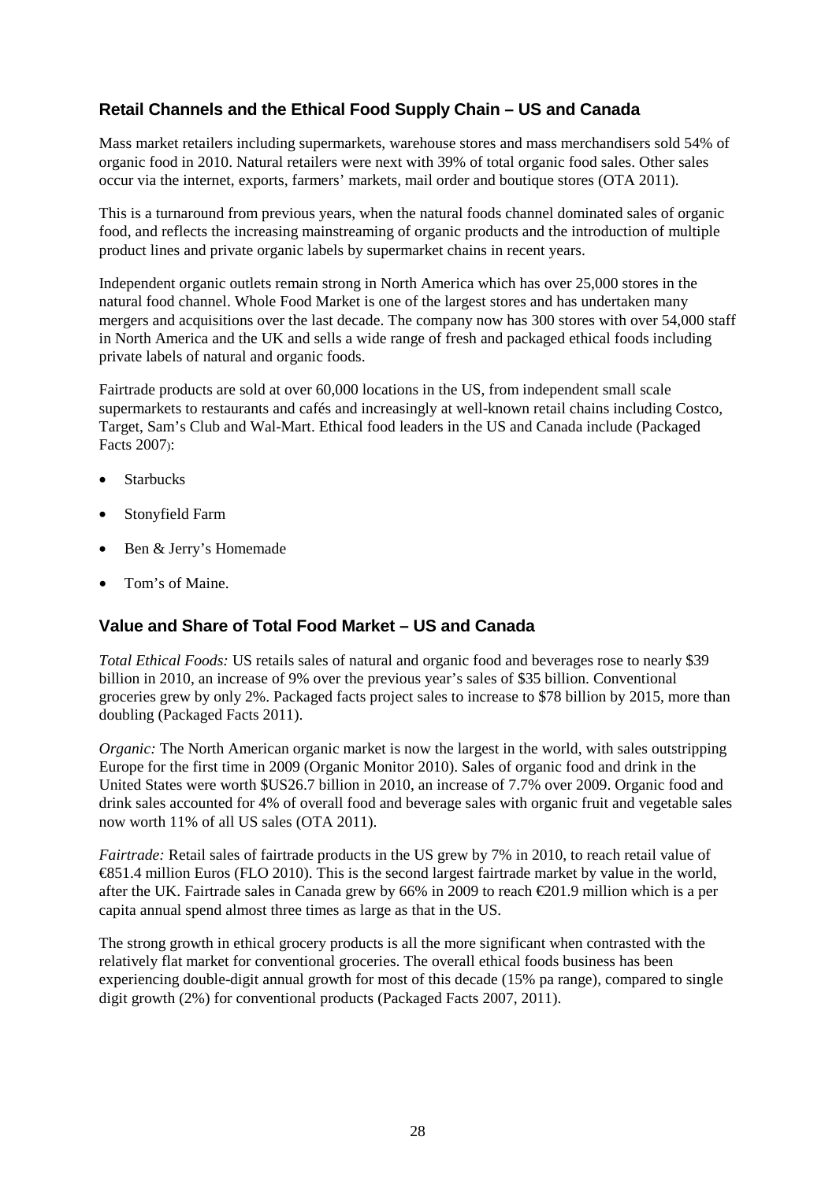## Retail Channels and the Ethical Food Supply Chain – US and Canada

Mass market retailers including supermarkets, warehouse stores and mass merchandisers sold 54% of organic food in 2010. Natural retailers were next with 39% of total organic food sales. Other sales occur via the internet, exports, farmers' markets, mail order and boutique stores (OTA 2011).

This is a turnaround from previous years, when the natural foods channel dominated sales of organic food, and reflects the increasing mainstreaming of organic products and the introduction of multiple product lines and private organic labels by supermarket chains in recent years.

Independent organic outlets remain strong in North America which has over 25,000 stores in the natural food channel. Whole Food Market is one of the largest stores and has undertaken many mergers and acquisitions over the last decade. The company now has 300 stores with over 54,000 staff in North America and the UK and sells a wide range of fresh and packaged ethical foods including private labels of natural and organic foods.

Fairtrade products are sold at over 60,000 locations in the US, from independent small scale supermarkets to restaurants and cafés and increasingly at well-known retail chains including Costco, Target, Sam's Club and Wal-Mart. Ethical food leaders in the US and Canada include (Packaged Facts 2007):

- Starbucks
- Stonyfield Farm
- Ben & Jerry's Homemade
- Tom's of Maine.

## Value and Share of Total Food Market – US and Canada

*Total Ethical Foods:* US retails sales of natural and organic food and beverages rose to nearly $39 billion in 2010, an increase of 9% over the previous year's sales of $35 billion. Conventional groceries grew by only 2%. Packaged facts project sales to increase to $78 billion by 2015, more than doubling (Packaged Facts 2011).

*Organic:* The North American organic market is now the largest in the world, with sales outstripping Europe for the first time in 2009 (Organic Monitor 2010). Sales of organic food and drink in the United States were worth $US26.7 billion in 2010, an increase of 7.7% over 2009. Organic food and drink sales accounted for 4% of overall food and beverage sales with organic fruit and vegetable sales now worth 11% of all US sales (OTA 2011).

*Fairtrade:* Retail sales of fairtrade products in the US grew by 7% in 2010, to reach retail value of €851.4 million Euros (FLO 2010). This is the second largest fairtrade market by value in the world, after the UK. Fairtrade sales in Canada grew by 66% in 2009 to reach €201.9 million which is a per capita annual spend almost three times as large as that in the US.

The strong growth in ethical grocery products is all the more significant when contrasted with the relatively flat market for conventional groceries. The overall ethical foods business has been experiencing double-digit annual growth for most of this decade (15% pa range), compared to single digit growth (2%) for conventional products (Packaged Facts 2007, 2011).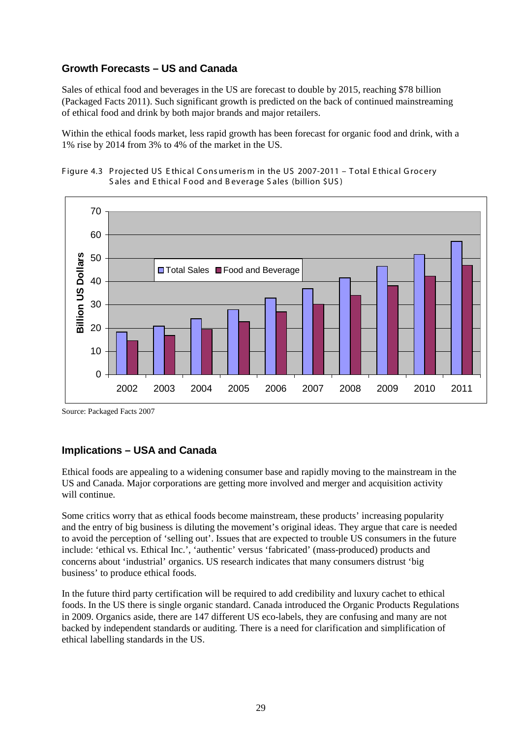## Growth Forecasts – US and Canada

Sales of ethical food and beverages in the US are forecast to double by 2015, reaching $78 billion (Packaged Facts 2011). Such significant growth is predicted on the back of continued mainstreaming of ethical food and drink by both major brands and major retailers.

Within the ethical foods market, less rapid growth has been forecast for organic food and drink, with a 1% rise by 2014 from 3% to 4% of the market in the US.

Figure 4.3 Projected US Ethical Consumerism in the US 2007-2011 – Total Ethical Grocery Sales and Ethical Food and Beverage Sales (billion $US)

Source: Packaged Facts 2007

## Implications – USA and Canada

Ethical foods are appealing to a widening consumer base and rapidly moving to the mainstream in the US and Canada. Major corporations are getting more involved and merger and acquisition activity will continue.

Some critics worry that as ethical foods become mainstream, these products' increasing popularity and the entry of big business is diluting the movement's original ideas. They argue that care is needed to avoid the perception of 'selling out'. Issues that are expected to trouble US consumers in the future include: 'ethical vs. Ethical Inc.', 'authentic' versus 'fabricated' (mass-produced) products and concerns about 'industrial' organics. US research indicates that many consumers distrust 'big business' to produce ethical foods.

In the future third party certification will be required to add credibility and luxury cachet to ethical foods. In the US there is single organic standard. Canada introduced the Organic Products Regulations in 2009. Organics aside, there are 147 different US eco-labels, they are confusing and many are not backed by independent standards or auditing. There is a need for clarification and simplification of ethical labelling standards in the US.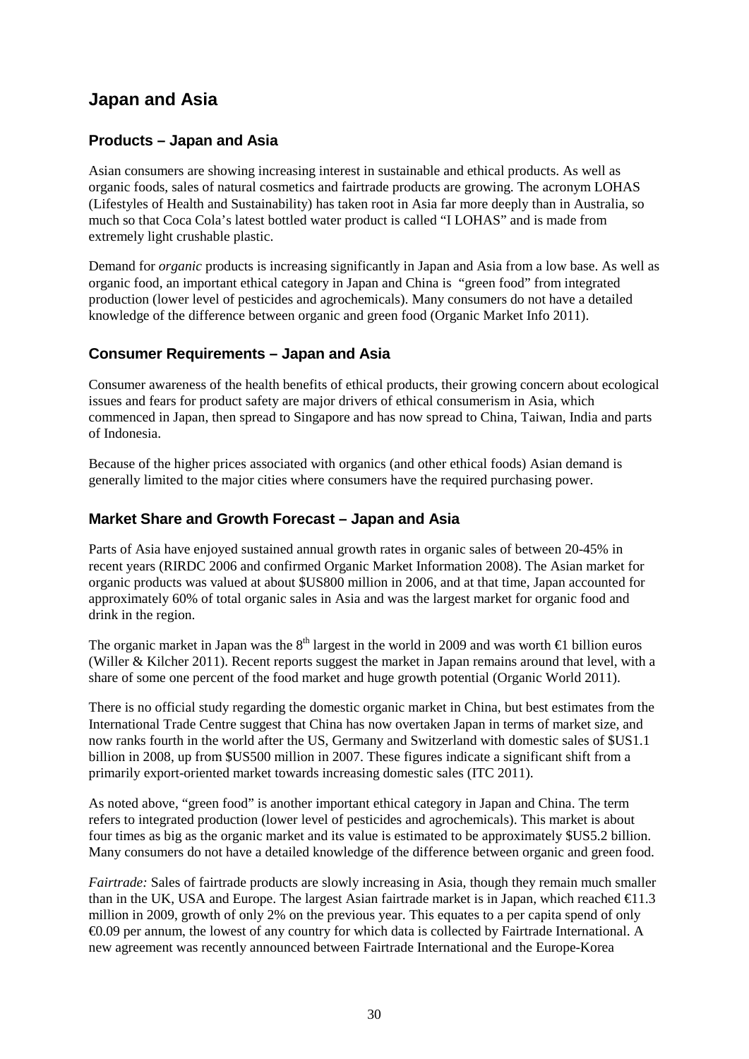## Japan and Asia

### Products – Japan and Asia

Asian consumers are showing increasing interest in sustainable and ethical products. As well as organic foods, sales of natural cosmetics and fairtrade products are growing. The acronym LOHAS (Lifestyles of Health and Sustainability) has taken root in Asia far more deeply than in Australia, so much so that Coca Cola's latest bottled water product is called "I LOHAS" and is made from extremely light crushable plastic.

Demand for *organic* products is increasing significantly in Japan and Asia from a low base. As well as organic food, an important ethical category in Japan and China is "green food" from integrated production (lower level of pesticides and agrochemicals). Many consumers do not have a detailed knowledge of the difference between organic and green food (Organic Market Info 2011).

### Consumer Requirements – Japan and Asia

Consumer awareness of the health benefits of ethical products, their growing concern about ecological issues and fears for product safety are major drivers of ethical consumerism in Asia, which commenced in Japan, then spread to Singapore and has now spread to China, Taiwan, India and parts of Indonesia.

Because of the higher prices associated with organics (and other ethical foods) Asian demand is generally limited to the major cities where consumers have the required purchasing power.

### Market Share and Growth Forecast – Japan and Asia

Parts of Asia have enjoyed sustained annual growth rates in organic sales of between 20-45% in recent years (RIRDC 2006 and confirmed Organic Market Information 2008). The Asian market for organic products was valued at about $US800 million in 2006, and at that time, Japan accounted for approximately 60% of total organic sales in Asia and was the largest market for organic food and drink in the region.

The organic market in Japan was the 8th largest in the world in 2009 and was worth €1 billion euros (Willer & Kilcher 2011). Recent reports suggest the market in Japan remains around that level, with a share of some one percent of the food market and huge growth potential (Organic World 2011).

There is no official study regarding the domestic organic market in China, but best estimates from the International Trade Centre suggest that China has now overtaken Japan in terms of market size, and now ranks fourth in the world after the US, Germany and Switzerland with domestic sales of $US1.1 billion in 2008, up from $US500 million in 2007. These figures indicate a significant shift from a primarily export-oriented market towards increasing domestic sales (ITC 2011).

As noted above, "green food" is another important ethical category in Japan and China. The term refers to integrated production (lower level of pesticides and agrochemicals). This market is about four times as big as the organic market and its value is estimated to be approximately $US5.2 billion. Many consumers do not have a detailed knowledge of the difference between organic and green food.

*Fairtrade:* Sales of fairtrade products are slowly increasing in Asia, though they remain much smaller than in the UK, USA and Europe. The largest Asian fairtrade market is in Japan, which reached €11.3 million in 2009, growth of only 2% on the previous year. This equates to a per capita spend of only €0.09 per annum, the lowest of any country for which data is collected by Fairtrade International. A new agreement was recently announced between Fairtrade International and the Europe-Korea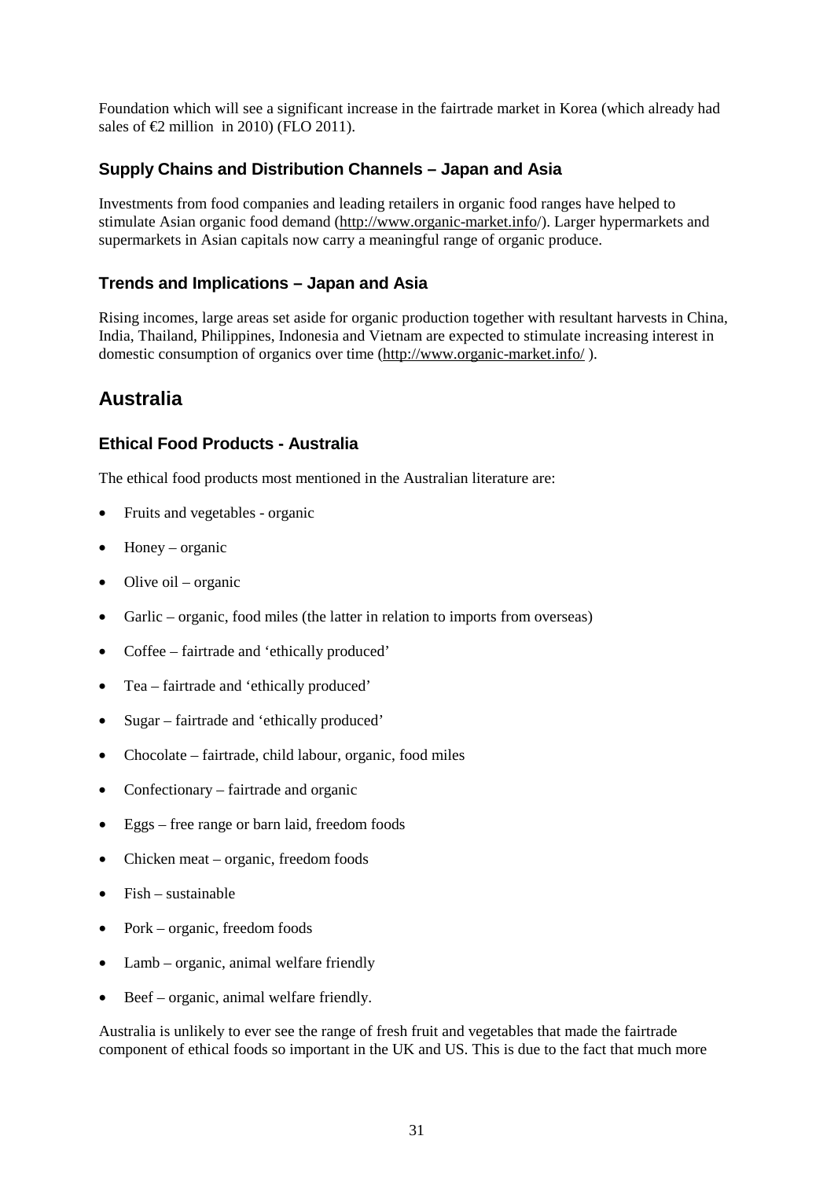Foundation which will see a significant increase in the fairtrade market in Korea (which already had sales of €2 million in 2010) (FLO 2011).

### Supply Chains and Distribution Channels – Japan and Asia

Investments from food companies and leading retailers in organic food ranges have helped to stimulate Asian organic food demand (http://www.organic-market.info/). Larger hypermarkets and supermarkets in Asian capitals now carry a meaningful range of organic produce.

### Trends and Implications – Japan and Asia

Rising incomes, large areas set aside for organic production together with resultant harvests in China, India, Thailand, Philippines, Indonesia and Vietnam are expected to stimulate increasing interest in domestic consumption of organics over time (http://www.organic-market.info/ ).

## Australia

### Ethical Food Products - Australia

The ethical food products most mentioned in the Australian literature are:

- Fruits and vegetables - organic
- Honey – organic
- Olive oil – organic
- Garlic – organic, food miles (the latter in relation to imports from overseas)
- Coffee – fairtrade and 'ethically produced'
- Tea – fairtrade and 'ethically produced'
- Sugar – fairtrade and 'ethically produced'
- Chocolate – fairtrade, child labour, organic, food miles
- Confectionary – fairtrade and organic
- Eggs – free range or barn laid, freedom foods
- Chicken meat – organic, freedom foods
- Fish – sustainable
- Pork – organic, freedom foods
- Lamb – organic, animal welfare friendly
- Beef – organic, animal welfare friendly.

Australia is unlikely to ever see the range of fresh fruit and vegetables that made the fairtrade component of ethical foods so important in the UK and US. This is due to the fact that much more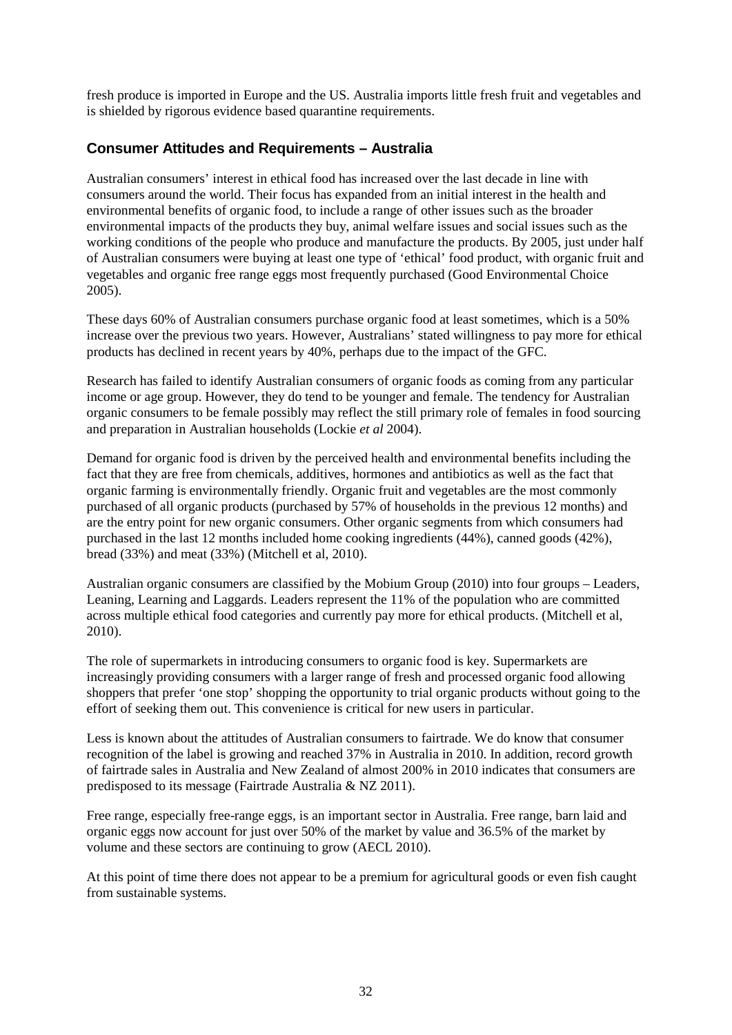fresh produce is imported in Europe and the US. Australia imports little fresh fruit and vegetables and is shielded by rigorous evidence based quarantine requirements.

## Consumer Attitudes and Requirements – Australia

Australian consumers' interest in ethical food has increased over the last decade in line with consumers around the world. Their focus has expanded from an initial interest in the health and environmental benefits of organic food, to include a range of other issues such as the broader environmental impacts of the products they buy, animal welfare issues and social issues such as the working conditions of the people who produce and manufacture the products. By 2005, just under half of Australian consumers were buying at least one type of 'ethical' food product, with organic fruit and vegetables and organic free range eggs most frequently purchased (Good Environmental Choice 2005).

These days 60% of Australian consumers purchase organic food at least sometimes, which is a 50% increase over the previous two years. However, Australians' stated willingness to pay more for ethical products has declined in recent years by 40%, perhaps due to the impact of the GFC.

Research has failed to identify Australian consumers of organic foods as coming from any particular income or age group. However, they do tend to be younger and female. The tendency for Australian organic consumers to be female possibly may reflect the still primary role of females in food sourcing and preparation in Australian households (Lockie *et al* 2004).

Demand for organic food is driven by the perceived health and environmental benefits including the fact that they are free from chemicals, additives, hormones and antibiotics as well as the fact that organic farming is environmentally friendly. Organic fruit and vegetables are the most commonly purchased of all organic products (purchased by 57% of households in the previous 12 months) and are the entry point for new organic consumers. Other organic segments from which consumers had purchased in the last 12 months included home cooking ingredients (44%), canned goods (42%), bread (33%) and meat (33%) (Mitchell et al, 2010).

Australian organic consumers are classified by the Mobium Group (2010) into four groups – Leaders, Leaning, Learning and Laggards. Leaders represent the 11% of the population who are committed across multiple ethical food categories and currently pay more for ethical products. (Mitchell et al, 2010).

The role of supermarkets in introducing consumers to organic food is key. Supermarkets are increasingly providing consumers with a larger range of fresh and processed organic food allowing shoppers that prefer 'one stop' shopping the opportunity to trial organic products without going to the effort of seeking them out. This convenience is critical for new users in particular.

Less is known about the attitudes of Australian consumers to fairtrade. We do know that consumer recognition of the label is growing and reached 37% in Australia in 2010. In addition, record growth of fairtrade sales in Australia and New Zealand of almost 200% in 2010 indicates that consumers are predisposed to its message (Fairtrade Australia & NZ 2011).

Free range, especially free-range eggs, is an important sector in Australia. Free range, barn laid and organic eggs now account for just over 50% of the market by value and 36.5% of the market by volume and these sectors are continuing to grow (AECL 2010).

At this point of time there does not appear to be a premium for agricultural goods or even fish caught from sustainable systems.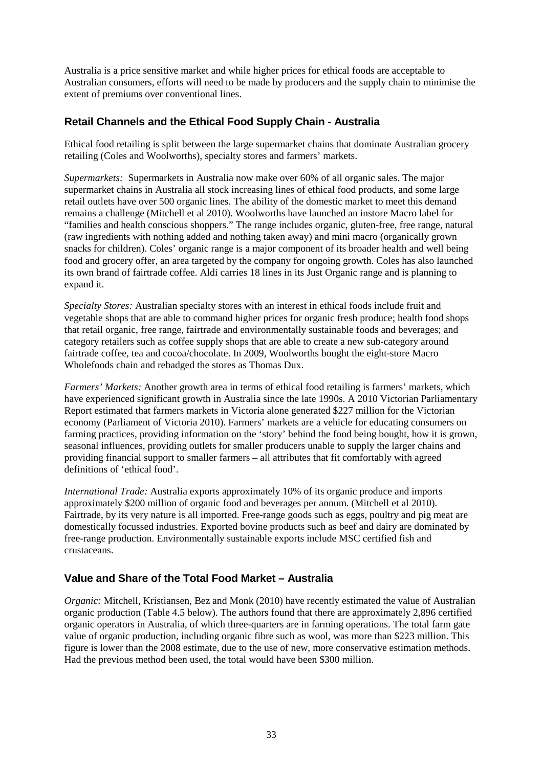Australia is a price sensitive market and while higher prices for ethical foods are acceptable to Australian consumers, efforts will need to be made by producers and the supply chain to minimise the extent of premiums over conventional lines.

## Retail Channels and the Ethical Food Supply Chain - Australia

Ethical food retailing is split between the large supermarket chains that dominate Australian grocery retailing (Coles and Woolworths), specialty stores and farmers' markets.

*Supermarkets:* Supermarkets in Australia now make over 60% of all organic sales. The major supermarket chains in Australia all stock increasing lines of ethical food products, and some large retail outlets have over 500 organic lines. The ability of the domestic market to meet this demand remains a challenge (Mitchell et al 2010). Woolworths have launched an instore Macro label for "families and health conscious shoppers." The range includes organic, gluten-free, free range, natural (raw ingredients with nothing added and nothing taken away) and mini macro (organically grown snacks for children). Coles' organic range is a major component of its broader health and well being food and grocery offer, an area targeted by the company for ongoing growth. Coles has also launched its own brand of fairtrade coffee. Aldi carries 18 lines in its Just Organic range and is planning to expand it.

*Specialty Stores:* Australian specialty stores with an interest in ethical foods include fruit and vegetable shops that are able to command higher prices for organic fresh produce; health food shops that retail organic, free range, fairtrade and environmentally sustainable foods and beverages; and category retailers such as coffee supply shops that are able to create a new sub-category around fairtrade coffee, tea and cocoa/chocolate. In 2009, Woolworths bought the eight-store Macro Wholefoods chain and rebadged the stores as Thomas Dux.

*Farmers' Markets:* Another growth area in terms of ethical food retailing is farmers' markets, which have experienced significant growth in Australia since the late 1990s. A 2010 Victorian Parliamentary Report estimated that farmers markets in Victoria alone generated $227 million for the Victorian economy (Parliament of Victoria 2010). Farmers' markets are a vehicle for educating consumers on farming practices, providing information on the 'story' behind the food being bought, how it is grown, seasonal influences, providing outlets for smaller producers unable to supply the larger chains and providing financial support to smaller farmers – all attributes that fit comfortably with agreed definitions of 'ethical food'.

*International Trade:* Australia exports approximately 10% of its organic produce and imports approximately $200 million of organic food and beverages per annum. (Mitchell et al 2010). Fairtrade, by its very nature is all imported. Free-range goods such as eggs, poultry and pig meat are domestically focussed industries. Exported bovine products such as beef and dairy are dominated by free-range production. Environmentally sustainable exports include MSC certified fish and crustaceans.

## Value and Share of the Total Food Market – Australia

*Organic:* Mitchell, Kristiansen, Bez and Monk (2010) have recently estimated the value of Australian organic production (Table 4.5 below). The authors found that there are approximately 2,896 certified organic operators in Australia, of which three-quarters are in farming operations. The total farm gate value of organic production, including organic fibre such as wool, was more than $223 million. This figure is lower than the 2008 estimate, due to the use of new, more conservative estimation methods. Had the previous method been used, the total would have been $300 million.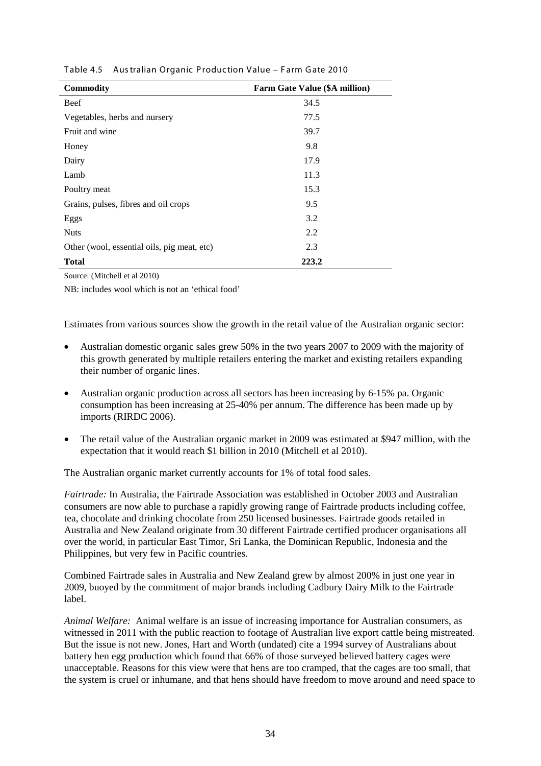Table 4.5 Australian Organic Production Value – Farm Gate 2010

| Commodity | Farm Gate Value ($A million) |
| --- | --- |
| Beef | 34.5 |
| Vegetables, herbs and nursery | 77.5 |
| Fruit and wine | 39.7 |
| Honey | 9.8 |
| Dairy | 17.9 |
| Lamb | 11.3 |
| Poultry meat | 15.3 |
| Grains, pulses, fibres and oil crops | 9.5 |
| Eggs | 3.2 |
| Nuts | 2.2 |
| Other (wool, essential oils, pig meat, etc) | 2.3 |
| **Total** | **223.2** |

Source: (Mitchell et al 2010)

NB: includes wool which is not an 'ethical food'

Estimates from various sources show the growth in the retail value of the Australian organic sector:

- Australian domestic organic sales grew 50% in the two years 2007 to 2009 with the majority of this growth generated by multiple retailers entering the market and existing retailers expanding their number of organic lines.
- Australian organic production across all sectors has been increasing by 6-15% pa. Organic consumption has been increasing at 25-40% per annum. The difference has been made up by imports (RIRDC 2006).
- The retail value of the Australian organic market in 2009 was estimated at $947 million, with the expectation that it would reach $1 billion in 2010 (Mitchell et al 2010).

The Australian organic market currently accounts for 1% of total food sales.

*Fairtrade:* In Australia, the Fairtrade Association was established in October 2003 and Australian consumers are now able to purchase a rapidly growing range of Fairtrade products including coffee, tea, chocolate and drinking chocolate from 250 licensed businesses. Fairtrade goods retailed in Australia and New Zealand originate from 30 different Fairtrade certified producer organisations all over the world, in particular East Timor, Sri Lanka, the Dominican Republic, Indonesia and the Philippines, but very few in Pacific countries.

Combined Fairtrade sales in Australia and New Zealand grew by almost 200% in just one year in 2009, buoyed by the commitment of major brands including Cadbury Dairy Milk to the Fairtrade label.

*Animal Welfare:* Animal welfare is an issue of increasing importance for Australian consumers, as witnessed in 2011 with the public reaction to footage of Australian live export cattle being mistreated. But the issue is not new. Jones, Hart and Worth (undated) cite a 1994 survey of Australians about battery hen egg production which found that 66% of those surveyed believed battery cages were unacceptable. Reasons for this view were that hens are too cramped, that the cages are too small, that the system is cruel or inhumane, and that hens should have freedom to move around and need space to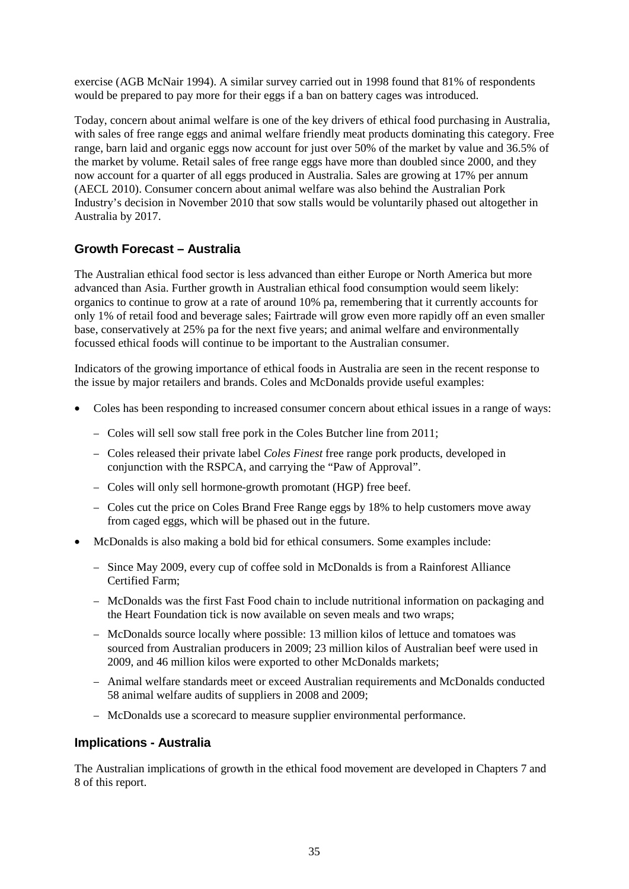exercise (AGB McNair 1994). A similar survey carried out in 1998 found that 81% of respondents would be prepared to pay more for their eggs if a ban on battery cages was introduced.

Today, concern about animal welfare is one of the key drivers of ethical food purchasing in Australia, with sales of free range eggs and animal welfare friendly meat products dominating this category. Free range, barn laid and organic eggs now account for just over 50% of the market by value and 36.5% of the market by volume. Retail sales of free range eggs have more than doubled since 2000, and they now account for a quarter of all eggs produced in Australia. Sales are growing at 17% per annum (AECL 2010). Consumer concern about animal welfare was also behind the Australian Pork Industry's decision in November 2010 that sow stalls would be voluntarily phased out altogether in Australia by 2017.

### Growth Forecast – Australia

The Australian ethical food sector is less advanced than either Europe or North America but more advanced than Asia. Further growth in Australian ethical food consumption would seem likely: organics to continue to grow at a rate of around 10% pa, remembering that it currently accounts for only 1% of retail food and beverage sales; Fairtrade will grow even more rapidly off an even smaller base, conservatively at 25% pa for the next five years; and animal welfare and environmentally focussed ethical foods will continue to be important to the Australian consumer.

Indicators of the growing importance of ethical foods in Australia are seen in the recent response to the issue by major retailers and brands. Coles and McDonalds provide useful examples:

- Coles has been responding to increased consumer concern about ethical issues in a range of ways:
  - Coles will sell sow stall free pork in the Coles Butcher line from 2011;
  - Coles released their private label *Coles Finest* free range pork products, developed in conjunction with the RSPCA, and carrying the "Paw of Approval".
  - Coles will only sell hormone-growth promotant (HGP) free beef.
  - Coles cut the price on Coles Brand Free Range eggs by 18% to help customers move away from caged eggs, which will be phased out in the future.
- McDonalds is also making a bold bid for ethical consumers. Some examples include:
  - Since May 2009, every cup of coffee sold in McDonalds is from a Rainforest Alliance Certified Farm;
  - McDonalds was the first Fast Food chain to include nutritional information on packaging and the Heart Foundation tick is now available on seven meals and two wraps;
  - McDonalds source locally where possible: 13 million kilos of lettuce and tomatoes was sourced from Australian producers in 2009; 23 million kilos of Australian beef were used in 2009, and 46 million kilos were exported to other McDonalds markets;
  - Animal welfare standards meet or exceed Australian requirements and McDonalds conducted 58 animal welfare audits of suppliers in 2008 and 2009;
  - McDonalds use a scorecard to measure supplier environmental performance.

### Implications - Australia

The Australian implications of growth in the ethical food movement are developed in Chapters 7 and 8 of this report.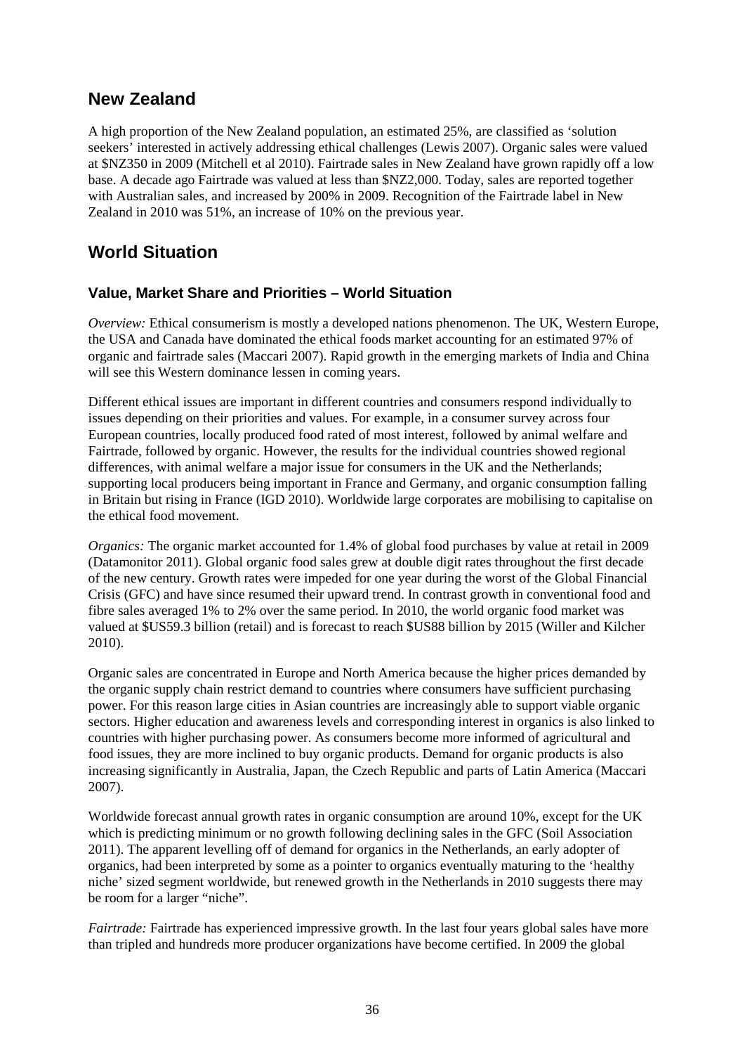## New Zealand

A high proportion of the New Zealand population, an estimated 25%, are classified as 'solution seekers' interested in actively addressing ethical challenges (Lewis 2007). Organic sales were valued at $NZ350 in 2009 (Mitchell et al 2010). Fairtrade sales in New Zealand have grown rapidly off a low base. A decade ago Fairtrade was valued at less than $NZ2,000. Today, sales are reported together with Australian sales, and increased by 200% in 2009. Recognition of the Fairtrade label in New Zealand in 2010 was 51%, an increase of 10% on the previous year.

## World Situation

### Value, Market Share and Priorities – World Situation

*Overview:* Ethical consumerism is mostly a developed nations phenomenon. The UK, Western Europe, the USA and Canada have dominated the ethical foods market accounting for an estimated 97% of organic and fairtrade sales (Maccari 2007). Rapid growth in the emerging markets of India and China will see this Western dominance lessen in coming years.

Different ethical issues are important in different countries and consumers respond individually to issues depending on their priorities and values. For example, in a consumer survey across four European countries, locally produced food rated of most interest, followed by animal welfare and Fairtrade, followed by organic. However, the results for the individual countries showed regional differences, with animal welfare a major issue for consumers in the UK and the Netherlands; supporting local producers being important in France and Germany, and organic consumption falling in Britain but rising in France (IGD 2010). Worldwide large corporates are mobilising to capitalise on the ethical food movement.

*Organics:* The organic market accounted for 1.4% of global food purchases by value at retail in 2009 (Datamonitor 2011). Global organic food sales grew at double digit rates throughout the first decade of the new century. Growth rates were impeded for one year during the worst of the Global Financial Crisis (GFC) and have since resumed their upward trend. In contrast growth in conventional food and fibre sales averaged 1% to 2% over the same period. In 2010, the world organic food market was valued at $US59.3 billion (retail) and is forecast to reach $US88 billion by 2015 (Willer and Kilcher 2010).

Organic sales are concentrated in Europe and North America because the higher prices demanded by the organic supply chain restrict demand to countries where consumers have sufficient purchasing power. For this reason large cities in Asian countries are increasingly able to support viable organic sectors. Higher education and awareness levels and corresponding interest in organics is also linked to countries with higher purchasing power. As consumers become more informed of agricultural and food issues, they are more inclined to buy organic products. Demand for organic products is also increasing significantly in Australia, Japan, the Czech Republic and parts of Latin America (Maccari 2007).

Worldwide forecast annual growth rates in organic consumption are around 10%, except for the UK which is predicting minimum or no growth following declining sales in the GFC (Soil Association 2011). The apparent levelling off of demand for organics in the Netherlands, an early adopter of organics, had been interpreted by some as a pointer to organics eventually maturing to the 'healthy niche' sized segment worldwide, but renewed growth in the Netherlands in 2010 suggests there may be room for a larger "niche".

*Fairtrade:* Fairtrade has experienced impressive growth. In the last four years global sales have more than tripled and hundreds more producer organizations have become certified. In 2009 the global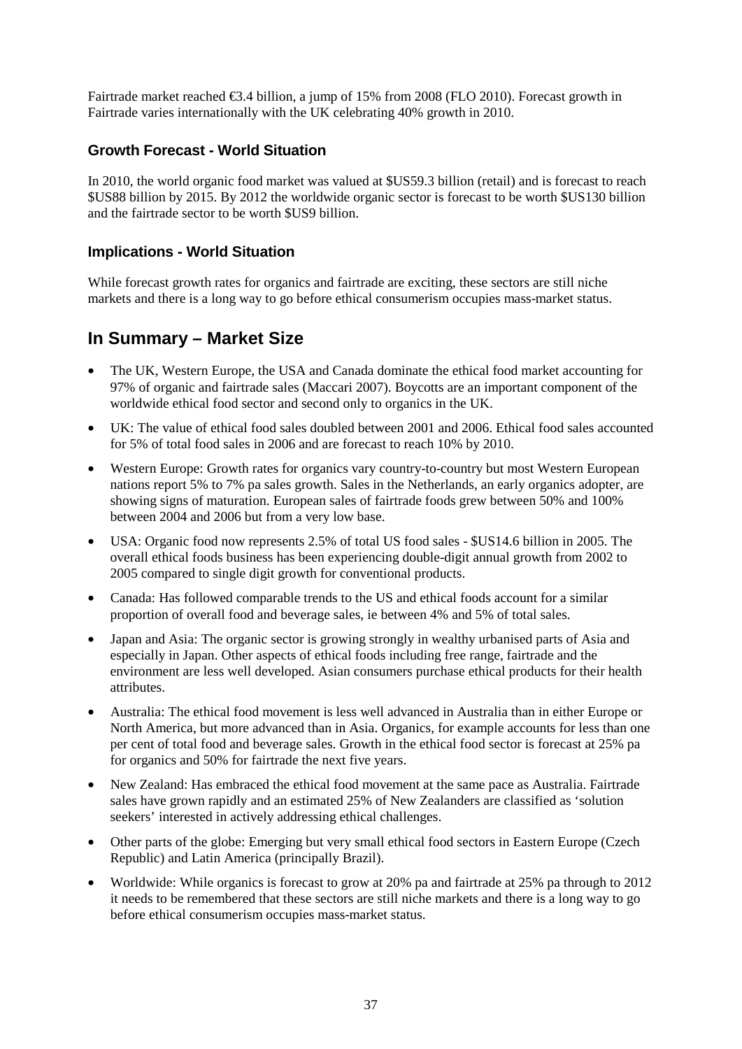Fairtrade market reached €3.4 billion, a jump of 15% from 2008 (FLO 2010). Forecast growth in Fairtrade varies internationally with the UK celebrating 40% growth in 2010.

### Growth Forecast - World Situation

In 2010, the world organic food market was valued at $US59.3 billion (retail) and is forecast to reach $US88 billion by 2015. By 2012 the worldwide organic sector is forecast to be worth $US130 billion and the fairtrade sector to be worth $US9 billion.

### Implications - World Situation

While forecast growth rates for organics and fairtrade are exciting, these sectors are still niche markets and there is a long way to go before ethical consumerism occupies mass-market status.

## In Summary – Market Size

- The UK, Western Europe, the USA and Canada dominate the ethical food market accounting for 97% of organic and fairtrade sales (Maccari 2007). Boycotts are an important component of the worldwide ethical food sector and second only to organics in the UK.
- UK: The value of ethical food sales doubled between 2001 and 2006. Ethical food sales accounted for 5% of total food sales in 2006 and are forecast to reach 10% by 2010.
- Western Europe: Growth rates for organics vary country-to-country but most Western European nations report 5% to 7% pa sales growth. Sales in the Netherlands, an early organics adopter, are showing signs of maturation. European sales of fairtrade foods grew between 50% and 100% between 2004 and 2006 but from a very low base.
- USA: Organic food now represents 2.5% of total US food sales - $US14.6 billion in 2005. The overall ethical foods business has been experiencing double-digit annual growth from 2002 to 2005 compared to single digit growth for conventional products.
- Canada: Has followed comparable trends to the US and ethical foods account for a similar proportion of overall food and beverage sales, ie between 4% and 5% of total sales.
- Japan and Asia: The organic sector is growing strongly in wealthy urbanised parts of Asia and especially in Japan. Other aspects of ethical foods including free range, fairtrade and the environment are less well developed. Asian consumers purchase ethical products for their health attributes.
- Australia: The ethical food movement is less well advanced in Australia than in either Europe or North America, but more advanced than in Asia. Organics, for example accounts for less than one per cent of total food and beverage sales. Growth in the ethical food sector is forecast at 25% pa for organics and 50% for fairtrade the next five years.
- New Zealand: Has embraced the ethical food movement at the same pace as Australia. Fairtrade sales have grown rapidly and an estimated 25% of New Zealanders are classified as 'solution seekers' interested in actively addressing ethical challenges.
- Other parts of the globe: Emerging but very small ethical food sectors in Eastern Europe (Czech Republic) and Latin America (principally Brazil).
- Worldwide: While organics is forecast to grow at 20% pa and fairtrade at 25% pa through to 2012 it needs to be remembered that these sectors are still niche markets and there is a long way to go before ethical consumerism occupies mass-market status.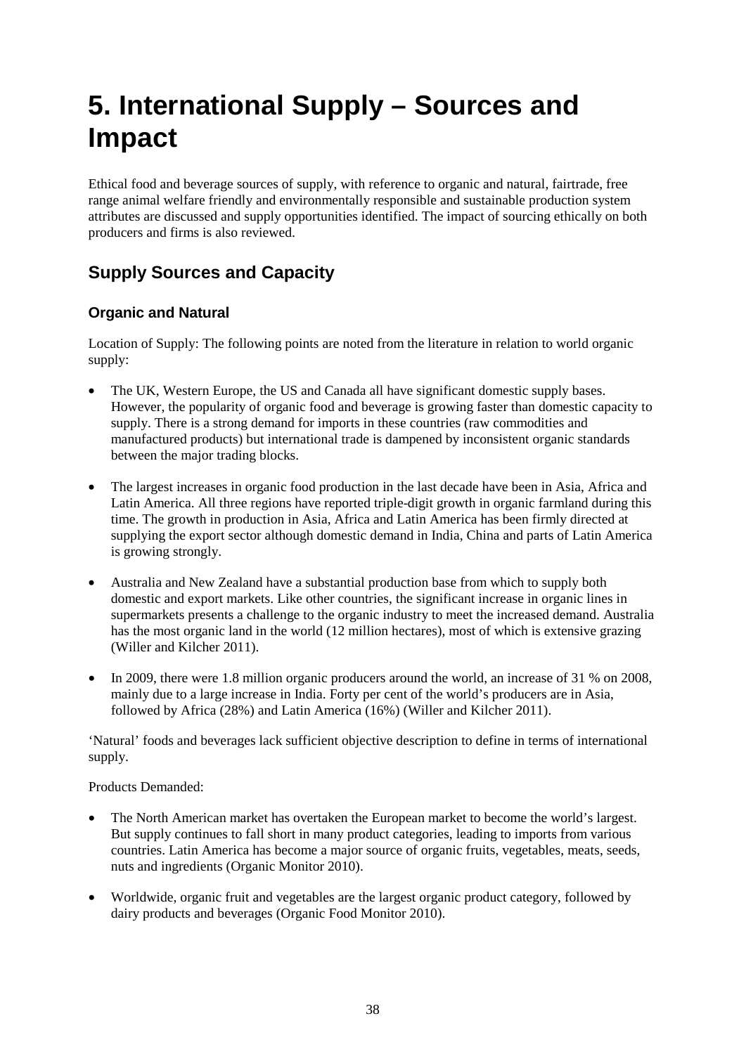# 5. International Supply – Sources and Impact

Ethical food and beverage sources of supply, with reference to organic and natural, fairtrade, free range animal welfare friendly and environmentally responsible and sustainable production system attributes are discussed and supply opportunities identified. The impact of sourcing ethically on both producers and firms is also reviewed.

## Supply Sources and Capacity

### Organic and Natural

Location of Supply: The following points are noted from the literature in relation to world organic supply:

- The UK, Western Europe, the US and Canada all have significant domestic supply bases. However, the popularity of organic food and beverage is growing faster than domestic capacity to supply. There is a strong demand for imports in these countries (raw commodities and manufactured products) but international trade is dampened by inconsistent organic standards between the major trading blocks.
- The largest increases in organic food production in the last decade have been in Asia, Africa and Latin America. All three regions have reported triple-digit growth in organic farmland during this time. The growth in production in Asia, Africa and Latin America has been firmly directed at supplying the export sector although domestic demand in India, China and parts of Latin America is growing strongly.
- Australia and New Zealand have a substantial production base from which to supply both domestic and export markets. Like other countries, the significant increase in organic lines in supermarkets presents a challenge to the organic industry to meet the increased demand. Australia has the most organic land in the world (12 million hectares), most of which is extensive grazing (Willer and Kilcher 2011).
- In 2009, there were 1.8 million organic producers around the world, an increase of 31 % on 2008, mainly due to a large increase in India. Forty per cent of the world's producers are in Asia, followed by Africa (28%) and Latin America (16%) (Willer and Kilcher 2011).

'Natural' foods and beverages lack sufficient objective description to define in terms of international supply.

Products Demanded:

- The North American market has overtaken the European market to become the world's largest. But supply continues to fall short in many product categories, leading to imports from various countries. Latin America has become a major source of organic fruits, vegetables, meats, seeds, nuts and ingredients (Organic Monitor 2010).
- Worldwide, organic fruit and vegetables are the largest organic product category, followed by dairy products and beverages (Organic Food Monitor 2010).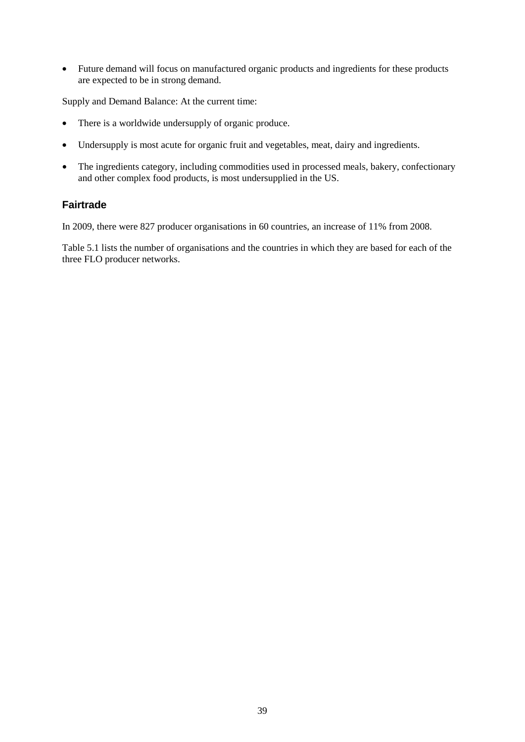- Future demand will focus on manufactured organic products and ingredients for these products are expected to be in strong demand.

Supply and Demand Balance: At the current time:

- There is a worldwide undersupply of organic produce.
- Undersupply is most acute for organic fruit and vegetables, meat, dairy and ingredients.
- The ingredients category, including commodities used in processed meals, bakery, confectionary and other complex food products, is most undersupplied in the US.

## Fairtrade

In 2009, there were 827 producer organisations in 60 countries, an increase of 11% from 2008.

Table 5.1 lists the number of organisations and the countries in which they are based for each of the three FLO producer networks.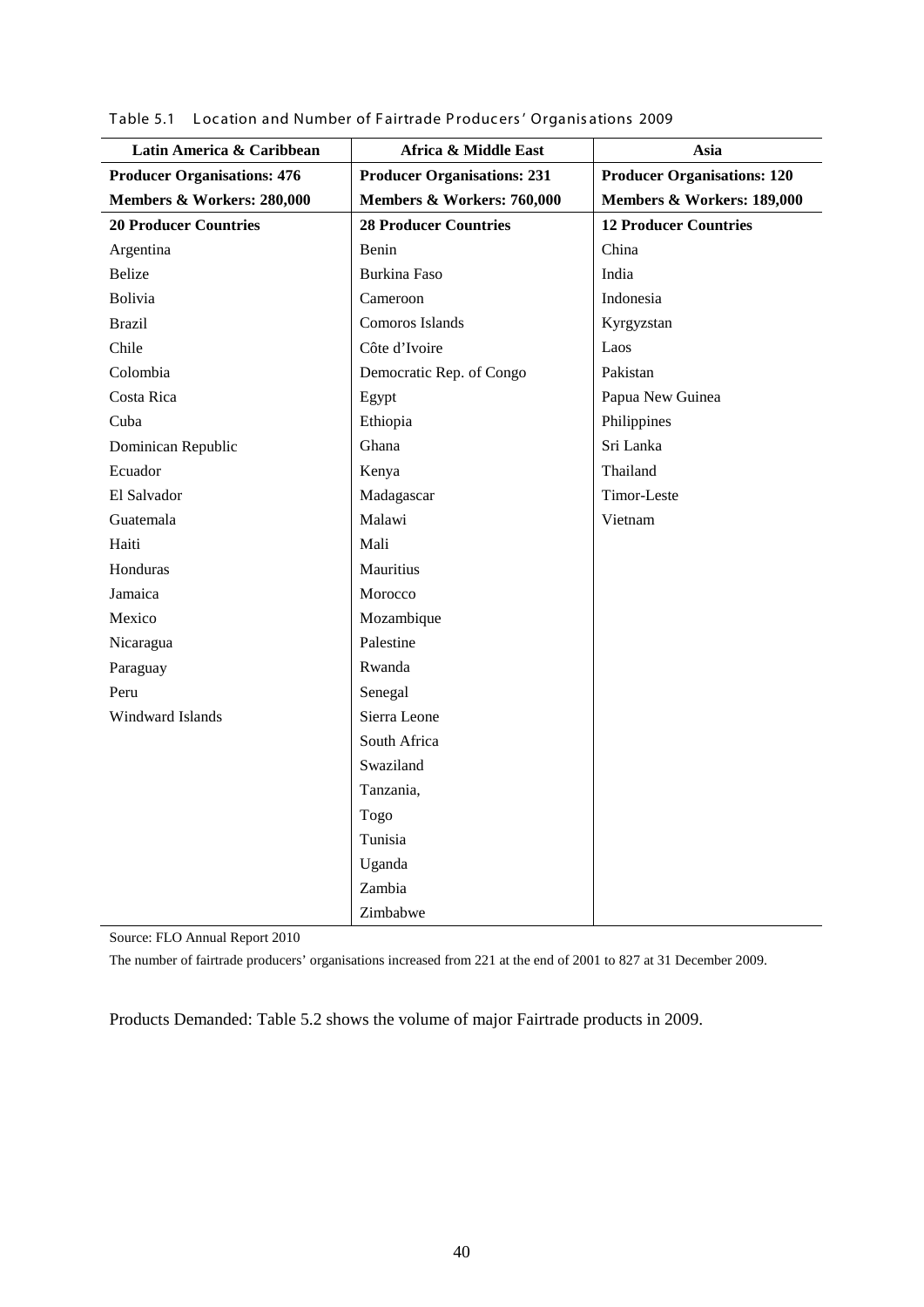Table 5.1 Location and Number of Fairtrade Producers' Organisations 2009

| Latin America & Caribbean | Africa & Middle East | Asia |
|---|---|---|
| **Producer Organisations: 476** | **Producer Organisations: 231** | **Producer Organisations: 120** |
| **Members & Workers: 280,000** | **Members & Workers: 760,000** | **Members & Workers: 189,000** |
| **20 Producer Countries** | **28 Producer Countries** | **12 Producer Countries** |
| Argentina | Benin | China |
| Belize | Burkina Faso | India |
| Bolivia | Cameroon | Indonesia |
| Brazil | Comoros Islands | Kyrgyzstan |
| Chile | Côte d'Ivoire | Laos |
| Colombia | Democratic Rep. of Congo | Pakistan |
| Costa Rica | Egypt | Papua New Guinea |
| Cuba | Ethiopia | Philippines |
| Dominican Republic | Ghana | Sri Lanka |
| Ecuador | Kenya | Thailand |
| El Salvador | Madagascar | Timor-Leste |
| Guatemala | Malawi | Vietnam |
| Haiti | Mali | |
| Honduras | Mauritius | |
| Jamaica | Morocco | |
| Mexico | Mozambique | |
| Nicaragua | Palestine | |
| Paraguay | Rwanda | |
| Peru | Senegal | |
| Windward Islands | Sierra Leone | |
| | South Africa | |
| | Swaziland | |
| | Tanzania, | |
| | Togo | |
| | Tunisia | |
| | Uganda | |
| | Zambia | |
| | Zimbabwe | |

Source: FLO Annual Report 2010

The number of fairtrade producers' organisations increased from 221 at the end of 2001 to 827 at 31 December 2009.

Products Demanded: Table 5.2 shows the volume of major Fairtrade products in 2009.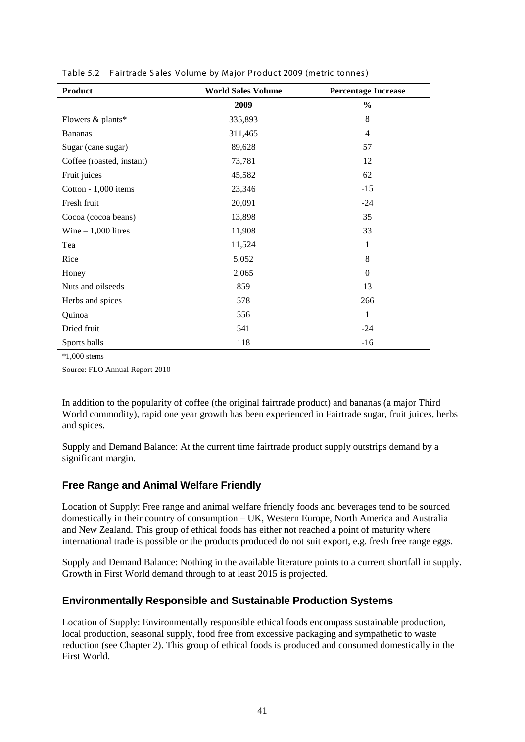Table 5.2 Fairtrade Sales Volume by Major Product 2009 (metric tonnes)

| Product | World Sales Volume | Percentage Increase |
|---|---|---|
| | 2009 | % |
| Flowers & plants* | 335,893 | 8 |
| Bananas | 311,465 | 4 |
| Sugar (cane sugar) | 89,628 | 57 |
| Coffee (roasted, instant) | 73,781 | 12 |
| Fruit juices | 45,582 | 62 |
| Cotton - 1,000 items | 23,346 | -15 |
| Fresh fruit | 20,091 | -24 |
| Cocoa (cocoa beans) | 13,898 | 35 |
| Wine – 1,000 litres | 11,908 | 33 |
| Tea | 11,524 | 1 |
| Rice | 5,052 | 8 |
| Honey | 2,065 | 0 |
| Nuts and oilseeds | 859 | 13 |
| Herbs and spices | 578 | 266 |
| Quinoa | 556 | 1 |
| Dried fruit | 541 | -24 |
| Sports balls | 118 | -16 |

*1,000 stems

Source: FLO Annual Report 2010

In addition to the popularity of coffee (the original fairtrade product) and bananas (a major Third World commodity), rapid one year growth has been experienced in Fairtrade sugar, fruit juices, herbs and spices.

Supply and Demand Balance: At the current time fairtrade product supply outstrips demand by a significant margin.

### Free Range and Animal Welfare Friendly

Location of Supply: Free range and animal welfare friendly foods and beverages tend to be sourced domestically in their country of consumption – UK, Western Europe, North America and Australia and New Zealand. This group of ethical foods has either not reached a point of maturity where international trade is possible or the products produced do not suit export, e.g. fresh free range eggs.

Supply and Demand Balance: Nothing in the available literature points to a current shortfall in supply. Growth in First World demand through to at least 2015 is projected.

### Environmentally Responsible and Sustainable Production Systems

Location of Supply: Environmentally responsible ethical foods encompass sustainable production, local production, seasonal supply, food free from excessive packaging and sympathetic to waste reduction (see Chapter 2). This group of ethical foods is produced and consumed domestically in the First World.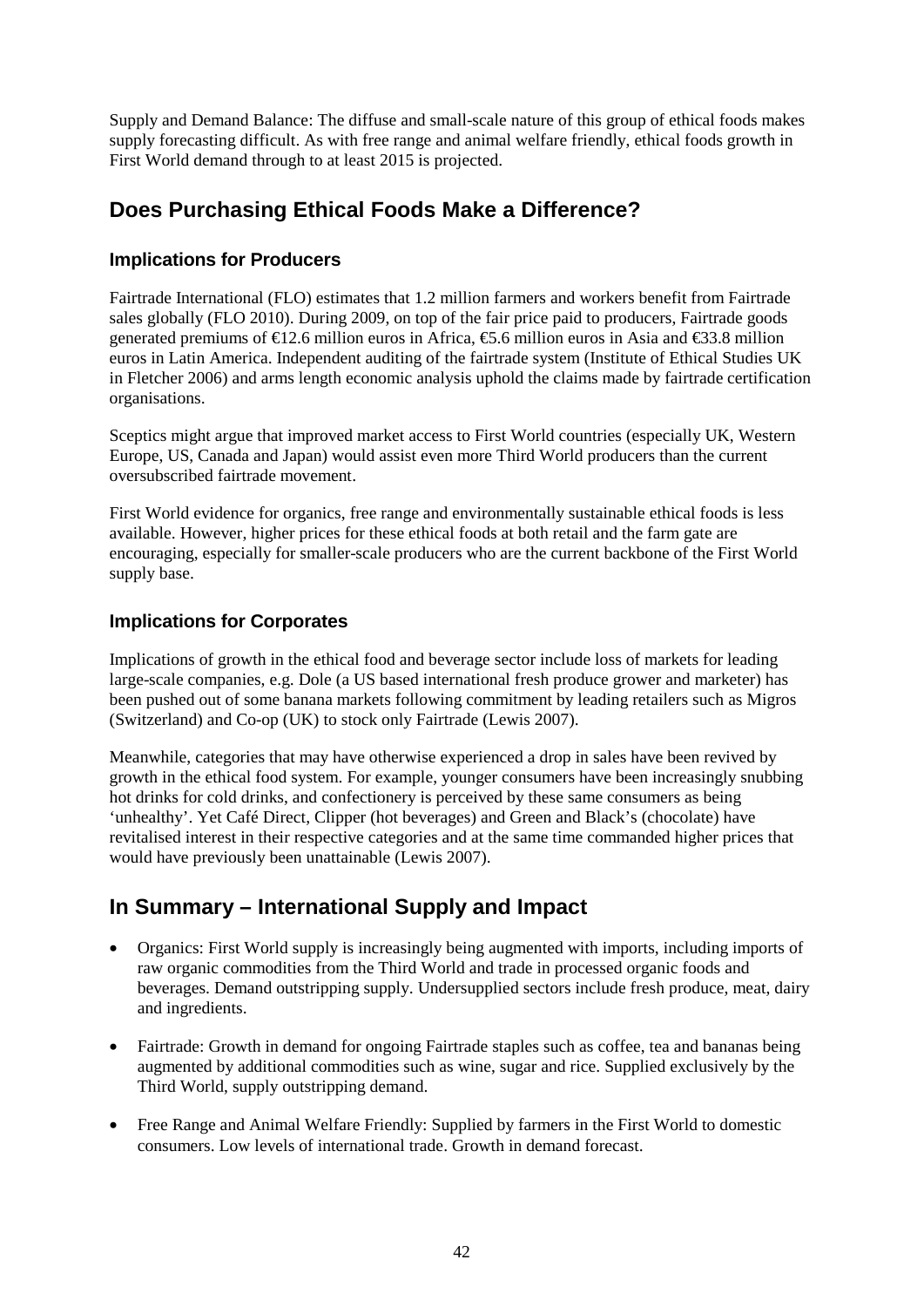Supply and Demand Balance: The diffuse and small-scale nature of this group of ethical foods makes supply forecasting difficult. As with free range and animal welfare friendly, ethical foods growth in First World demand through to at least 2015 is projected.

## Does Purchasing Ethical Foods Make a Difference?

### Implications for Producers

Fairtrade International (FLO) estimates that 1.2 million farmers and workers benefit from Fairtrade sales globally (FLO 2010). During 2009, on top of the fair price paid to producers, Fairtrade goods generated premiums of €12.6 million euros in Africa, €5.6 million euros in Asia and €33.8 million euros in Latin America. Independent auditing of the fairtrade system (Institute of Ethical Studies UK in Fletcher 2006) and arms length economic analysis uphold the claims made by fairtrade certification organisations.

Sceptics might argue that improved market access to First World countries (especially UK, Western Europe, US, Canada and Japan) would assist even more Third World producers than the current oversubscribed fairtrade movement.

First World evidence for organics, free range and environmentally sustainable ethical foods is less available. However, higher prices for these ethical foods at both retail and the farm gate are encouraging, especially for smaller-scale producers who are the current backbone of the First World supply base.

### Implications for Corporates

Implications of growth in the ethical food and beverage sector include loss of markets for leading large-scale companies, e.g. Dole (a US based international fresh produce grower and marketer) has been pushed out of some banana markets following commitment by leading retailers such as Migros (Switzerland) and Co-op (UK) to stock only Fairtrade (Lewis 2007).

Meanwhile, categories that may have otherwise experienced a drop in sales have been revived by growth in the ethical food system. For example, younger consumers have been increasingly snubbing hot drinks for cold drinks, and confectionery is perceived by these same consumers as being 'unhealthy'. Yet Café Direct, Clipper (hot beverages) and Green and Black's (chocolate) have revitalised interest in their respective categories and at the same time commanded higher prices that would have previously been unattainable (Lewis 2007).

## In Summary – International Supply and Impact

- Organics: First World supply is increasingly being augmented with imports, including imports of raw organic commodities from the Third World and trade in processed organic foods and beverages. Demand outstripping supply. Undersupplied sectors include fresh produce, meat, dairy and ingredients.
- Fairtrade: Growth in demand for ongoing Fairtrade staples such as coffee, tea and bananas being augmented by additional commodities such as wine, sugar and rice. Supplied exclusively by the Third World, supply outstripping demand.
- Free Range and Animal Welfare Friendly: Supplied by farmers in the First World to domestic consumers. Low levels of international trade. Growth in demand forecast.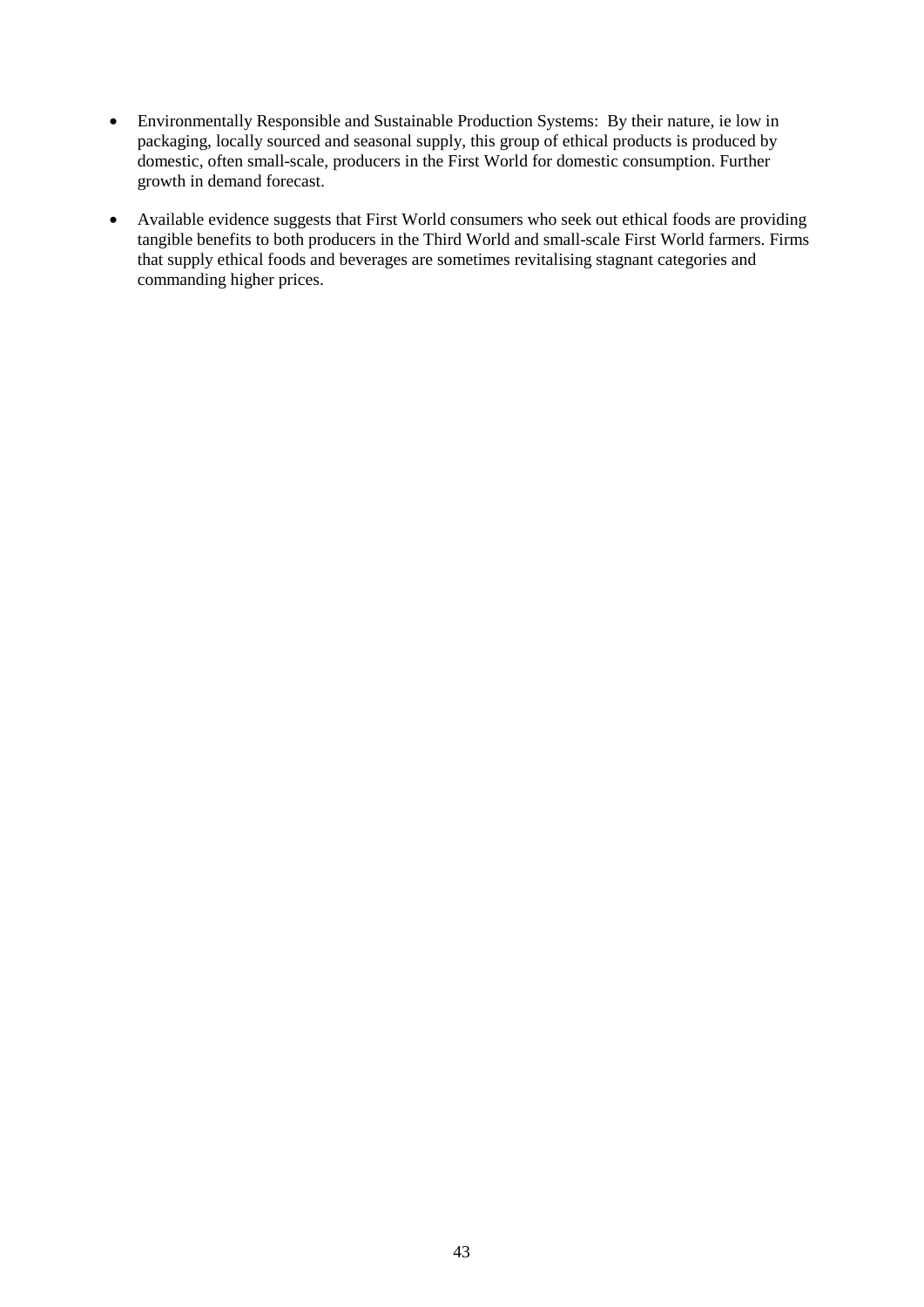- Environmentally Responsible and Sustainable Production Systems: By their nature, ie low in packaging, locally sourced and seasonal supply, this group of ethical products is produced by domestic, often small-scale, producers in the First World for domestic consumption. Further growth in demand forecast.

- Available evidence suggests that First World consumers who seek out ethical foods are providing tangible benefits to both producers in the Third World and small-scale First World farmers. Firms that supply ethical foods and beverages are sometimes revitalising stagnant categories and commanding higher prices.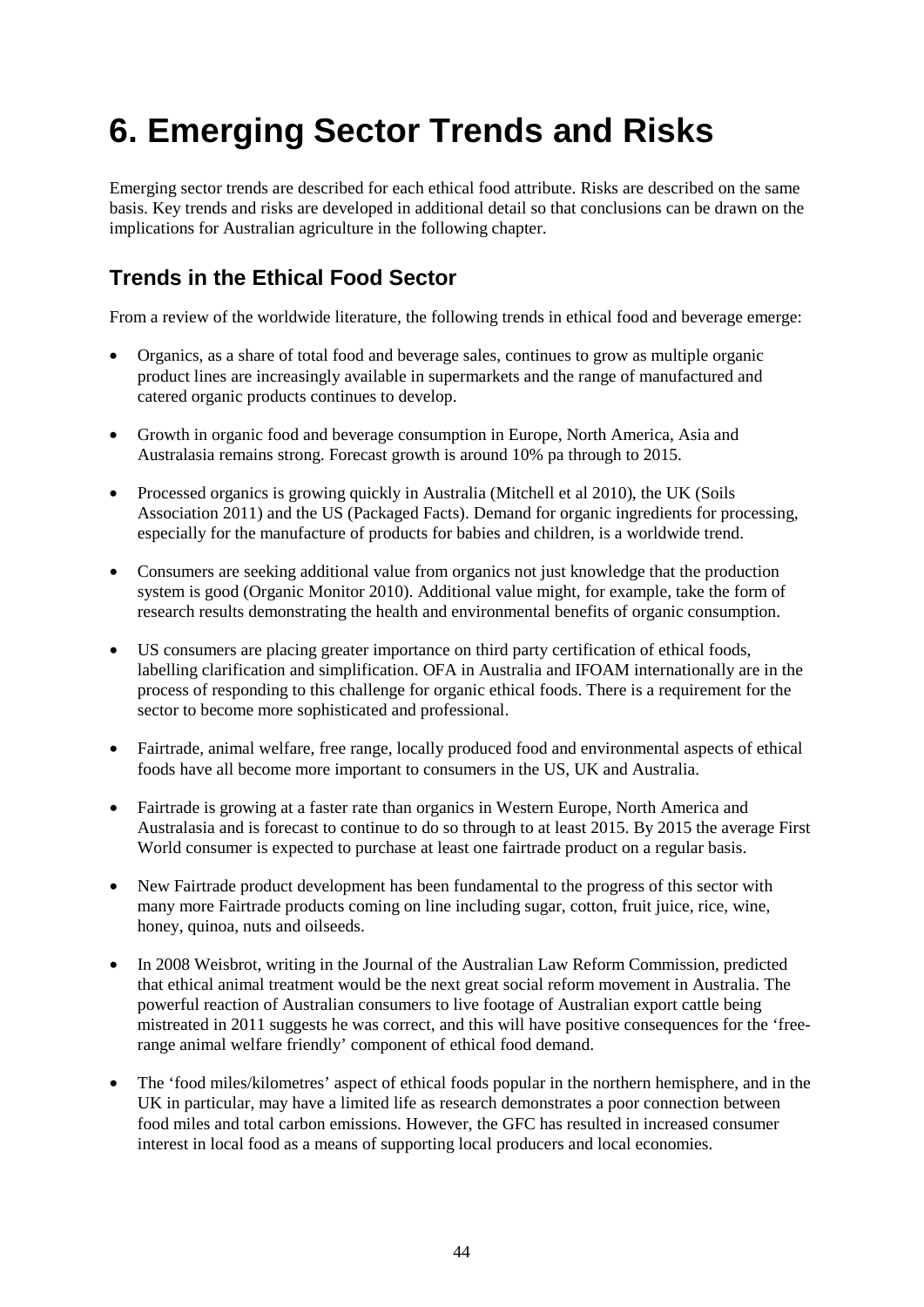# 6. Emerging Sector Trends and Risks

Emerging sector trends are described for each ethical food attribute. Risks are described on the same basis. Key trends and risks are developed in additional detail so that conclusions can be drawn on the implications for Australian agriculture in the following chapter.

## Trends in the Ethical Food Sector

From a review of the worldwide literature, the following trends in ethical food and beverage emerge:

- Organics, as a share of total food and beverage sales, continues to grow as multiple organic product lines are increasingly available in supermarkets and the range of manufactured and catered organic products continues to develop.
- Growth in organic food and beverage consumption in Europe, North America, Asia and Australasia remains strong. Forecast growth is around 10% pa through to 2015.
- Processed organics is growing quickly in Australia (Mitchell et al 2010), the UK (Soils Association 2011) and the US (Packaged Facts). Demand for organic ingredients for processing, especially for the manufacture of products for babies and children, is a worldwide trend.
- Consumers are seeking additional value from organics not just knowledge that the production system is good (Organic Monitor 2010). Additional value might, for example, take the form of research results demonstrating the health and environmental benefits of organic consumption.
- US consumers are placing greater importance on third party certification of ethical foods, labelling clarification and simplification. OFA in Australia and IFOAM internationally are in the process of responding to this challenge for organic ethical foods. There is a requirement for the sector to become more sophisticated and professional.
- Fairtrade, animal welfare, free range, locally produced food and environmental aspects of ethical foods have all become more important to consumers in the US, UK and Australia.
- Fairtrade is growing at a faster rate than organics in Western Europe, North America and Australasia and is forecast to continue to do so through to at least 2015. By 2015 the average First World consumer is expected to purchase at least one fairtrade product on a regular basis.
- New Fairtrade product development has been fundamental to the progress of this sector with many more Fairtrade products coming on line including sugar, cotton, fruit juice, rice, wine, honey, quinoa, nuts and oilseeds.
- In 2008 Weisbrot, writing in the Journal of the Australian Law Reform Commission, predicted that ethical animal treatment would be the next great social reform movement in Australia. The powerful reaction of Australian consumers to live footage of Australian export cattle being mistreated in 2011 suggests he was correct, and this will have positive consequences for the 'free-range animal welfare friendly' component of ethical food demand.
- The 'food miles/kilometres' aspect of ethical foods popular in the northern hemisphere, and in the UK in particular, may have a limited life as research demonstrates a poor connection between food miles and total carbon emissions. However, the GFC has resulted in increased consumer interest in local food as a means of supporting local producers and local economies.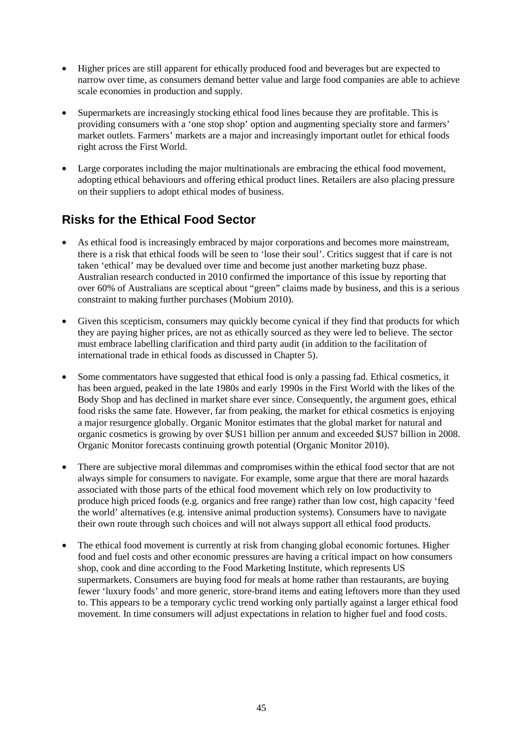- Higher prices are still apparent for ethically produced food and beverages but are expected to narrow over time, as consumers demand better value and large food companies are able to achieve scale economies in production and supply.

- Supermarkets are increasingly stocking ethical food lines because they are profitable. This is providing consumers with a 'one stop shop' option and augmenting specialty store and farmers' market outlets. Farmers' markets are a major and increasingly important outlet for ethical foods right across the First World.

- Large corporates including the major multinationals are embracing the ethical food movement, adopting ethical behaviours and offering ethical product lines. Retailers are also placing pressure on their suppliers to adopt ethical modes of business.

## Risks for the Ethical Food Sector

- As ethical food is increasingly embraced by major corporations and becomes more mainstream, there is a risk that ethical foods will be seen to 'lose their soul'. Critics suggest that if care is not taken 'ethical' may be devalued over time and become just another marketing buzz phase. Australian research conducted in 2010 confirmed the importance of this issue by reporting that over 60% of Australians are sceptical about "green" claims made by business, and this is a serious constraint to making further purchases (Mobium 2010).

- Given this scepticism, consumers may quickly become cynical if they find that products for which they are paying higher prices, are not as ethically sourced as they were led to believe. The sector must embrace labelling clarification and third party audit (in addition to the facilitation of international trade in ethical foods as discussed in Chapter 5).

- Some commentators have suggested that ethical food is only a passing fad. Ethical cosmetics, it has been argued, peaked in the late 1980s and early 1990s in the First World with the likes of the Body Shop and has declined in market share ever since. Consequently, the argument goes, ethical food risks the same fate. However, far from peaking, the market for ethical cosmetics is enjoying a major resurgence globally. Organic Monitor estimates that the global market for natural and organic cosmetics is growing by over $US1 billion per annum and exceeded $US7 billion in 2008. Organic Monitor forecasts continuing growth potential (Organic Monitor 2010).

- There are subjective moral dilemmas and compromises within the ethical food sector that are not always simple for consumers to navigate. For example, some argue that there are moral hazards associated with those parts of the ethical food movement which rely on low productivity to produce high priced foods (e.g. organics and free range) rather than low cost, high capacity 'feed the world' alternatives (e.g. intensive animal production systems). Consumers have to navigate their own route through such choices and will not always support all ethical food products.

- The ethical food movement is currently at risk from changing global economic fortunes. Higher food and fuel costs and other economic pressures are having a critical impact on how consumers shop, cook and dine according to the Food Marketing Institute, which represents US supermarkets. Consumers are buying food for meals at home rather than restaurants, are buying fewer 'luxury foods' and more generic, store-brand items and eating leftovers more than they used to. This appears to be a temporary cyclic trend working only partially against a larger ethical food movement. In time consumers will adjust expectations in relation to higher fuel and food costs.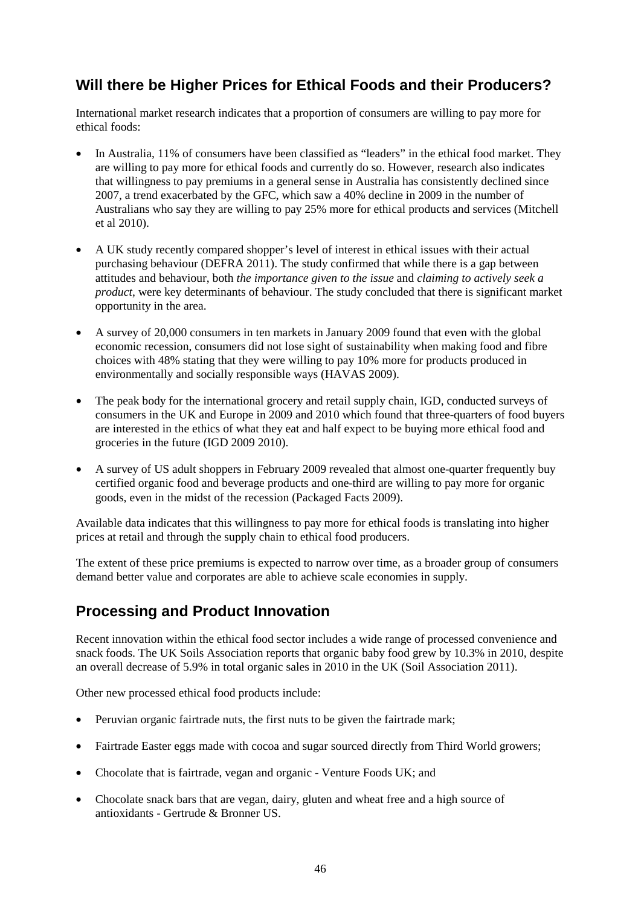## Will there be Higher Prices for Ethical Foods and their Producers?

International market research indicates that a proportion of consumers are willing to pay more for ethical foods:

- In Australia, 11% of consumers have been classified as "leaders" in the ethical food market. They are willing to pay more for ethical foods and currently do so. However, research also indicates that willingness to pay premiums in a general sense in Australia has consistently declined since 2007, a trend exacerbated by the GFC, which saw a 40% decline in 2009 in the number of Australians who say they are willing to pay 25% more for ethical products and services (Mitchell et al 2010).
- A UK study recently compared shopper's level of interest in ethical issues with their actual purchasing behaviour (DEFRA 2011). The study confirmed that while there is a gap between attitudes and behaviour, both *the importance given to the issue* and *claiming to actively seek a product*, were key determinants of behaviour. The study concluded that there is significant market opportunity in the area.
- A survey of 20,000 consumers in ten markets in January 2009 found that even with the global economic recession, consumers did not lose sight of sustainability when making food and fibre choices with 48% stating that they were willing to pay 10% more for products produced in environmentally and socially responsible ways (HAVAS 2009).
- The peak body for the international grocery and retail supply chain, IGD, conducted surveys of consumers in the UK and Europe in 2009 and 2010 which found that three-quarters of food buyers are interested in the ethics of what they eat and half expect to be buying more ethical food and groceries in the future (IGD 2009 2010).
- A survey of US adult shoppers in February 2009 revealed that almost one-quarter frequently buy certified organic food and beverage products and one-third are willing to pay more for organic goods, even in the midst of the recession (Packaged Facts 2009).

Available data indicates that this willingness to pay more for ethical foods is translating into higher prices at retail and through the supply chain to ethical food producers.

The extent of these price premiums is expected to narrow over time, as a broader group of consumers demand better value and corporates are able to achieve scale economies in supply.

## Processing and Product Innovation

Recent innovation within the ethical food sector includes a wide range of processed convenience and snack foods. The UK Soils Association reports that organic baby food grew by 10.3% in 2010, despite an overall decrease of 5.9% in total organic sales in 2010 in the UK (Soil Association 2011).

Other new processed ethical food products include:

- Peruvian organic fairtrade nuts, the first nuts to be given the fairtrade mark;
- Fairtrade Easter eggs made with cocoa and sugar sourced directly from Third World growers;
- Chocolate that is fairtrade, vegan and organic - Venture Foods UK; and
- Chocolate snack bars that are vegan, dairy, gluten and wheat free and a high source of antioxidants - Gertrude & Bronner US.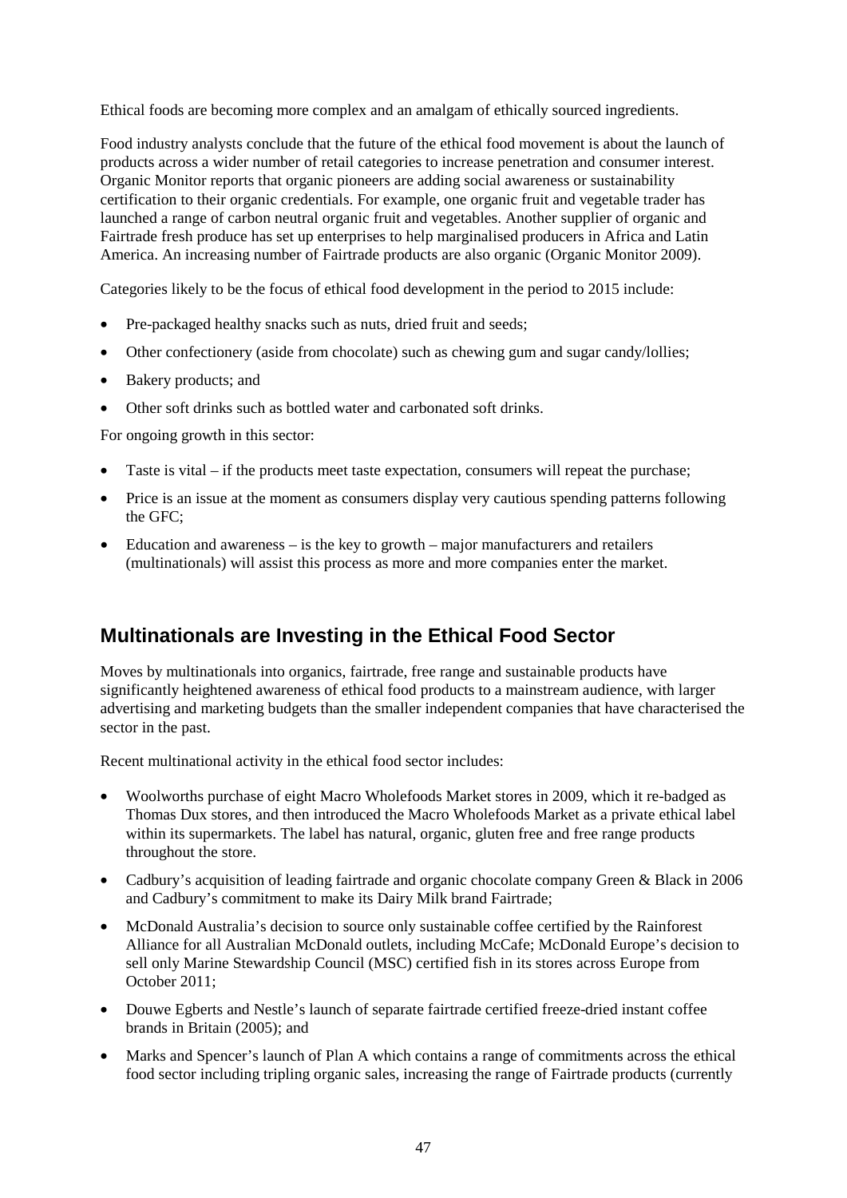Ethical foods are becoming more complex and an amalgam of ethically sourced ingredients.

Food industry analysts conclude that the future of the ethical food movement is about the launch of products across a wider number of retail categories to increase penetration and consumer interest. Organic Monitor reports that organic pioneers are adding social awareness or sustainability certification to their organic credentials. For example, one organic fruit and vegetable trader has launched a range of carbon neutral organic fruit and vegetables. Another supplier of organic and Fairtrade fresh produce has set up enterprises to help marginalised producers in Africa and Latin America. An increasing number of Fairtrade products are also organic (Organic Monitor 2009).

Categories likely to be the focus of ethical food development in the period to 2015 include:

- Pre-packaged healthy snacks such as nuts, dried fruit and seeds;
- Other confectionery (aside from chocolate) such as chewing gum and sugar candy/lollies;
- Bakery products; and
- Other soft drinks such as bottled water and carbonated soft drinks.

For ongoing growth in this sector:

- Taste is vital – if the products meet taste expectation, consumers will repeat the purchase;
- Price is an issue at the moment as consumers display very cautious spending patterns following the GFC;
- Education and awareness – is the key to growth – major manufacturers and retailers (multinationals) will assist this process as more and more companies enter the market.

## Multinationals are Investing in the Ethical Food Sector

Moves by multinationals into organics, fairtrade, free range and sustainable products have significantly heightened awareness of ethical food products to a mainstream audience, with larger advertising and marketing budgets than the smaller independent companies that have characterised the sector in the past.

Recent multinational activity in the ethical food sector includes:

- Woolworths purchase of eight Macro Wholefoods Market stores in 2009, which it re-badged as Thomas Dux stores, and then introduced the Macro Wholefoods Market as a private ethical label within its supermarkets. The label has natural, organic, gluten free and free range products throughout the store.
- Cadbury's acquisition of leading fairtrade and organic chocolate company Green & Black in 2006 and Cadbury's commitment to make its Dairy Milk brand Fairtrade;
- McDonald Australia's decision to source only sustainable coffee certified by the Rainforest Alliance for all Australian McDonald outlets, including McCafe; McDonald Europe's decision to sell only Marine Stewardship Council (MSC) certified fish in its stores across Europe from October 2011;
- Douwe Egberts and Nestle's launch of separate fairtrade certified freeze-dried instant coffee brands in Britain (2005); and
- Marks and Spencer's launch of Plan A which contains a range of commitments across the ethical food sector including tripling organic sales, increasing the range of Fairtrade products (currently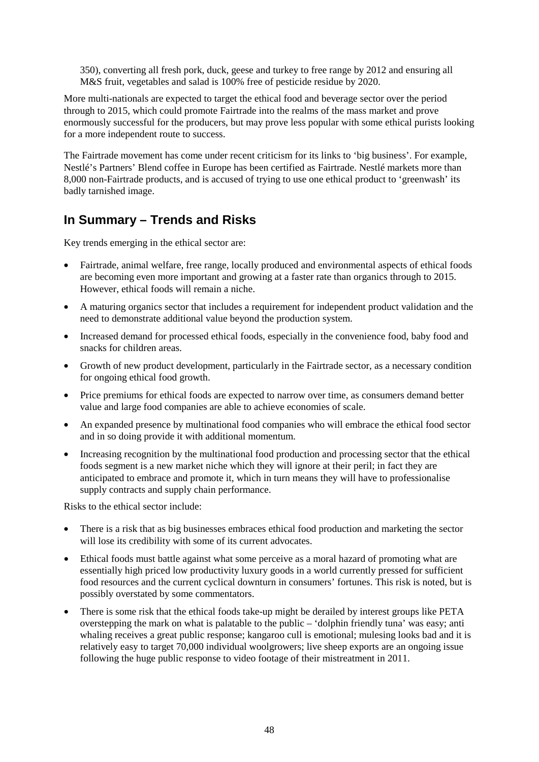350), converting all fresh pork, duck, geese and turkey to free range by 2012 and ensuring all M&S fruit, vegetables and salad is 100% free of pesticide residue by 2020.

More multi-nationals are expected to target the ethical food and beverage sector over the period through to 2015, which could promote Fairtrade into the realms of the mass market and prove enormously successful for the producers, but may prove less popular with some ethical purists looking for a more independent route to success.

The Fairtrade movement has come under recent criticism for its links to 'big business'. For example, Nestlé's Partners' Blend coffee in Europe has been certified as Fairtrade. Nestlé markets more than 8,000 non-Fairtrade products, and is accused of trying to use one ethical product to 'greenwash' its badly tarnished image.

## In Summary – Trends and Risks

Key trends emerging in the ethical sector are:

- Fairtrade, animal welfare, free range, locally produced and environmental aspects of ethical foods are becoming even more important and growing at a faster rate than organics through to 2015. However, ethical foods will remain a niche.
- A maturing organics sector that includes a requirement for independent product validation and the need to demonstrate additional value beyond the production system.
- Increased demand for processed ethical foods, especially in the convenience food, baby food and snacks for children areas.
- Growth of new product development, particularly in the Fairtrade sector, as a necessary condition for ongoing ethical food growth.
- Price premiums for ethical foods are expected to narrow over time, as consumers demand better value and large food companies are able to achieve economies of scale.
- An expanded presence by multinational food companies who will embrace the ethical food sector and in so doing provide it with additional momentum.
- Increasing recognition by the multinational food production and processing sector that the ethical foods segment is a new market niche which they will ignore at their peril; in fact they are anticipated to embrace and promote it, which in turn means they will have to professionalise supply contracts and supply chain performance.

Risks to the ethical sector include:

- There is a risk that as big businesses embraces ethical food production and marketing the sector will lose its credibility with some of its current advocates.
- Ethical foods must battle against what some perceive as a moral hazard of promoting what are essentially high priced low productivity luxury goods in a world currently pressed for sufficient food resources and the current cyclical downturn in consumers' fortunes. This risk is noted, but is possibly overstated by some commentators.
- There is some risk that the ethical foods take-up might be derailed by interest groups like PETA overstepping the mark on what is palatable to the public – 'dolphin friendly tuna' was easy; anti whaling receives a great public response; kangaroo cull is emotional; mulesing looks bad and it is relatively easy to target 70,000 individual woolgrowers; live sheep exports are an ongoing issue following the huge public response to video footage of their mistreatment in 2011.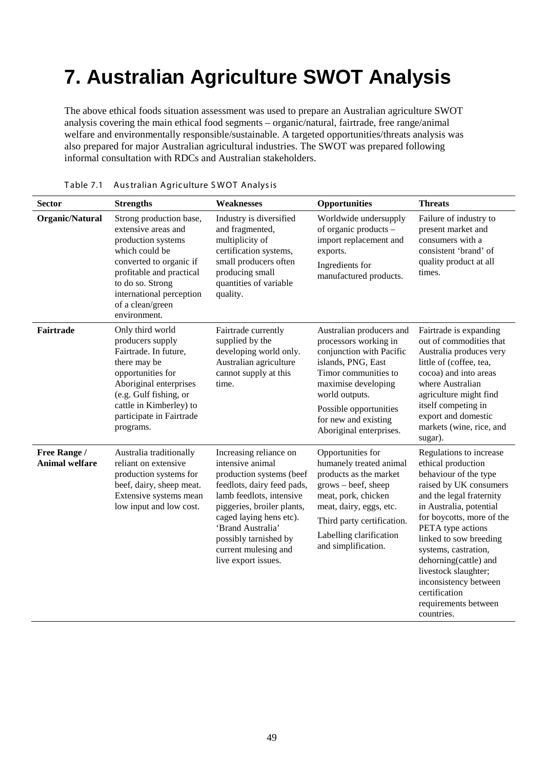# 7. Australian Agriculture SWOT Analysis

The above ethical foods situation assessment was used to prepare an Australian agriculture SWOT analysis covering the main ethical food segments – organic/natural, fairtrade, free range/animal welfare and environmentally responsible/sustainable. A targeted opportunities/threats analysis was also prepared for major Australian agricultural industries. The SWOT was prepared following informal consultation with RDCs and Australian stakeholders.

Table 7.1 Australian Agriculture SWOT Analysis

| Sector | Strengths | Weaknesses | Opportunities | Threats |
|---|---|---|---|---|
| **Organic/Natural** | Strong production base, extensive areas and production systems which could be converted to organic if profitable and practical to do so. Strong international perception of a clean/green environment. | Industry is diversified and fragmented, multiplicity of certification systems, small producers often producing small quantities of variable quality. | Worldwide undersupply of organic products – import replacement and exports.<br>Ingredients for manufactured products. | Failure of industry to present market and consumers with a consistent 'brand' of quality product at all times. |
| **Fairtrade** | Only third world producers supply Fairtrade. In future, there may be opportunities for Aboriginal enterprises (e.g. Gulf fishing, or cattle in Kimberley) to participate in Fairtrade programs. | Fairtrade currently supplied by the developing world only. Australian agriculture cannot supply at this time. | Australian producers and processors working in conjunction with Pacific islands, PNG, East Timor communities to maximise developing world outputs.<br>Possible opportunities for new and existing Aboriginal enterprises. | Fairtrade is expanding out of commodities that Australia produces very little of (coffee, tea, cocoa) and into areas where Australian agriculture might find itself competing in export and domestic markets (wine, rice, and sugar). |
| **Free Range / Animal welfare** | Australia traditionally reliant on extensive production systems for beef, dairy, sheep meat. Extensive systems mean low input and low cost. | Increasing reliance on intensive animal production systems (beef feedlots, dairy feed pads, lamb feedlots, intensive piggeries, broiler plants, caged laying hens etc). 'Brand Australia' possibly tarnished by current mulesing and live export issues. | Opportunities for humanely treated animal products as the market grows – beef, sheep meat, pork, chicken meat, dairy, eggs, etc.<br>Third party certification.<br>Labelling clarification and simplification. | Regulations to increase ethical production behaviour of the type raised by UK consumers and the legal fraternity in Australia, potential for boycotts, more of the PETA type actions linked to sow breeding systems, castration, dehorning(cattle) and livestock slaughter; inconsistency between certification requirements between countries. |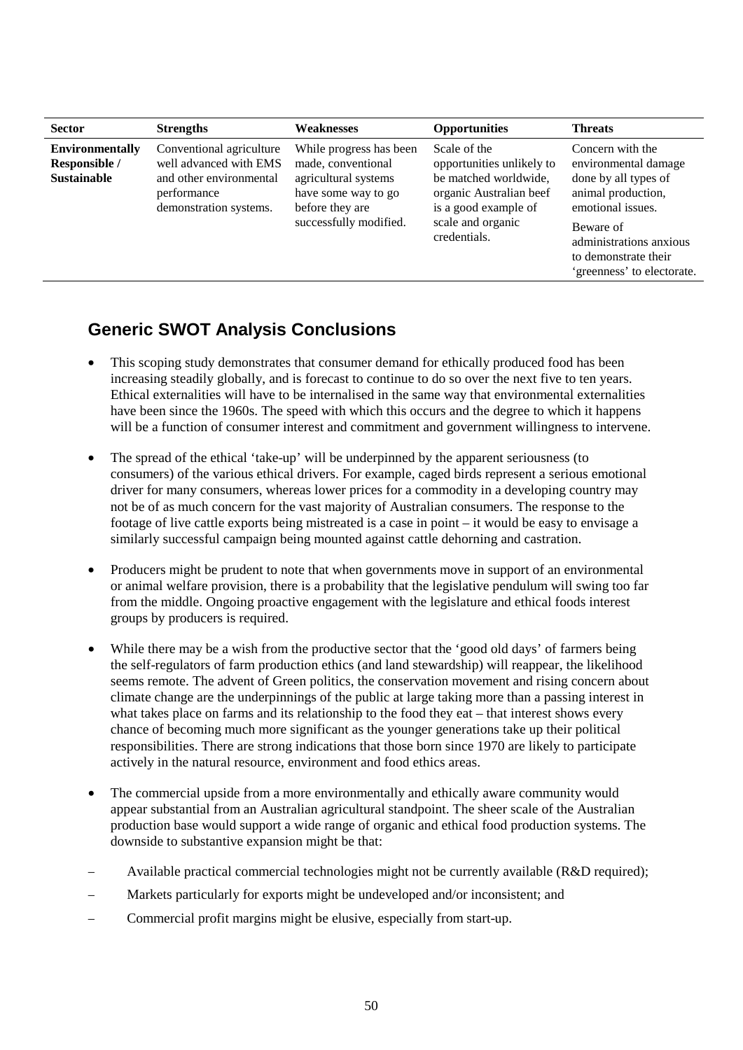| Sector | Strengths | Weaknesses | Opportunities | Threats |
|---|---|---|---|---|
| **Environmentally Responsible / Sustainable** | Conventional agriculture well advanced with EMS and other environmental performance demonstration systems. | While progress has been made, conventional agricultural systems have some way to go before they are successfully modified. | Scale of the opportunities unlikely to be matched worldwide, organic Australian beef is a good example of scale and organic credentials. | Concern with the environmental damage done by all types of animal production, emotional issues.<br><br>Beware of administrations anxious to demonstrate their 'greenness' to electorate. |

## Generic SWOT Analysis Conclusions

- This scoping study demonstrates that consumer demand for ethically produced food has been increasing steadily globally, and is forecast to continue to do so over the next five to ten years. Ethical externalities will have to be internalised in the same way that environmental externalities have been since the 1960s. The speed with which this occurs and the degree to which it happens will be a function of consumer interest and commitment and government willingness to intervene.

- The spread of the ethical 'take-up' will be underpinned by the apparent seriousness (to consumers) of the various ethical drivers. For example, caged birds represent a serious emotional driver for many consumers, whereas lower prices for a commodity in a developing country may not be of as much concern for the vast majority of Australian consumers. The response to the footage of live cattle exports being mistreated is a case in point – it would be easy to envisage a similarly successful campaign being mounted against cattle dehorning and castration.

- Producers might be prudent to note that when governments move in support of an environmental or animal welfare provision, there is a probability that the legislative pendulum will swing too far from the middle. Ongoing proactive engagement with the legislature and ethical foods interest groups by producers is required.

- While there may be a wish from the productive sector that the 'good old days' of farmers being the self-regulators of farm production ethics (and land stewardship) will reappear, the likelihood seems remote. The advent of Green politics, the conservation movement and rising concern about climate change are the underpinnings of the public at large taking more than a passing interest in what takes place on farms and its relationship to the food they eat – that interest shows every chance of becoming much more significant as the younger generations take up their political responsibilities. There are strong indications that those born since 1970 are likely to participate actively in the natural resource, environment and food ethics areas.

- The commercial upside from a more environmentally and ethically aware community would appear substantial from an Australian agricultural standpoint. The sheer scale of the Australian production base would support a wide range of organic and ethical food production systems. The downside to substantive expansion might be that:

  – Available practical commercial technologies might not be currently available (R&D required);

  – Markets particularly for exports might be undeveloped and/or inconsistent; and

  – Commercial profit margins might be elusive, especially from start-up.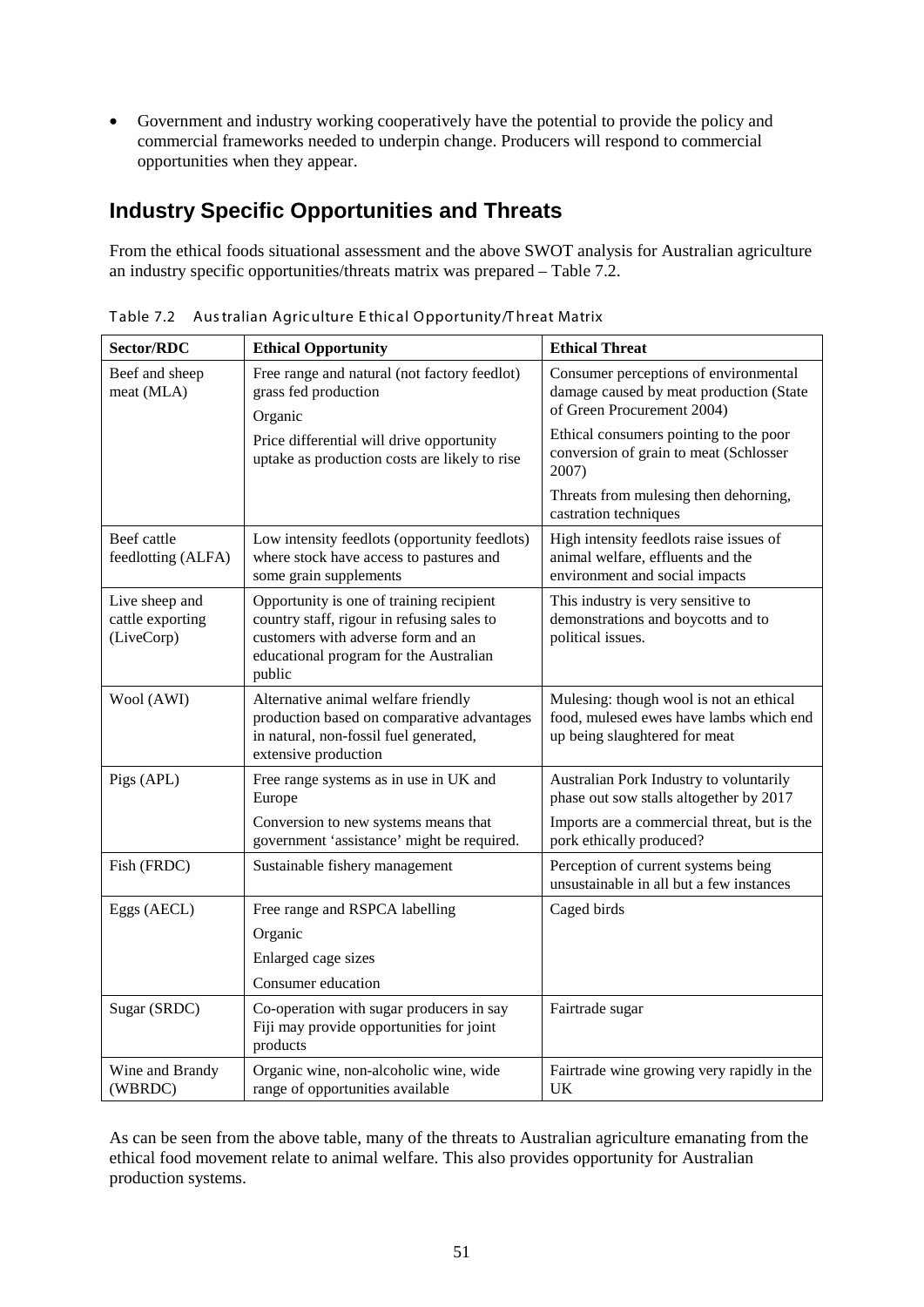- Government and industry working cooperatively have the potential to provide the policy and commercial frameworks needed to underpin change. Producers will respond to commercial opportunities when they appear.

## Industry Specific Opportunities and Threats

From the ethical foods situational assessment and the above SWOT analysis for Australian agriculture an industry specific opportunities/threats matrix was prepared – Table 7.2.

Table 7.2 Australian Agriculture Ethical Opportunity/Threat Matrix

| Sector/RDC | Ethical Opportunity | Ethical Threat |
|---|---|---|
| Beef and sheep meat (MLA) | Free range and natural (not factory feedlot) grass fed production<br>Organic<br>Price differential will drive opportunity uptake as production costs are likely to rise | Consumer perceptions of environmental damage caused by meat production (State of Green Procurement 2004)<br>Ethical consumers pointing to the poor conversion of grain to meat (Schlosser 2007)<br>Threats from mulesing then dehorning, castration techniques |
| Beef cattle feedlotting (ALFA) | Low intensity feedlots (opportunity feedlots) where stock have access to pastures and some grain supplements | High intensity feedlots raise issues of animal welfare, effluents and the environment and social impacts |
| Live sheep and cattle exporting (LiveCorp) | Opportunity is one of training recipient country staff, rigour in refusing sales to customers with adverse form and an educational program for the Australian public | This industry is very sensitive to demonstrations and boycotts and to political issues. |
| Wool (AWI) | Alternative animal welfare friendly production based on comparative advantages in natural, non-fossil fuel generated, extensive production | Mulesing: though wool is not an ethical food, mulesed ewes have lambs which end up being slaughtered for meat |
| Pigs (APL) | Free range systems as in UK and Europe<br>Conversion to new systems means that government 'assistance' might be required. | Australian Pork Industry to voluntarily phase out sow stalls altogether by 2017<br>Imports are a commercial threat, but is the pork ethically produced? |
| Fish (FRDC) | Sustainable fishery management | Perception of current systems being unsustainable in all but a few instances |
| Eggs (AECL) | Free range and RSPCA labelling<br>Organic<br>Enlarged cage sizes<br>Consumer education | Caged birds |
| Sugar (SRDC) | Co-operation with sugar producers in say Fiji may provide opportunities for joint products | Fairtrade sugar |
| Wine and Brandy (WBRDC) | Organic wine, non-alcoholic wine, wide range of opportunities available | Fairtrade wine growing very rapidly in the UK |

As can be seen from the above table, many of the threats to Australian agriculture emanating from the ethical food movement relate to animal welfare. This also provides opportunity for Australian production systems.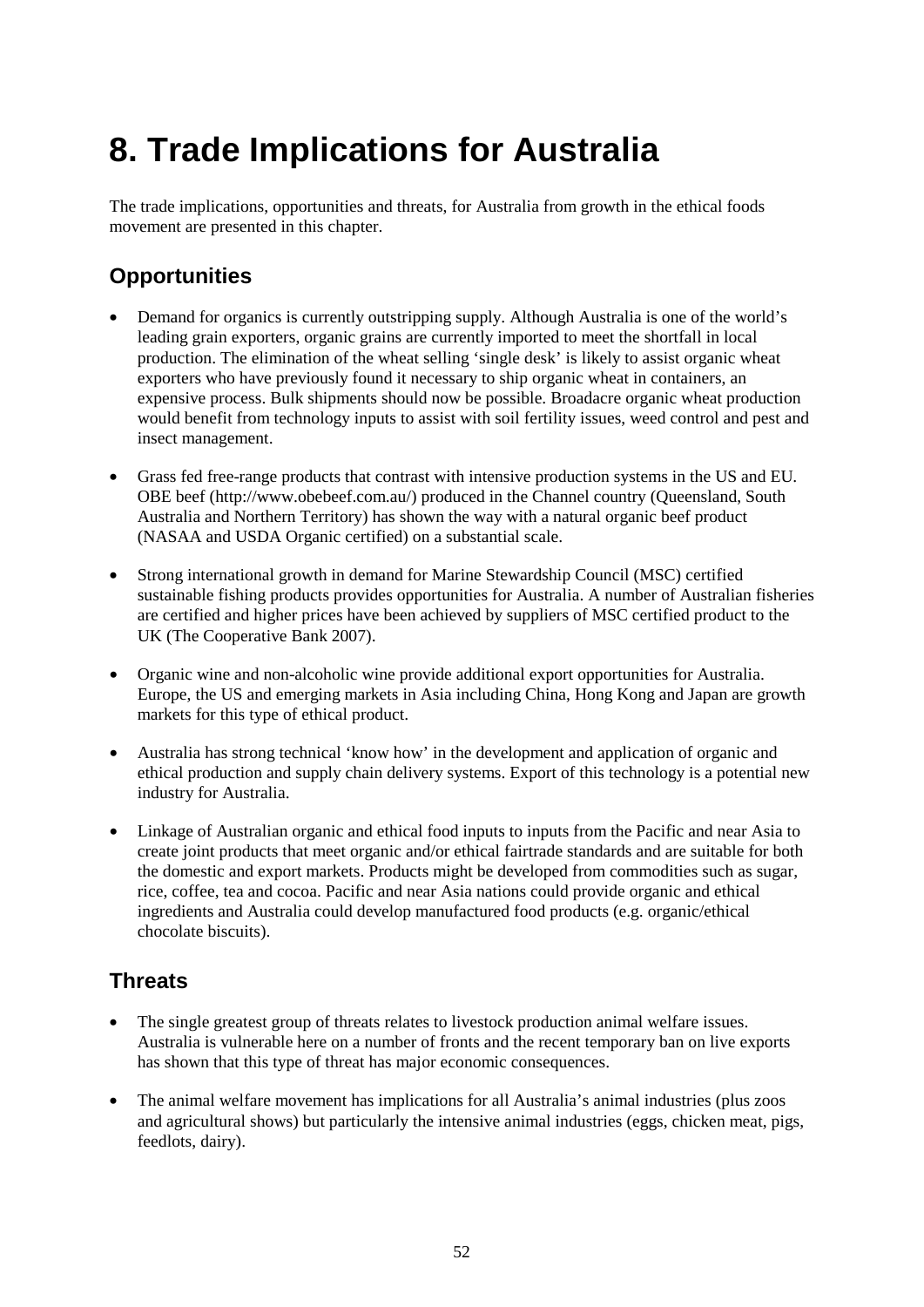# 8. Trade Implications for Australia

The trade implications, opportunities and threats, for Australia from growth in the ethical foods movement are presented in this chapter.

## Opportunities

- Demand for organics is currently outstripping supply. Although Australia is one of the world's leading grain exporters, organic grains are currently imported to meet the shortfall in local production. The elimination of the wheat selling 'single desk' is likely to assist organic wheat exporters who have previously found it necessary to ship organic wheat in containers, an expensive process. Bulk shipments should now be possible. Broadacre organic wheat production would benefit from technology inputs to assist with soil fertility issues, weed control and pest and insect management.
- Grass fed free-range products that contrast with intensive production systems in the US and EU. OBE beef (http://www.obebeef.com.au/) produced in the Channel country (Queensland, South Australia and Northern Territory) has shown the way with a natural organic beef product (NASAA and USDA Organic certified) on a substantial scale.
- Strong international growth in demand for Marine Stewardship Council (MSC) certified sustainable fishing products provides opportunities for Australia. A number of Australian fisheries are certified and higher prices have been achieved by suppliers of MSC certified product to the UK (The Cooperative Bank 2007).
- Organic wine and non-alcoholic wine provide additional export opportunities for Australia. Europe, the US and emerging markets in Asia including China, Hong Kong and Japan are growth markets for this type of ethical product.
- Australia has strong technical 'know how' in the development and application of organic and ethical production and supply chain delivery systems. Export of this technology is a potential new industry for Australia.
- Linkage of Australian organic and ethical food inputs to inputs from the Pacific and near Asia to create joint products that meet organic and/or ethical fairtrade standards and are suitable for both the domestic and export markets. Products might be developed from commodities such as sugar, rice, coffee, tea and cocoa. Pacific and near Asia nations could provide organic and ethical ingredients and Australia could develop manufactured food products (e.g. organic/ethical chocolate biscuits).

## Threats

- The single greatest group of threats relates to livestock production animal welfare issues. Australia is vulnerable here on a number of fronts and the recent temporary ban on live exports has shown that this type of threat has major economic consequences.
- The animal welfare movement has implications for all Australia's animal industries (plus zoos and agricultural shows) but particularly the intensive animal industries (eggs, chicken meat, pigs, feedlots, dairy).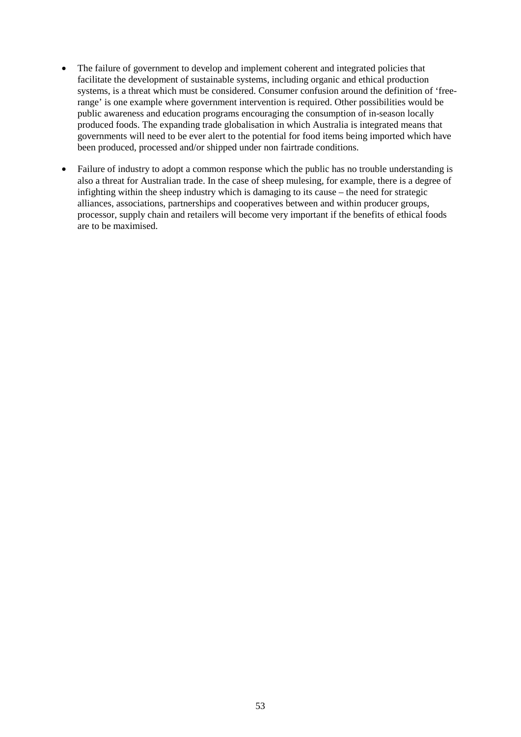- The failure of government to develop and implement coherent and integrated policies that facilitate the development of sustainable systems, including organic and ethical production systems, is a threat which must be considered. Consumer confusion around the definition of 'free-range' is one example where government intervention is required. Other possibilities would be public awareness and education programs encouraging the consumption of in-season locally produced foods. The expanding trade globalisation in which Australia is integrated means that governments will need to be ever alert to the potential for food items being imported which have been produced, processed and/or shipped under non fairtrade conditions.

- Failure of industry to adopt a common response which the public has no trouble understanding is also a threat for Australian trade. In the case of sheep mulesing, for example, there is a degree of infighting within the sheep industry which is damaging to its cause – the need for strategic alliances, associations, partnerships and cooperatives between and within producer groups, processor, supply chain and retailers will become very important if the benefits of ethical foods are to be maximised.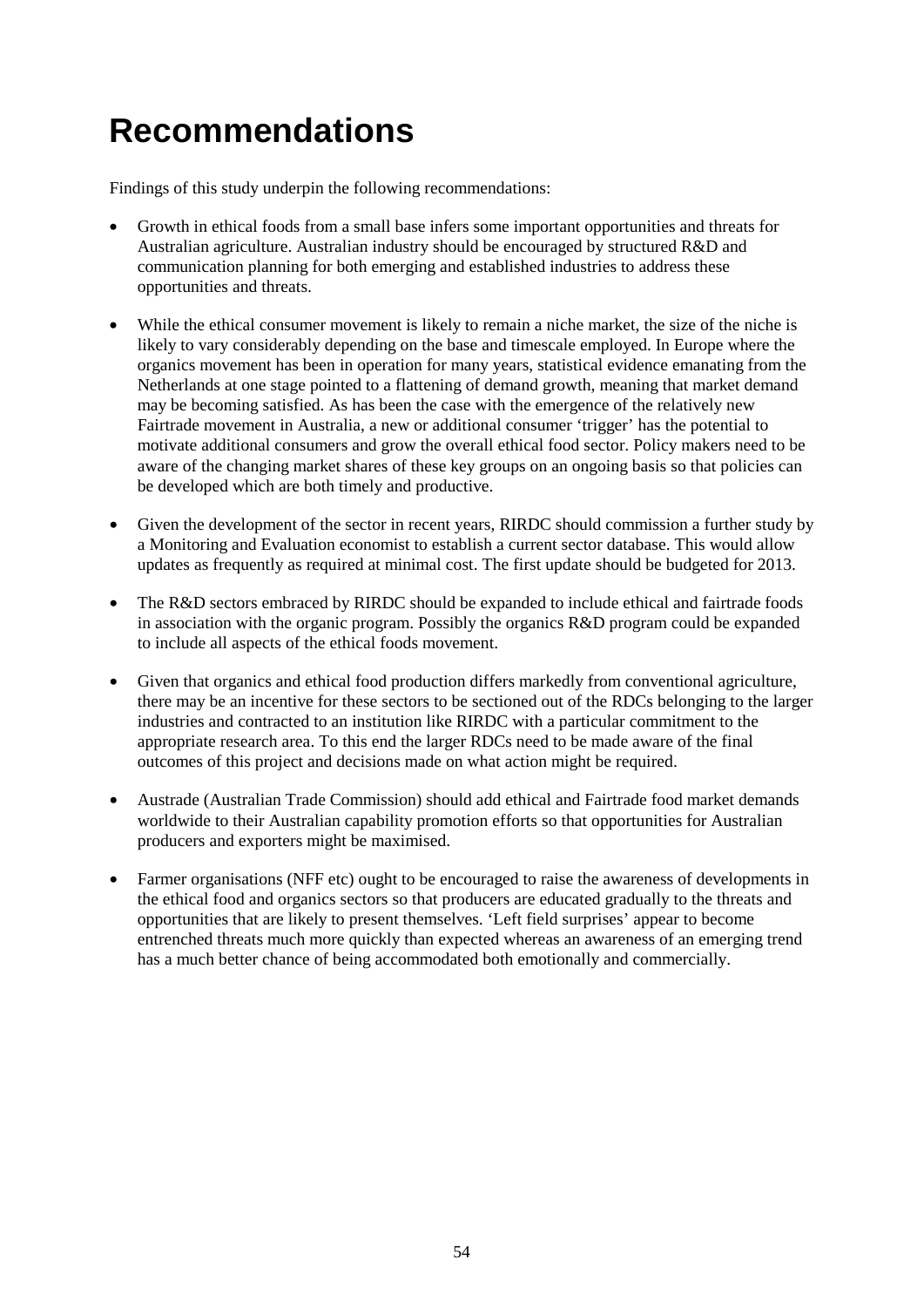# Recommendations

Findings of this study underpin the following recommendations:

- Growth in ethical foods from a small base infers some important opportunities and threats for Australian agriculture. Australian industry should be encouraged by structured R&D and communication planning for both emerging and established industries to address these opportunities and threats.

- While the ethical consumer movement is likely to remain a niche market, the size of the niche is likely to vary considerably depending on the base and timescale employed. In Europe where the organics movement has been in operation for many years, statistical evidence emanating from the Netherlands at one stage pointed to a flattening of demand growth, meaning that market demand may be becoming satisfied. As has been the case with the emergence of the relatively new Fairtrade movement in Australia, a new or additional consumer 'trigger' has the potential to motivate additional consumers and grow the overall ethical food sector. Policy makers need to be aware of the changing market shares of these key groups on an ongoing basis so that policies can be developed which are both timely and productive.

- Given the development of the sector in recent years, RIRDC should commission a further study by a Monitoring and Evaluation economist to establish a current sector database. This would allow updates as frequently as required at minimal cost. The first update should be budgeted for 2013.

- The R&D sectors embraced by RIRDC should be expanded to include ethical and fairtrade foods in association with the organic program. Possibly the organics R&D program could be expanded to include all aspects of the ethical foods movement.

- Given that organics and ethical food production differs markedly from conventional agriculture, there may be an incentive for these sectors to be sectioned out of the RDCs belonging to the larger industries and contracted to an institution like RIRDC with a particular commitment to the appropriate research area. To this end the larger RDCs need to be made aware of the final outcomes of this project and decisions made on what action might be required.

- Austrade (Australian Trade Commission) should add ethical and Fairtrade food market demands worldwide to their Australian capability promotion efforts so that opportunities for Australian producers and exporters might be maximised.

- Farmer organisations (NFF etc) ought to be encouraged to raise the awareness of developments in the ethical food and organics sectors so that producers are educated gradually to the threats and opportunities that are likely to present themselves. 'Left field surprises' appear to become entrenched threats much more quickly than expected whereas an awareness of an emerging trend has a much better chance of being accommodated both emotionally and commercially.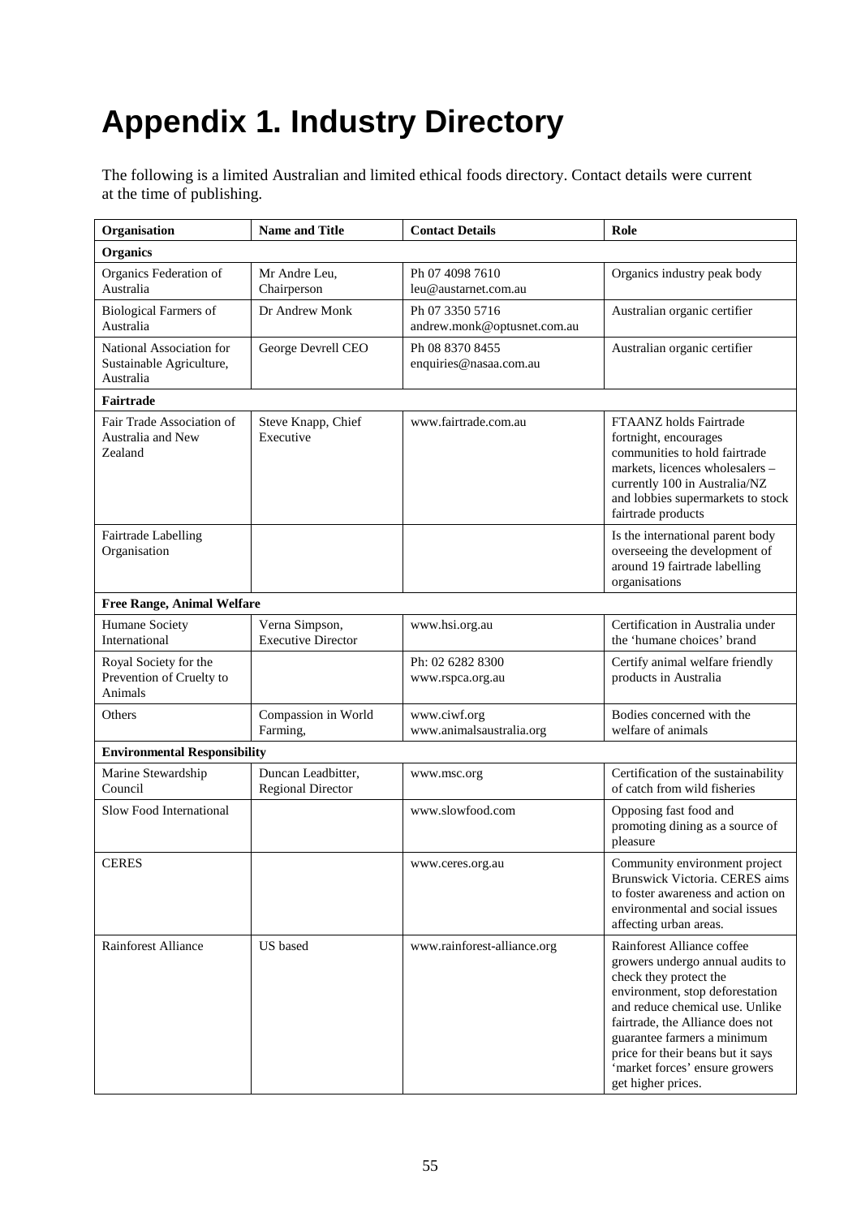# Appendix 1. Industry Directory

The following is a limited Australian and limited ethical foods directory. Contact details were current at the time of publishing.

| Organisation | Name and Title | Contact Details | Role |
|---|---|---|---|
| **Organics** | | | |
| Organics Federation of Australia | Mr Andre Leu, Chairperson | Ph 07 4098 7610<br>leu@austarnet.com.au | Organics industry peak body |
| Biological Farmers of Australia | Dr Andrew Monk | Ph 07 3350 5716<br>andrew.monk@optusnet.com.au | Australian organic certifier |
| National Association for Sustainable Agriculture, Australia | George Devrell CEO | Ph 08 8370 8455<br>enquiries@nasaa.com.au | Australian organic certifier |
| **Fairtrade** | | | |
| Fair Trade Association of Australia and New Zealand | Steve Knapp, Chief Executive | www.fairtrade.com.au | FTAANZ holds Fairtrade fortnight, encourages communities to hold fairtrade markets, licences wholesalers – currently 100 in Australia/NZ and lobbies supermarkets to stock fairtrade products |
| Fairtrade Labelling Organisation | | | Is the international parent body overseeing the development of around 19 fairtrade labelling organisations |
| **Free Range, Animal Welfare** | | | |
| Humane Society International | Verna Simpson, Executive Director | www.hsi.org.au | Certification in Australia under the 'humane choices' brand |
| Royal Society for the Prevention of Cruelty to Animals | | Ph: 02 6282 8300<br>www.rspca.org.au | Certify animal welfare friendly products in Australia |
| Others | Compassion in World Farming, | www.ciwf.org<br>www.animalsaustralia.org | Bodies concerned with the welfare of animals |
| **Environmental Responsibility** | | | |
| Marine Stewardship Council | Duncan Leadbitter, Regional Director | www.msc.org | Certification of the sustainability of catch from wild fisheries |
| Slow Food International | | www.slowfood.com | Opposing fast food and promoting dining as a source of pleasure |
| CERES | | www.ceres.org.au | Community environment project Brunswick Victoria. CERES aims to foster awareness and action on environmental and social issues affecting urban areas. |
| Rainforest Alliance | US based | www.rainforest-alliance.org | Rainforest Alliance coffee growers undergo annual audits to check they protect the environment, stop deforestation and reduce chemical use. Unlike fairtrade, the Alliance does not guarantee farmers a minimum price for their beans but it says 'market forces' ensure growers get higher prices. |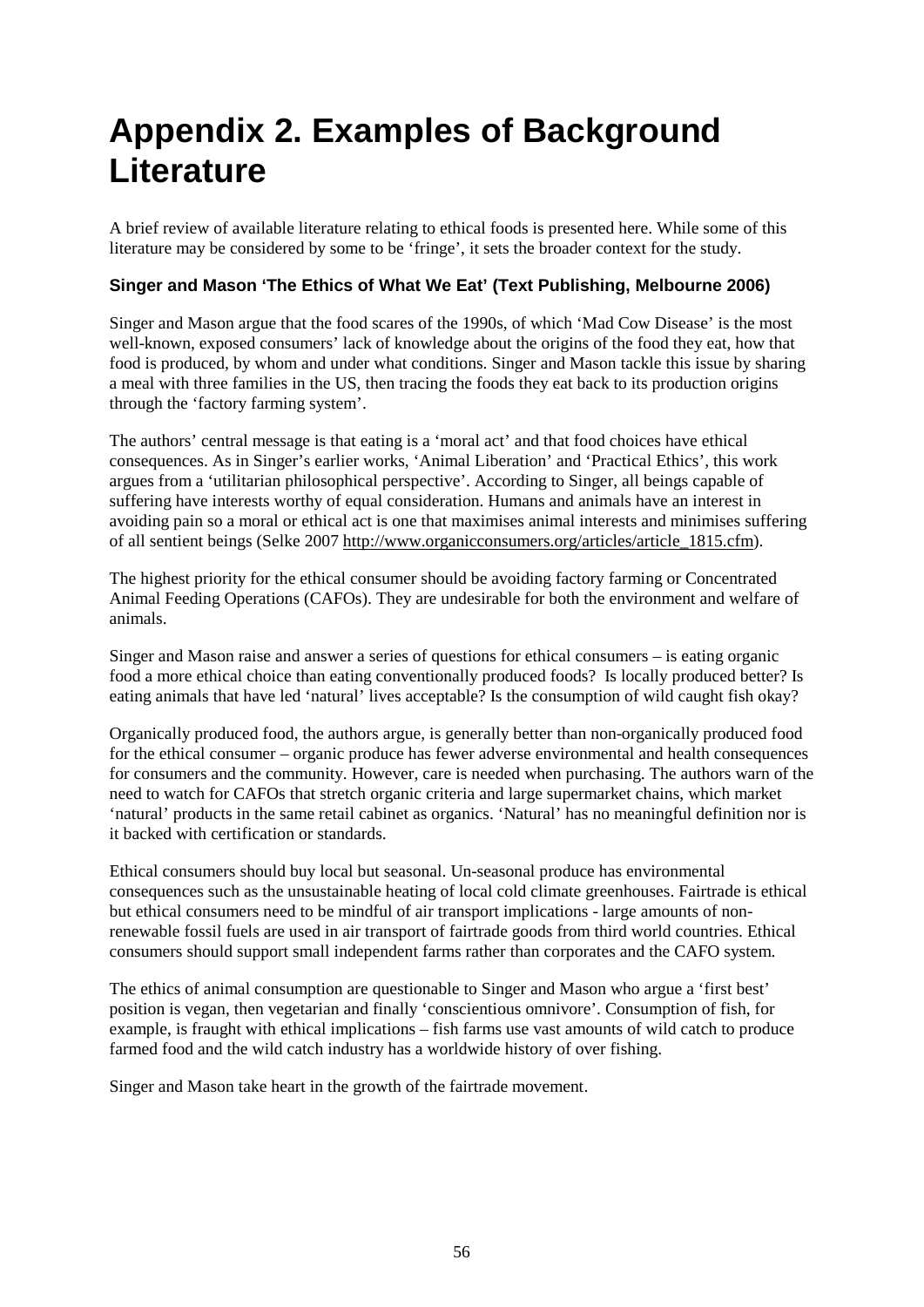# Appendix 2. Examples of Background Literature

A brief review of available literature relating to ethical foods is presented here. While some of this literature may be considered by some to be 'fringe', it sets the broader context for the study.

### Singer and Mason 'The Ethics of What We Eat' (Text Publishing, Melbourne 2006)

Singer and Mason argue that the food scares of the 1990s, of which 'Mad Cow Disease' is the most well-known, exposed consumers' lack of knowledge about the origins of the food they eat, how that food is produced, by whom and under what conditions. Singer and Mason tackle this issue by sharing a meal with three families in the US, then tracing the foods they eat back to its production origins through the 'factory farming system'.

The authors' central message is that eating is a 'moral act' and that food choices have ethical consequences. As in Singer's earlier works, 'Animal Liberation' and 'Practical Ethics', this work argues from a 'utilitarian philosophical perspective'. According to Singer, all beings capable of suffering have interests worthy of equal consideration. Humans and animals have an interest in avoiding pain so a moral or ethical act is one that maximises animal interests and minimises suffering of all sentient beings (Selke 2007 http://www.organicconsumers.org/articles/article_1815.cfm).

The highest priority for the ethical consumer should be avoiding factory farming or Concentrated Animal Feeding Operations (CAFOs). They are undesirable for both the environment and welfare of animals.

Singer and Mason raise and answer a series of questions for ethical consumers – is eating organic food a more ethical choice than eating conventionally produced foods? Is locally produced better? Is eating animals that have led 'natural' lives acceptable? Is the consumption of wild caught fish okay?

Organically produced food, the authors argue, is generally better than non-organically produced food for the ethical consumer – organic produce has fewer adverse environmental and health consequences for consumers and the community. However, care is needed when purchasing. The authors warn of the need to watch for CAFOs that stretch organic criteria and large supermarket chains, which market 'natural' products in the same retail cabinet as organics. 'Natural' has no meaningful definition nor is it backed with certification or standards.

Ethical consumers should buy local but seasonal. Un-seasonal produce has environmental consequences such as the unsustainable heating of local cold climate greenhouses. Fairtrade is ethical but ethical consumers need to be mindful of air transport implications - large amounts of non-renewable fossil fuels are used in air transport of fairtrade goods from third world countries. Ethical consumers should support small independent farms rather than corporates and the CAFO system.

The ethics of animal consumption are questionable to Singer and Mason who argue a 'first best' position is vegan, then vegetarian and finally 'conscientious omnivore'. Consumption of fish, for example, is fraught with ethical implications – fish farms use vast amounts of wild catch to produce farmed food and the wild catch industry has a worldwide history of over fishing.

Singer and Mason take heart in the growth of the fairtrade movement.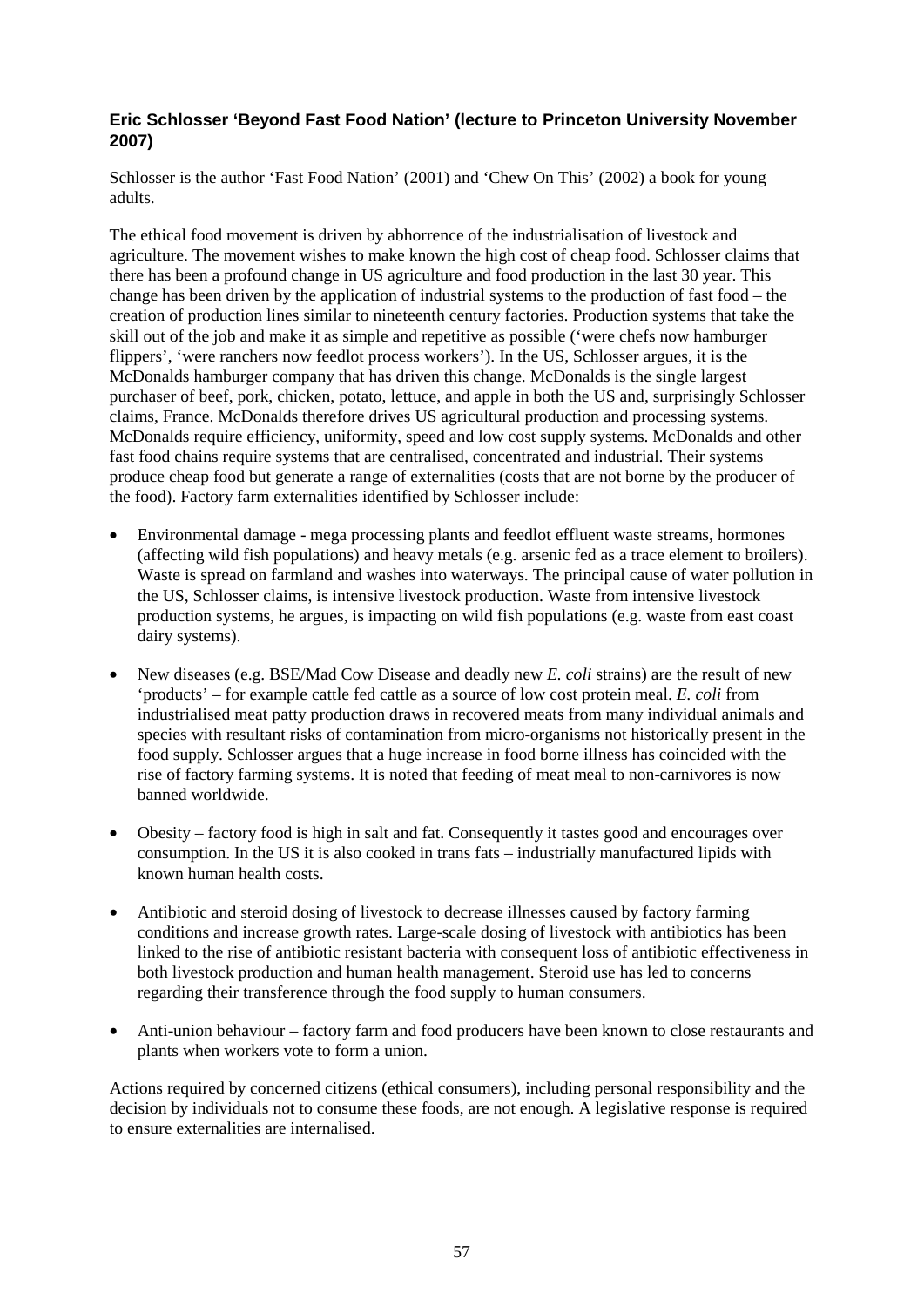**Eric Schlosser 'Beyond Fast Food Nation' (lecture to Princeton University November 2007)**

Schlosser is the author 'Fast Food Nation' (2001) and 'Chew On This' (2002) a book for young adults.

The ethical food movement is driven by abhorrence of the industrialisation of livestock and agriculture. The movement wishes to make known the high cost of cheap food. Schlosser claims that there has been a profound change in US agriculture and food production in the last 30 year. This change has been driven by the application of industrial systems to the production of fast food – the creation of production lines similar to nineteenth century factories. Production systems that take the skill out of the job and make it as simple and repetitive as possible ('were chefs now hamburger flippers', 'were ranchers now feedlot process workers'). In the US, Schlosser argues, it is the McDonalds hamburger company that has driven this change. McDonalds is the single largest purchaser of beef, pork, chicken, potato, lettuce, and apple in both the US and, surprisingly Schlosser claims, France. McDonalds therefore drives US agricultural production and processing systems. McDonalds require efficiency, uniformity, speed and low cost supply systems. McDonalds and other fast food chains require systems that are centralised, concentrated and industrial. Their systems produce cheap food but generate a range of externalities (costs that are not borne by the producer of the food). Factory farm externalities identified by Schlosser include:

- Environmental damage - mega processing plants and feedlot effluent waste streams, hormones (affecting wild fish populations) and heavy metals (e.g. arsenic fed as a trace element to broilers). Waste is spread on farmland and washes into waterways. The principal cause of water pollution in the US, Schlosser claims, is intensive livestock production. Waste from intensive livestock production systems, he argues, is impacting on wild fish populations (e.g. waste from east coast dairy systems).

- New diseases (e.g. BSE/Mad Cow Disease and deadly new *E. coli* strains) are the result of new 'products' – for example cattle fed cattle as a source of low cost protein meal. *E. coli* from industrialised meat patty production draws in recovered meats from many individual animals and species with resultant risks of contamination from micro-organisms not historically present in the food supply. Schlosser argues that a huge increase in food borne illness has coincided with the rise of factory farming systems. It is noted that feeding of meat meal to non-carnivores is now banned worldwide.

- Obesity – factory food is high in salt and fat. Consequently it tastes good and encourages over consumption. In the US it is also cooked in trans fats – industrially manufactured lipids with known human health costs.

- Antibiotic and steroid dosing of livestock to decrease illnesses caused by factory farming conditions and increase growth rates. Large-scale dosing of livestock with antibiotics has been linked to the rise of antibiotic resistant bacteria with consequent loss of antibiotic effectiveness in both livestock production and human health management. Steroid use has led to concerns regarding their transference through the food supply to human consumers.

- Anti-union behaviour – factory farm and food producers have been known to close restaurants and plants when workers vote to form a union.

Actions required by concerned citizens (ethical consumers), including personal responsibility and the decision by individuals not to consume these foods, are not enough. A legislative response is required to ensure externalities are internalised.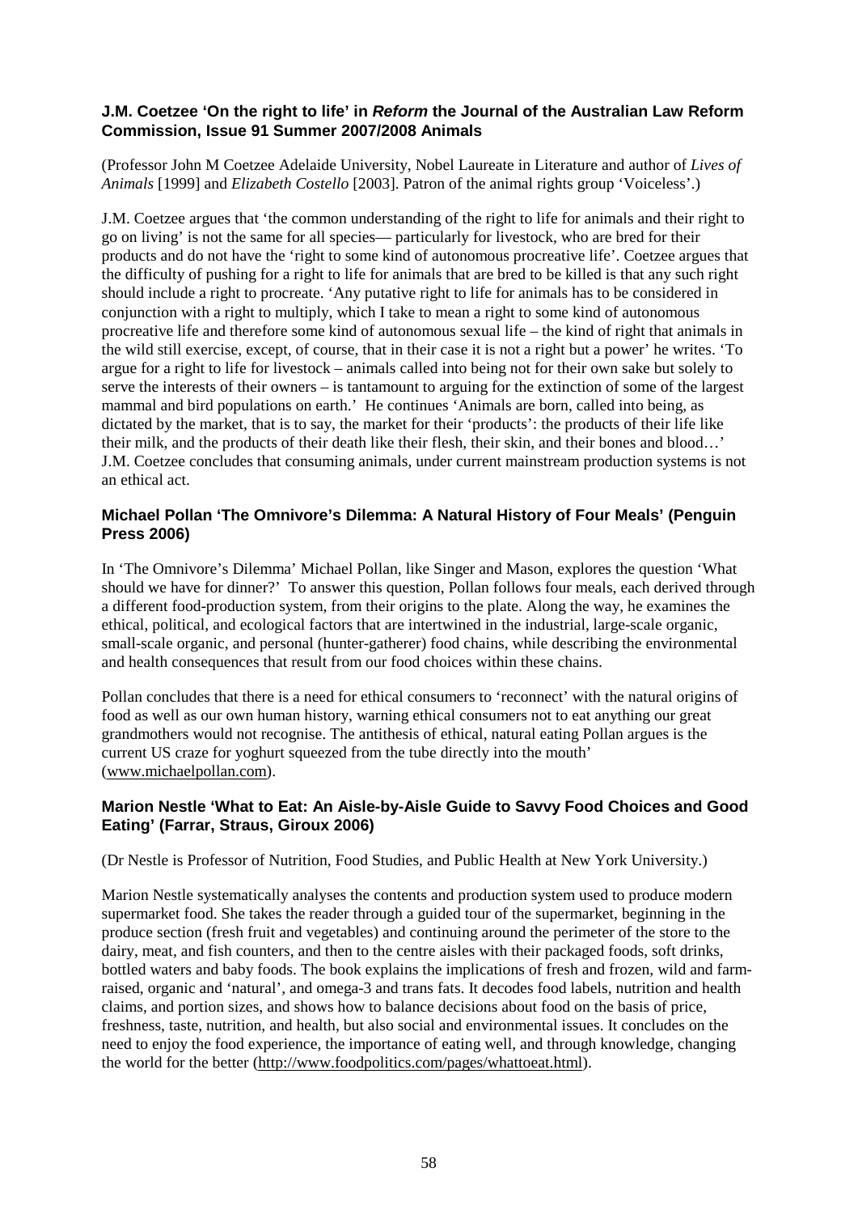### J.M. Coetzee 'On the right to life' in *Reform* the Journal of the Australian Law Reform Commission, Issue 91 Summer 2007/2008 Animals

(Professor John M Coetzee Adelaide University, Nobel Laureate in Literature and author of *Lives of Animals* [1999] and *Elizabeth Costello* [2003]. Patron of the animal rights group 'Voiceless'.)

J.M. Coetzee argues that 'the common understanding of the right to life for animals and their right to go on living' is not the same for all species— particularly for livestock, who are bred for their products and do not have the 'right to some kind of autonomous procreative life'. Coetzee argues that the difficulty of pushing for a right to life for animals that are bred to be killed is that any such right should include a right to procreate. 'Any putative right to life for animals has to be considered in conjunction with a right to multiply, which I take to mean a right to some kind of autonomous procreative life and therefore some kind of autonomous sexual life – the kind of right that animals in the wild still exercise, except, of course, that in their case it is not a right but a power' he writes. 'To argue for a right to life for livestock – animals called into being not for their own sake but solely to serve the interests of their owners – is tantamount to arguing for the extinction of some of the largest mammal and bird populations on earth.' He continues 'Animals are born, called into being, as dictated by the market, that is to say, the market for their 'products': the products of their life like their milk, and the products of their death like their flesh, their skin, and their bones and blood…' J.M. Coetzee concludes that consuming animals, under current mainstream production systems is not an ethical act.

### Michael Pollan 'The Omnivore's Dilemma: A Natural History of Four Meals' (Penguin Press 2006)

In 'The Omnivore's Dilemma' Michael Pollan, like Singer and Mason, explores the question 'What should we have for dinner?' To answer this question, Pollan follows four meals, each derived through a different food-production system, from their origins to the plate. Along the way, he examines the ethical, political, and ecological factors that are intertwined in the industrial, large-scale organic, small-scale organic, and personal (hunter-gatherer) food chains, while describing the environmental and health consequences that result from our food choices within these chains.

Pollan concludes that there is a need for ethical consumers to 'reconnect' with the natural origins of food as well as our own human history, warning ethical consumers not to eat anything our great grandmothers would not recognise. The antithesis of ethical, natural eating Pollan argues is the current US craze for yoghurt squeezed from the tube directly into the mouth' (www.michaelpollan.com).

### Marion Nestle 'What to Eat: An Aisle-by-Aisle Guide to Savvy Food Choices and Good Eating' (Farrar, Straus, Giroux 2006)

(Dr Nestle is Professor of Nutrition, Food Studies, and Public Health at New York University.)

Marion Nestle systematically analyses the contents and production system used to produce modern supermarket food. She takes the reader through a guided tour of the supermarket, beginning in the produce section (fresh fruit and vegetables) and continuing around the perimeter of the store to the dairy, meat, and fish counters, and then to the centre aisles with their packaged foods, soft drinks, bottled waters and baby foods. The book explains the implications of fresh and frozen, wild and farm-raised, organic and 'natural', and omega-3 and trans fats. It decodes food labels, nutrition and health claims, and portion sizes, and shows how to balance decisions about food on the basis of price, freshness, taste, nutrition, and health, but also social and environmental issues. It concludes on the need to enjoy the food experience, the importance of eating well, and through knowledge, changing the world for the better (http://www.foodpolitics.com/pages/whattoeat.html).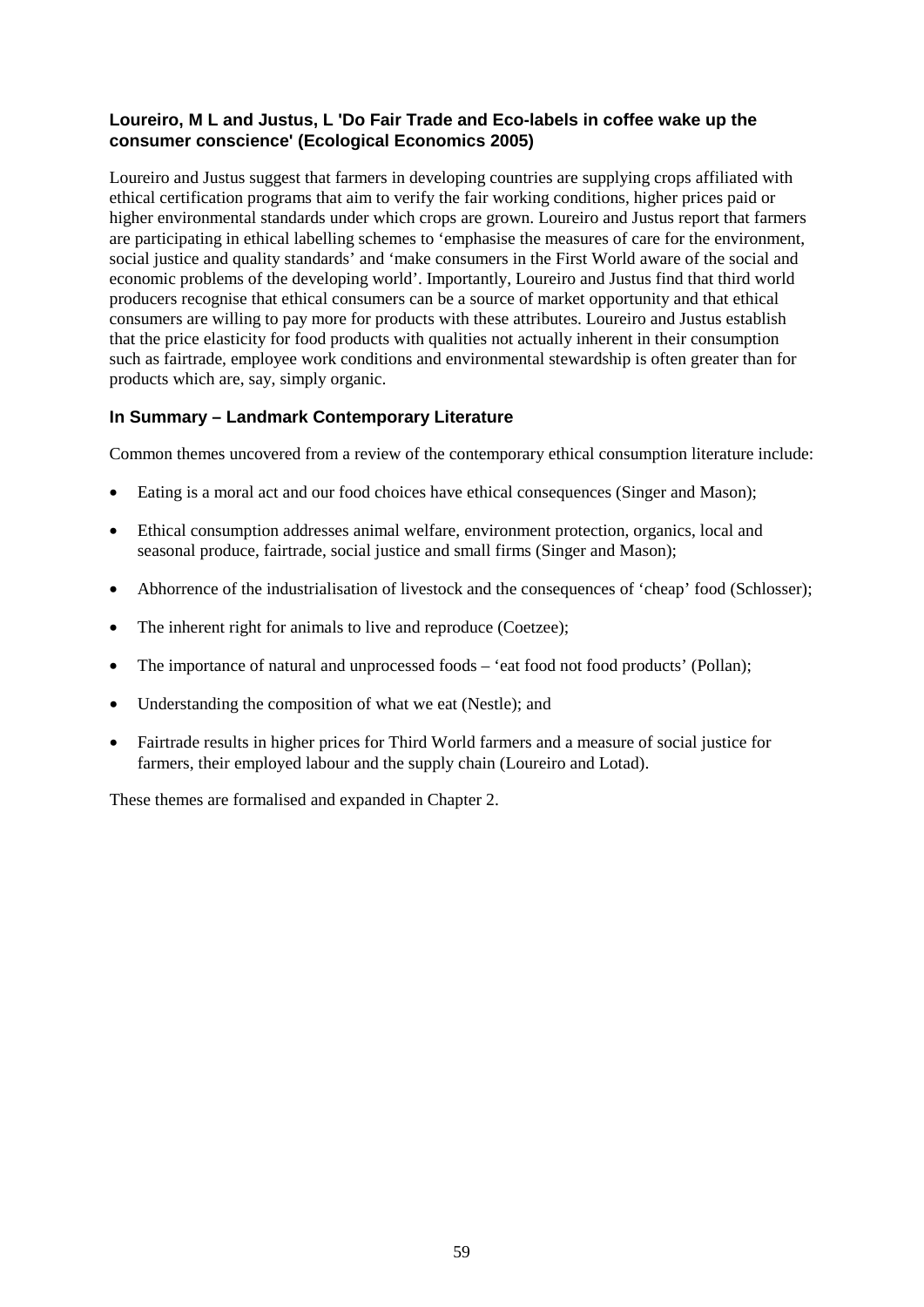### Loureiro, M L and Justus, L 'Do Fair Trade and Eco-labels in coffee wake up the consumer conscience' (Ecological Economics 2005)

Loureiro and Justus suggest that farmers in developing countries are supplying crops affiliated with ethical certification programs that aim to verify the fair working conditions, higher prices paid or higher environmental standards under which crops are grown. Loureiro and Justus report that farmers are participating in ethical labelling schemes to 'emphasise the measures of care for the environment, social justice and quality standards' and 'make consumers in the First World aware of the social and economic problems of the developing world'. Importantly, Loureiro and Justus find that third world producers recognise that ethical consumers can be a source of market opportunity and that ethical consumers are willing to pay more for products with these attributes. Loureiro and Justus establish that the price elasticity for food products with qualities not actually inherent in their consumption such as fairtrade, employee work conditions and environmental stewardship is often greater than for products which are, say, simply organic.

### In Summary – Landmark Contemporary Literature

Common themes uncovered from a review of the contemporary ethical consumption literature include:

- Eating is a moral act and our food choices have ethical consequences (Singer and Mason);
- Ethical consumption addresses animal welfare, environment protection, organics, local and seasonal produce, fairtrade, social justice and small firms (Singer and Mason);
- Abhorrence of the industrialisation of livestock and the consequences of 'cheap' food (Schlosser);
- The inherent right for animals to live and reproduce (Coetzee);
- The importance of natural and unprocessed foods – 'eat food not food products' (Pollan);
- Understanding the composition of what we eat (Nestle); and
- Fairtrade results in higher prices for Third World farmers and a measure of social justice for farmers, their employed labour and the supply chain (Loureiro and Lotad).

These themes are formalised and expanded in Chapter 2.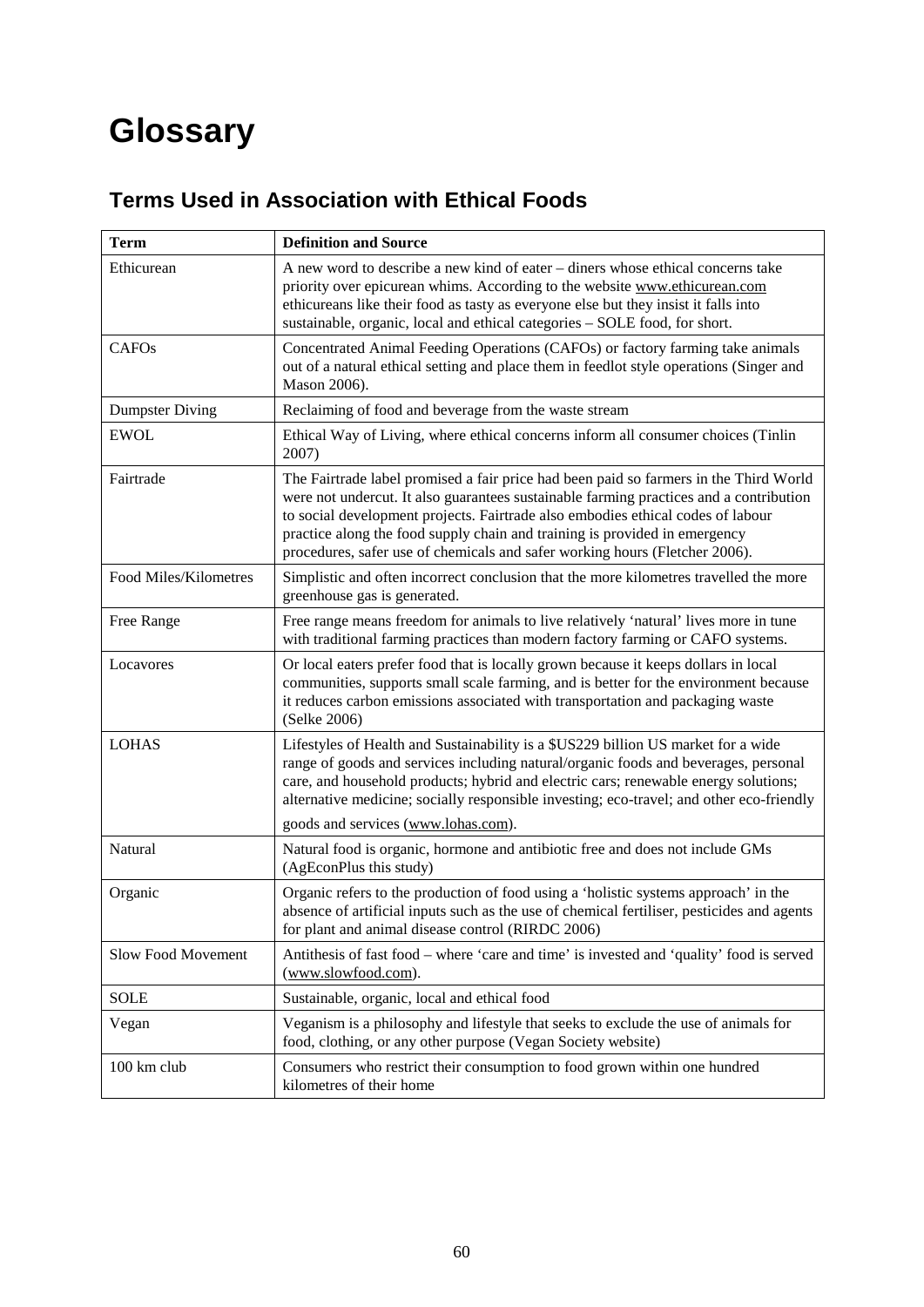# Glossary

## Terms Used in Association with Ethical Foods

| Term | Definition and Source |
|---|---|
| Ethicurean | A new word to describe a new kind of eater – diners whose ethical concerns take priority over epicurean whims. According to the website www.ethicurean.com ethicureans like their food as tasty as everyone else but they insist it falls into sustainable, organic, local and ethical categories – SOLE food, for short. |
| CAFOs | Concentrated Animal Feeding Operations (CAFOs) or factory farming take animals out of a natural ethical setting and place them in feedlot style operations (Singer and Mason 2006). |
| Dumpster Diving | Reclaiming of food and beverage from the waste stream |
| EWOL | Ethical Way of Living, where ethical concerns inform all consumer choices (Tinlin 2007) |
| Fairtrade | The Fairtrade label promised a fair price had been paid so farmers in the Third World were not undercut. It also guarantees sustainable farming practices and a contribution to social development projects. Fairtrade also embodies ethical codes of labour practice along the food supply chain and training is provided in emergency procedures, safer use of chemicals and safer working hours (Fletcher 2006). |
| Food Miles/Kilometres | Simplistic and often incorrect conclusion that the more kilometres travelled the more greenhouse gas is generated. |
| Free Range | Free range means freedom for animals to live relatively 'natural' lives more in tune with traditional farming practices than modern factory farming or CAFO systems. |
| Locavores | Or local eaters prefer food that is locally grown because it keeps dollars in local communities, supports small scale farming, and is better for the environment because it reduces carbon emissions associated with transportation and packaging waste (Selke 2006) |
| LOHAS | Lifestyles of Health and Sustainability is a $US229 billion US market for a wide range of goods and services including natural/organic foods and beverages, personal care, and household products; hybrid and electric cars; renewable energy solutions; alternative medicine; socially responsible investing; eco-travel; and other eco-friendly goods and services (www.lohas.com). |
| Natural | Natural food is organic, hormone and antibiotic free and does not include GMs (AgEconPlus this study) |
| Organic | Organic refers to the production of food using a 'holistic systems approach' in the absence of artificial inputs such as the use of chemical fertiliser, pesticides and agents for plant and animal disease control (RIRDC 2006) |
| Slow Food Movement | Antithesis of fast food – where 'care and time' is invested and 'quality' food is served (www.slowfood.com). |
| SOLE | Sustainable, organic, local and ethical food |
| Vegan | Veganism is a philosophy and lifestyle that seeks to exclude the use of animals for food, clothing, or any other purpose (Vegan Society website) |
| 100 km club | Consumers who restrict their consumption to food grown within one hundred kilometres of their home |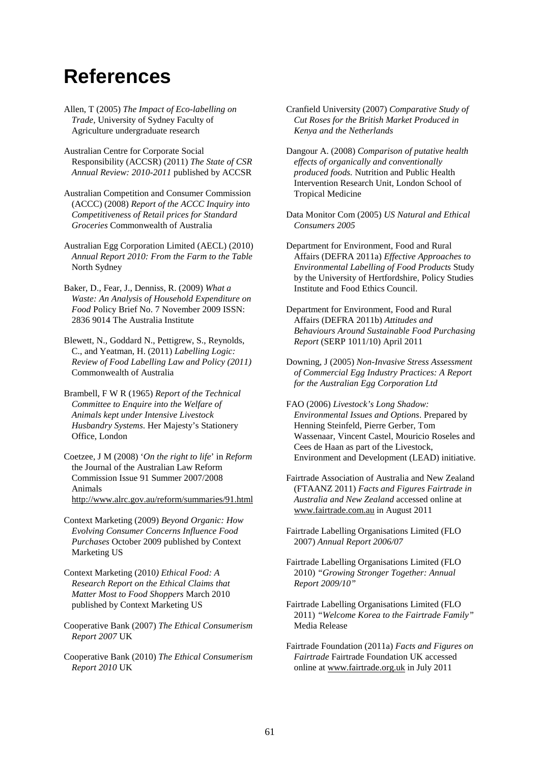# References

Allen, T (2005) *The Impact of Eco-labelling on Trade*, University of Sydney Faculty of Agriculture undergraduate research

Australian Centre for Corporate Social Responsibility (ACCSR) (2011) *The State of CSR Annual Review: 2010-2011* published by ACCSR

Australian Competition and Consumer Commission (ACCC) (2008) *Report of the ACCC Inquiry into Competitiveness of Retail prices for Standard Groceries* Commonwealth of Australia

Australian Egg Corporation Limited (AECL) (2010) *Annual Report 2010: From the Farm to the Table* North Sydney

Baker, D., Fear, J., Denniss, R. (2009) *What a Waste: An Analysis of Household Expenditure on Food* Policy Brief No. 7 November 2009 ISSN: 2836 9014 The Australia Institute

Blewett, N., Goddard N., Pettigrew, S., Reynolds, C., and Yeatman, H. (2011) *Labelling Logic: Review of Food Labelling Law and Policy (2011)* Commonwealth of Australia

Brambell, F W R (1965) *Report of the Technical Committee to Enquire into the Welfare of Animals kept under Intensive Livestock Husbandry Systems*. Her Majesty's Stationery Office, London

Coetzee, J M (2008) '*On the right to life*' in *Reform* the Journal of the Australian Law Reform Commission Issue 91 Summer 2007/2008 Animals http://www.alrc.gov.au/reform/summaries/91.html

Context Marketing (2009) *Beyond Organic: How Evolving Consumer Concerns Influence Food Purchases* October 2009 published by Context Marketing US

Context Marketing (2010*) Ethical Food: A Research Report on the Ethical Claims that Matter Most to Food Shoppers* March 2010 published by Context Marketing US

Cooperative Bank (2007) *The Ethical Consumerism Report 2007* UK

Cooperative Bank (2010) *The Ethical Consumerism Report 2010* UK

Cranfield University (2007) *Comparative Study of Cut Roses for the British Market Produced in Kenya and the Netherlands*

Dangour A. (2008) *Comparison of putative health effects of organically and conventionally produced foods.* Nutrition and Public Health Intervention Research Unit, London School of Tropical Medicine

Data Monitor Com (2005) *US Natural and Ethical Consumers 2005*

Department for Environment, Food and Rural Affairs (DEFRA 2011a) *Effective Approaches to Environmental Labelling of Food Products* Study by the University of Hertfordshire, Policy Studies Institute and Food Ethics Council.

Department for Environment, Food and Rural Affairs (DEFRA 2011b) *Attitudes and Behaviours Around Sustainable Food Purchasing Report* (SERP 1011/10) April 2011

Downing, J (2005) *Non-Invasive Stress Assessment of Commercial Egg Industry Practices: A Report for the Australian Egg Corporation Ltd*

FAO (2006) *Livestock's Long Shadow: Environmental Issues and Options*. Prepared by Henning Steinfeld, Pierre Gerber, Tom Wassenaar, Vincent Castel, Mouricio Roseles and Cees de Haan as part of the Livestock, Environment and Development (LEAD) initiative.

Fairtrade Association of Australia and New Zealand (FTAANZ 2011) *Facts and Figures Fairtrade in Australia and New Zealand* accessed online at www.fairtrade.com.au in August 2011

Fairtrade Labelling Organisations Limited (FLO 2007) *Annual Report 2006/07*

Fairtrade Labelling Organisations Limited (FLO 2010) *"Growing Stronger Together: Annual Report 2009/10"*

Fairtrade Labelling Organisations Limited (FLO 2011) *"Welcome Korea to the Fairtrade Family"* Media Release

Fairtrade Foundation (2011a) *Facts and Figures on Fairtrade* Fairtrade Foundation UK accessed online at www.fairtrade.org.uk in July 2011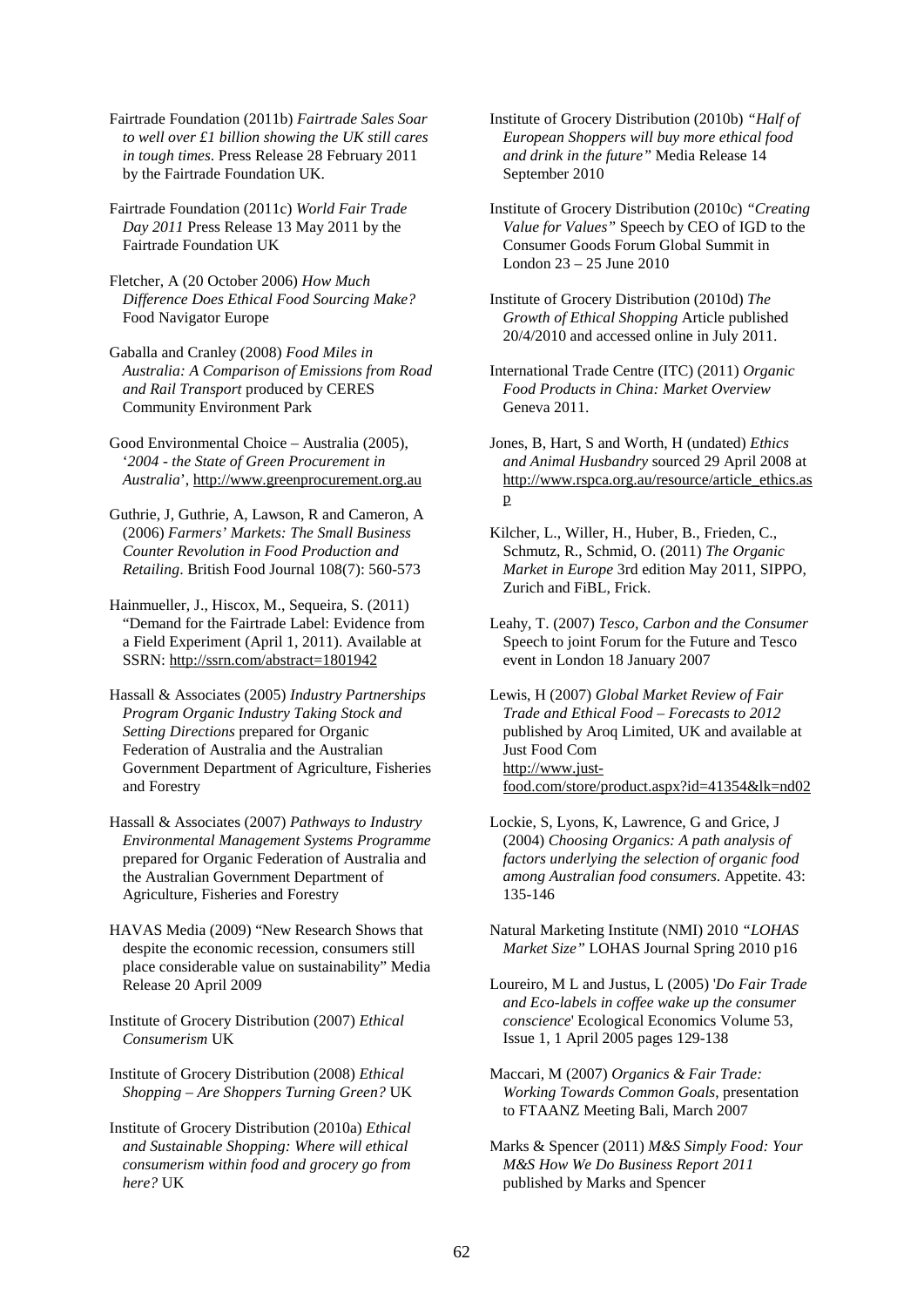Fairtrade Foundation (2011b) *Fairtrade Sales Soar to well over £1 billion showing the UK still cares in tough times*. Press Release 28 February 2011 by the Fairtrade Foundation UK.

Fairtrade Foundation (2011c) *World Fair Trade Day 2011* Press Release 13 May 2011 by the Fairtrade Foundation UK

Fletcher, A (20 October 2006) *How Much Difference Does Ethical Food Sourcing Make?* Food Navigator Europe

Gaballa and Cranley (2008) *Food Miles in Australia: A Comparison of Emissions from Road and Rail Transport* produced by CERES Community Environment Park

Good Environmental Choice – Australia (2005), '*2004 - the State of Green Procurement in Australia*', http://www.greenprocurement.org.au

Guthrie, J, Guthrie, A, Lawson, R and Cameron, A (2006) *Farmers' Markets: The Small Business Counter Revolution in Food Production and Retailing*. British Food Journal 108(7): 560-573

Hainmueller, J., Hiscox, M., Sequeira, S. (2011) "Demand for the Fairtrade Label: Evidence from a Field Experiment (April 1, 2011). Available at SSRN: http://ssrn.com/abstract=1801942

Hassall & Associates (2005) *Industry Partnerships Program Organic Industry Taking Stock and Setting Directions* prepared for Organic Federation of Australia and the Australian Government Department of Agriculture, Fisheries and Forestry

Hassall & Associates (2007) *Pathways to Industry Environmental Management Systems Programme* prepared for Organic Federation of Australia and the Australian Government Department of Agriculture, Fisheries and Forestry

HAVAS Media (2009) "New Research Shows that despite the economic recession, consumers still place considerable value on sustainability" Media Release 20 April 2009

Institute of Grocery Distribution (2007) *Ethical Consumerism* UK

Institute of Grocery Distribution (2008) *Ethical Shopping – Are Shoppers Turning Green?* UK

Institute of Grocery Distribution (2010a) *Ethical and Sustainable Shopping: Where will ethical consumerism within food and grocery go from here?* UK

Institute of Grocery Distribution (2010b) *"Half of European Shoppers will buy more ethical food and drink in the future"* Media Release 14 September 2010

Institute of Grocery Distribution (2010c) *"Creating Value for Values"* Speech by CEO of IGD to the Consumer Goods Forum Global Summit in London 23 – 25 June 2010

Institute of Grocery Distribution (2010d) *The Growth of Ethical Shopping* Article published 20/4/2010 and accessed online in July 2011.

International Trade Centre (ITC) (2011) *Organic Food Products in China: Market Overview* Geneva 2011.

Jones, B, Hart, S and Worth, H (undated) *Ethics and Animal Husbandry* sourced 29 April 2008 at http://www.rspca.org.au/resource/article_ethics.asp

Kilcher, L., Willer, H., Huber, B., Frieden, C., Schmutz, R., Schmid, O. (2011) *The Organic Market in Europe* 3rd edition May 2011, SIPPO, Zurich and FiBL, Frick.

Leahy, T. (2007) *Tesco, Carbon and the Consumer* Speech to joint Forum for the Future and Tesco event in London 18 January 2007

Lewis, H (2007) *Global Market Review of Fair Trade and Ethical Food – Forecasts to 2012* published by Aroq Limited, UK and available at Just Food Com http://www.just-food.com/store/product.aspx?id=41354&lk=nd02

Lockie, S, Lyons, K, Lawrence, G and Grice, J (2004) *Choosing Organics: A path analysis of factors underlying the selection of organic food among Australian food consumers*. Appetite. 43: 135-146

Natural Marketing Institute (NMI) 2010 *"LOHAS Market Size"* LOHAS Journal Spring 2010 p16

Loureiro, M L and Justus, L (2005) '*Do Fair Trade and Eco-labels in coffee wake up the consumer conscience*' Ecological Economics Volume 53, Issue 1, 1 April 2005 pages 129-138

Maccari, M (2007) *Organics & Fair Trade: Working Towards Common Goals*, presentation to FTAANZ Meeting Bali, March 2007

Marks & Spencer (2011) *M&S Simply Food: Your M&S How We Do Business Report 2011* published by Marks and Spencer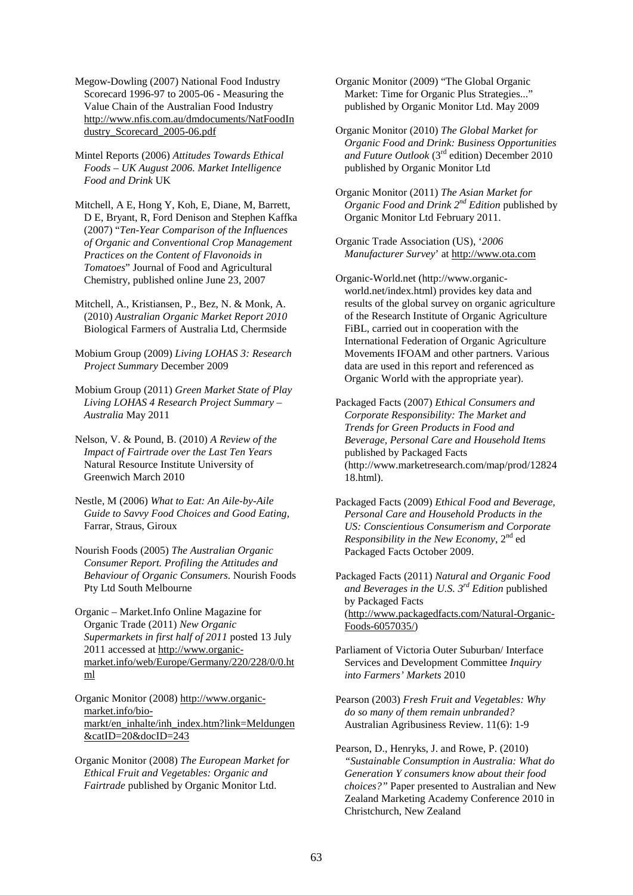Megow-Dowling (2007) National Food Industry Scorecard 1996-97 to 2005-06 - Measuring the Value Chain of the Australian Food Industry http://www.nfis.com.au/dmdocuments/NatFoodIndustry_Scorecard_2005-06.pdf

Mintel Reports (2006) *Attitudes Towards Ethical Foods – UK August 2006. Market Intelligence Food and Drink* UK

Mitchell, A E, Hong Y, Koh, E, Diane, M, Barrett, D E, Bryant, R, Ford Denison and Stephen Kaffka (2007) "*Ten-Year Comparison of the Influences of Organic and Conventional Crop Management Practices on the Content of Flavonoids in Tomatoes*" Journal of Food and Agricultural Chemistry, published online June 23, 2007

Mitchell, A., Kristiansen, P., Bez, N. & Monk, A. (2010) *Australian Organic Market Report 2010* Biological Farmers of Australia Ltd, Chermside

Mobium Group (2009) *Living LOHAS 3: Research Project Summary* December 2009

Mobium Group (2011) *Green Market State of Play Living LOHAS 4 Research Project Summary – Australia* May 2011

Nelson, V. & Pound, B. (2010) *A Review of the Impact of Fairtrade over the Last Ten Years* Natural Resource Institute University of Greenwich March 2010

Nestle, M (2006) *What to Eat: An Aile-by-Aile Guide to Savvy Food Choices and Good Eating,* Farrar, Straus, Giroux

Nourish Foods (2005) *The Australian Organic Consumer Report. Profiling the Attitudes and Behaviour of Organic Consumers.* Nourish Foods Pty Ltd South Melbourne

Organic – Market.Info Online Magazine for Organic Trade (2011) *New Organic Supermarkets in first half of 2011* posted 13 July 2011 accessed at http://www.organic-market.info/web/Europe/Germany/220/228/0/0.html

Organic Monitor (2008) http://www.organic-market.info/bio-markt/en_inhalte/inh_index.htm?link=Meldungen&catID=20&docID=243

Organic Monitor (2008) *The European Market for Ethical Fruit and Vegetables: Organic and Fairtrade* published by Organic Monitor Ltd.

Organic Monitor (2009) "The Global Organic Market: Time for Organic Plus Strategies..." published by Organic Monitor Ltd. May 2009

Organic Monitor (2010) *The Global Market for Organic Food and Drink: Business Opportunities and Future Outlook* (3rd edition) December 2010 published by Organic Monitor Ltd

Organic Monitor (2011) *The Asian Market for Organic Food and Drink 2nd Edition* published by Organic Monitor Ltd February 2011.

Organic Trade Association (US), '*2006 Manufacturer Survey*' at http://www.ota.com

Organic-World.net (http://www.organic-world.net/index.html) provides key data and results of the global survey on organic agriculture of the Research Institute of Organic Agriculture FiBL, carried out in cooperation with the International Federation of Organic Agriculture Movements IFOAM and other partners. Various data are used in this report and referenced as Organic World with the appropriate year).

Packaged Facts (2007) *Ethical Consumers and Corporate Responsibility: The Market and Trends for Green Products in Food and Beverage, Personal Care and Household Items* published by Packaged Facts (http://www.marketresearch.com/map/prod/1282418.html).

Packaged Facts (2009) *Ethical Food and Beverage, Personal Care and Household Products in the US: Conscientious Consumerism and Corporate Responsibility in the New Economy*, 2nd ed Packaged Facts October 2009.

Packaged Facts (2011) *Natural and Organic Food and Beverages in the U.S. 3rd Edition* published by Packaged Facts (http://www.packagedfacts.com/Natural-Organic-Foods-6057035/)

Parliament of Victoria Outer Suburban/ Interface Services and Development Committee *Inquiry into Farmers' Markets* 2010

Pearson (2003) *Fresh Fruit and Vegetables: Why do so many of them remain unbranded?* Australian Agribusiness Review. 11(6): 1-9

Pearson, D., Henryks, J. and Rowe, P. (2010) *"Sustainable Consumption in Australia: What do Generation Y consumers know about their food choices?"* Paper presented to Australian and New Zealand Marketing Academy Conference 2010 in Christchurch, New Zealand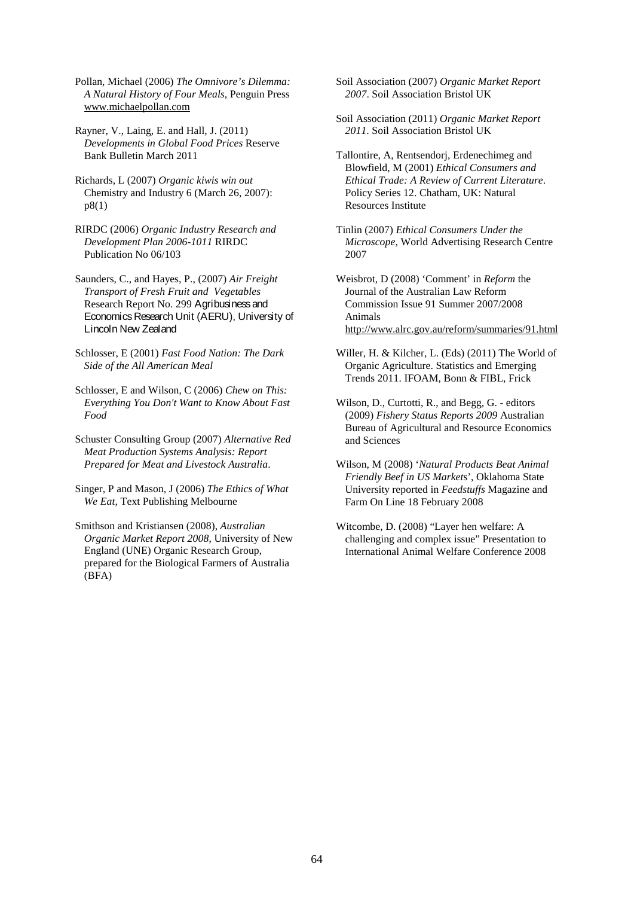Pollan, Michael (2006) *The Omnivore's Dilemma: A Natural History of Four Meals*, Penguin Press www.michaelpollan.com

Rayner, V., Laing, E. and Hall, J. (2011) *Developments in Global Food Prices* Reserve Bank Bulletin March 2011

Richards, L (2007) *Organic kiwis win out* Chemistry and Industry 6 (March 26, 2007): p8(1)

RIRDC (2006) *Organic Industry Research and Development Plan 2006-1011* RIRDC Publication No 06/103

Saunders, C., and Hayes, P., (2007) *Air Freight Transport of Fresh Fruit and Vegetables* Research Report No. 299 Agribusiness and Economics Research Unit (AERU), University of Lincoln New Zealand

Schlosser, E (2001) *Fast Food Nation: The Dark Side of the All American Meal*

Schlosser, E and Wilson, C (2006) *Chew on This: Everything You Don't Want to Know About Fast Food*

Schuster Consulting Group (2007) *Alternative Red Meat Production Systems Analysis: Report Prepared for Meat and Livestock Australia*.

Singer, P and Mason, J (2006) *The Ethics of What We Eat*, Text Publishing Melbourne

Smithson and Kristiansen (2008), *Australian Organic Market Report 2008*, University of New England (UNE) Organic Research Group, prepared for the Biological Farmers of Australia (BFA)

Soil Association (2007) *Organic Market Report 2007*. Soil Association Bristol UK

Soil Association (2011) *Organic Market Report 2011*. Soil Association Bristol UK

Tallontire, A, Rentsendorj, Erdenechimeg and Blowfield, M (2001) *Ethical Consumers and Ethical Trade: A Review of Current Literature*. Policy Series 12. Chatham, UK: Natural Resources Institute

Tinlin (2007) *Ethical Consumers Under the Microscope*, World Advertising Research Centre 2007

Weisbrot, D (2008) 'Comment' in *Reform* the Journal of the Australian Law Reform Commission Issue 91 Summer 2007/2008 Animals http://www.alrc.gov.au/reform/summaries/91.html

Willer, H. & Kilcher, L. (Eds) (2011) The World of Organic Agriculture. Statistics and Emerging Trends 2011. IFOAM, Bonn & FIBL, Frick

Wilson, D., Curtotti, R., and Begg, G. - editors (2009) *Fishery Status Reports 2009* Australian Bureau of Agricultural and Resource Economics and Sciences

Wilson, M (2008) '*Natural Products Beat Animal Friendly Beef in US Markets*', Oklahoma State University reported in *Feedstuffs* Magazine and Farm On Line 18 February 2008

Witcombe, D. (2008) "Layer hen welfare: A challenging and complex issue" Presentation to International Animal Welfare Conference 2008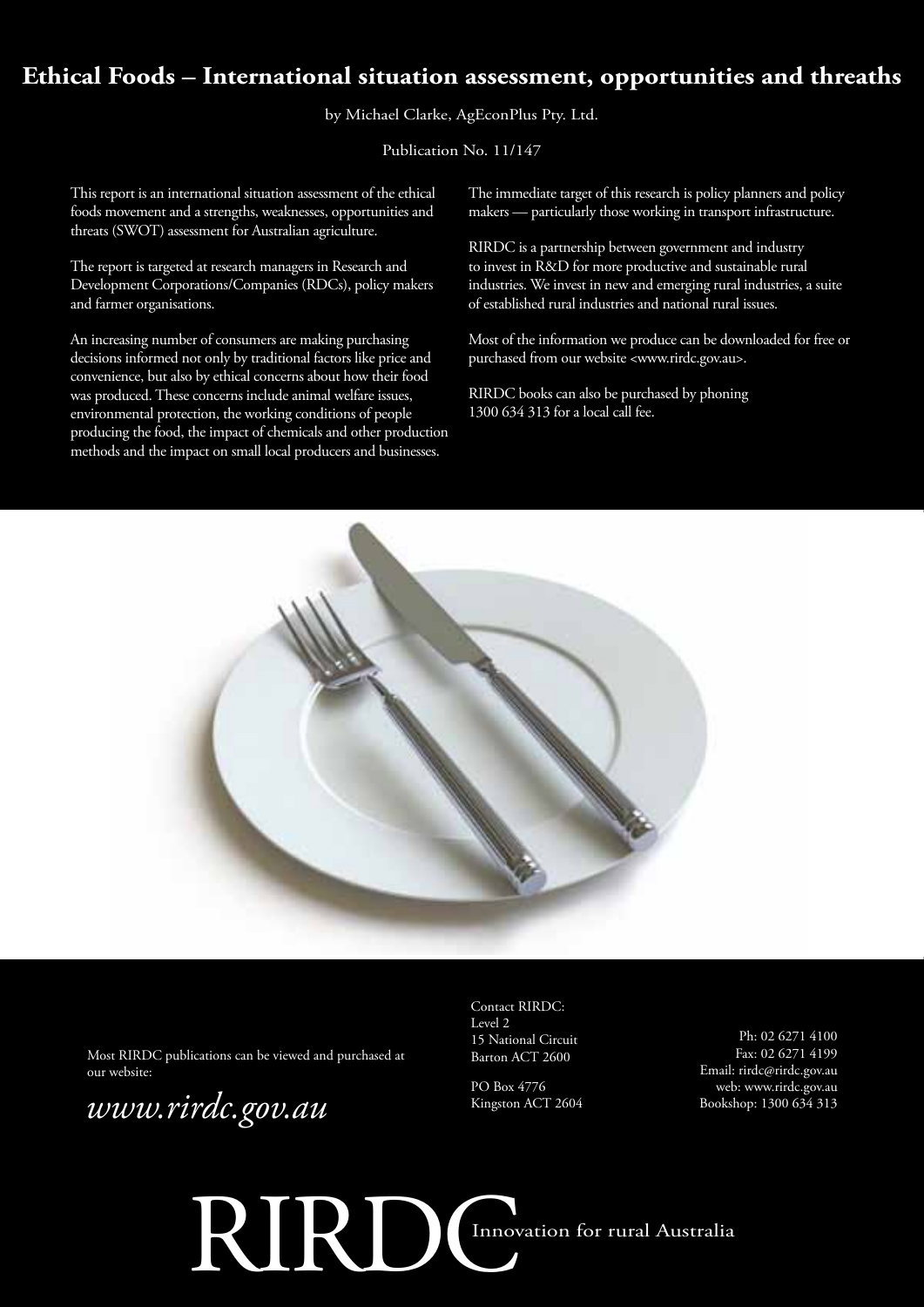# Ethical Foods – International situation assessment, opportunities and threaths

by Michael Clarke, AgEconPlus Pty. Ltd.

Publication No. 11/147

This report is an international situation assessment of the ethical foods movement and a strengths, weaknesses, opportunities and threats (SWOT) assessment for Australian agriculture.

The report is targeted at research managers in Research and Development Corporations/Companies (RDCs), policy makers and farmer organisations.

An increasing number of consumers are making purchasing decisions informed not only by traditional factors like price and convenience, but also by ethical concerns about how their food was produced. These concerns include animal welfare issues, environmental protection, the working conditions of people producing the food, the impact of chemicals and other production methods and the impact on small local producers and businesses.

The immediate target of this research is policy planners and policy makers — particularly those working in transport infrastructure.

RIRDC is a partnership between government and industry to invest in R&D for more productive and sustainable rural industries. We invest in new and emerging rural industries, a suite of established rural industries and national rural issues.

Most of the information we produce can be downloaded for free or purchased from our website <www.rirdc.gov.au>.

RIRDC books can also be purchased by phoning 1300 634 313 for a local call fee.

Most RIRDC publications can be viewed and purchased at our website:

*www.rirdc.gov.au*

Contact RIRDC:
Level 2
15 National Circuit
Barton ACT 2600

PO Box 4776
Kingston ACT 2604

Ph: 02 6271 4100
Fax: 02 6271 4199
Email: rirdc@rirdc.gov.au
web: www.rirdc.gov.au
Bookshop: 1300 634 313

RIRDC Innovation for rural Australia